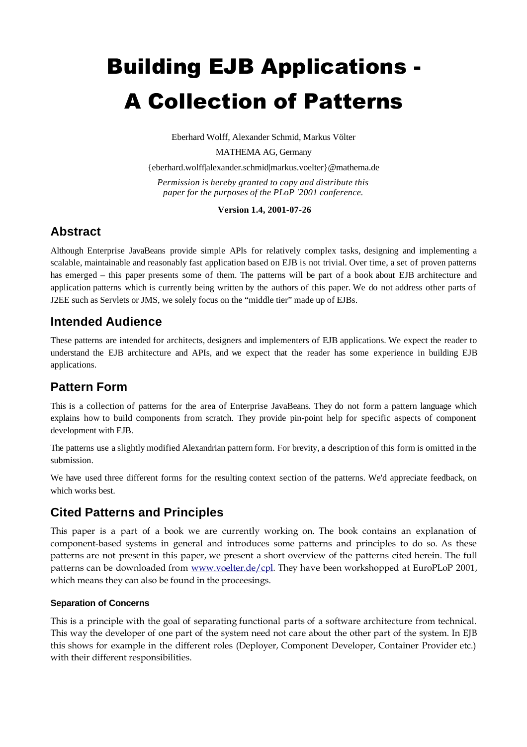# Building EJB Applications - A Collection of Patterns

Eberhard Wolff, Alexander Schmid, Markus Völter

MATHEMA AG, Germany

{eberhard.wolff|alexander.schmid|markus.voelter}@mathema.de

*Permission is hereby granted to copy and distribute this paper for the purposes of the PLoP '2001 conference.*

**Version 1.4, 2001-07-26**

## Abstract

Although Enterprise JavaBeans provide simple APIs for relatively complex tasks, designing and implementing a scalable, maintainable and reasonably fast application based on EJB is not trivial. Over time, a set of proven patterns has emerged – this paper presents some of them. The patterns will be part of a book about EJB architecture and application patterns which is currently being written by the authors of this paper. We do not address other parts of J2EE such as Servlets or JMS, we solely focus on the "middle tier" made up of EJBs.

## Intended Audience

These patterns are intended for architects, designers and implementers of EJB applications. We expect the reader to understand the EJB architecture and APIs, and we expect that the reader has some experience in building EJB applications.

## Pattern Form

This is a collection of patterns for the area of Enterprise JavaBeans. They do not form a pattern language which explains how to build components from scratch. They provide pin-point help for specific aspects of component development with EJB.

The patterns use a slightly modified Alexandrian pattern form. For brevity, a description of this form is omitted in the submission.

We have used three different forms for the resulting context section of the patterns. We'd appreciate feedback, on which works best.

## Cited Patterns and Principles

This paper is a part of a book we are currently working on. The book contains an explanation of component-based systems in general and introduces some patterns and principles to do so. As these patterns are not present in this paper, we present a short overview of the patterns cited herein. The full patterns can be downloaded from www.voelter.de/cpl. They have been workshopped at EuroPLoP 2001, which means they can also be found in the proceesings.

#### Separation of Concerns

This is a principle with the goal of separating functional parts of a software architecture from technical. This way the developer of one part of the system need not care about the other part of the system. In EJB this shows for example in the different roles (Deployer, Component Developer, Container Provider etc.) with their different responsibilities.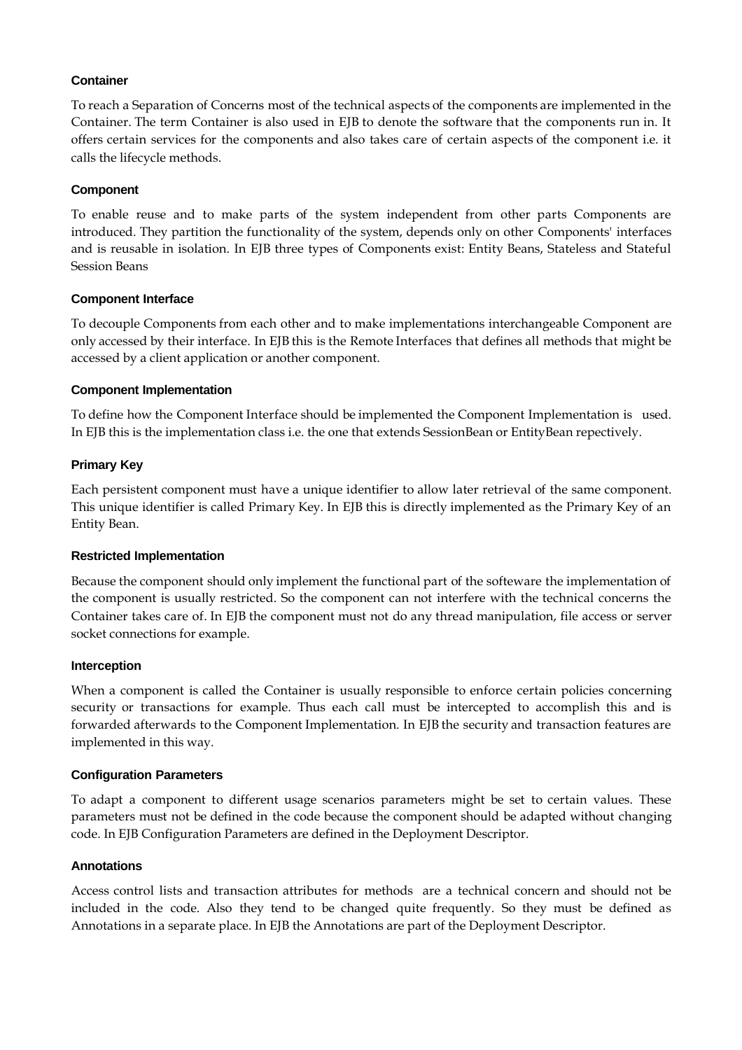**Container**

To reach a Separation of Concerns most of the technical aspects of the components are implemented in the Container. The term Container is also used in EJB to denote the software that the components run in. It offers certain services for the components and also takes care of certain aspects of the component i.e. it calls the lifecycle methods.

**Component**

To enable reuse and to make parts of the system independent from other parts Components are introduced. They partition the functionality of the system, depends only on other Components' interfaces and is reusable in isolation. In EJB three types of Components exist: Entity Beans, Stateless and Stateful Session Beans

**Component Interface**

To decouple Components from each other and to make implementations interchangeable Component are only accessed by their interface. In EJB this is the Remote Interfaces that defines all methods that might be accessed by a client application or another component.

**Component Implementation**

To define how the Component Interface should be implemented the Component Implementation is used. In EJB this is the implementation class i.e. the one that extends SessionBean or EntityBean repectively.

**Primary Key**

Each persistent component must have a unique identifier to allow later retrieval of the same component. This unique identifier is called Primary Key. In EJB this is directly implemented as the Primary Key of an Entity Bean.

**Restricted Implementation**

Because the component should only implement the functional part of the softeware the implementation of the component is usually restricted. So the component can not interfere with the technical concerns the Container takes care of. In EJB the component must not do any thread manipulation, file access or server socket connections for example.

**Interception**

When a component is called the Container is usually responsible to enforce certain policies concerning security or transactions for example. Thus each call must be intercepted to accomplish this and is forwarded afterwards to the Component Implementation. In EJB the security and transaction features are implemented in this way.

**Configuration Parameters**

To adapt a component to different usage scenarios parameters might be set to certain values. These parameters must not be defined in the code because the component should be adapted without changing code. In EJB Configuration Parameters are defined in the Deployment Descriptor.

**Annotations**

Access control lists and transaction attributes for methods are a technical concern and should not be included in the code. Also they tend to be changed quite frequently. So they must be defined as Annotations in a separate place. In EJB the Annotations are part of the Deployment Descriptor.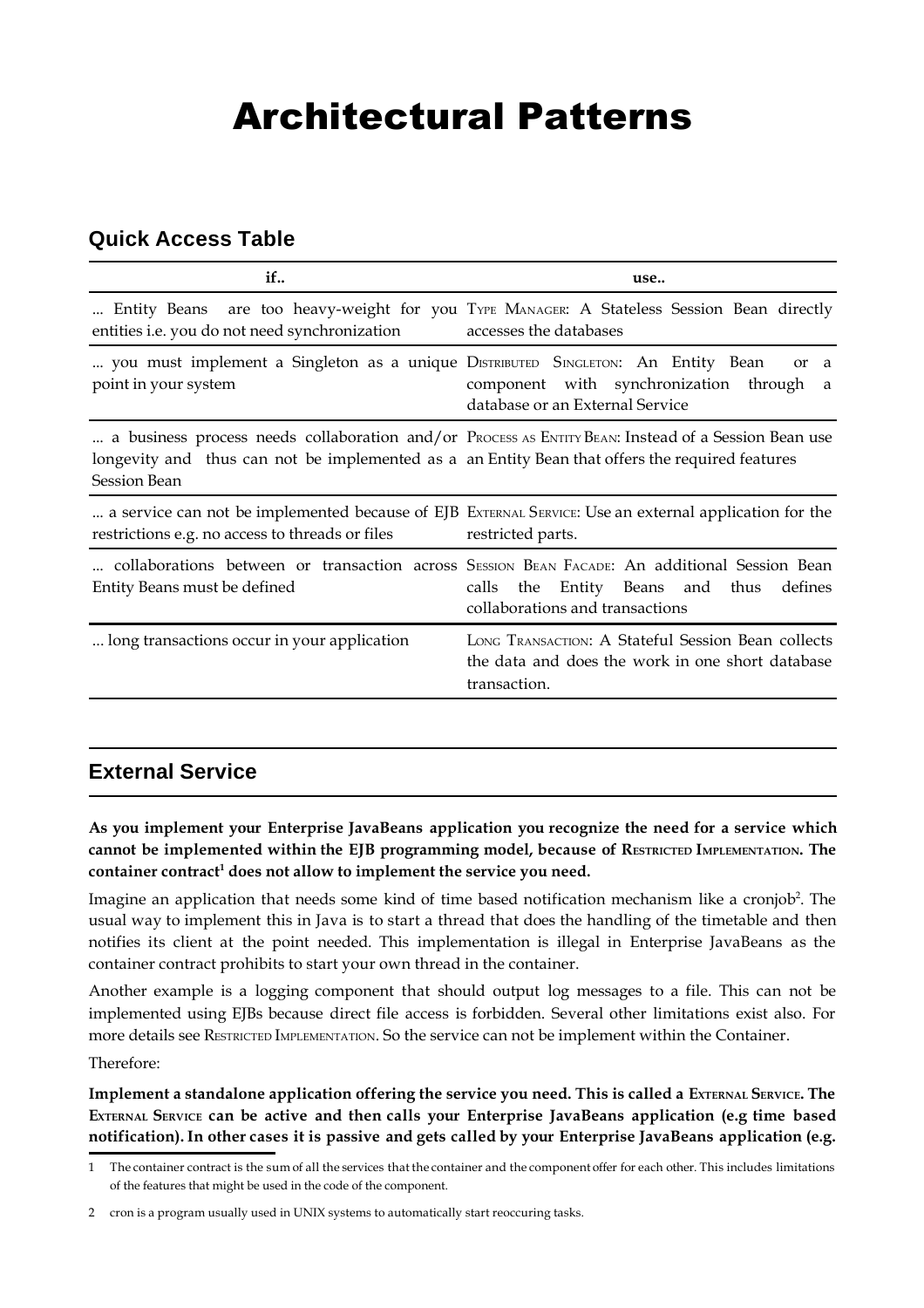# Architectural Patterns

## Quick Access Table

| if.. | use.. |
|---|---|
| ... Entity Beans are too heavy-weight for you entities i.e. you do not need synchronization | TYPE MANAGER: A Stateless Session Bean directly accesses the databases |
| ... you must implement a Singleton as a unique point in your system | DISTRIBUTED SINGLETON: An Entity Bean or a component with synchronization through a database or an External Service |
| ... a business process needs collaboration and/or longevity and thus can not be implemented as a Session Bean | PROCESS AS ENTITY BEAN: Instead of a Session Bean use an Entity Bean that offers the required features |
| ... a service can not be implemented because of EJB restrictions e.g. no access to threads or files | EXTERNAL SERVICE: Use an external application for the restricted parts. |
| ... collaborations between or transaction across Entity Beans must be defined | SESSION BEAN FACADE: An additional Session Bean calls the Entity Beans and thus defines collaborations and transactions |
| ... long transactions occur in your application | LONG TRANSACTION: A Stateful Session Bean collects the data and does the work in one short database transaction. |

## External Service

**As you implement your Enterprise JavaBeans application you recognize the need for a service which cannot be implemented within the EJB programming model, because of RESTRICTED IMPLEMENTATION. The container contract[1] does not allow to implement the service you need.**

Imagine an application that needs some kind of time based notification mechanism like a cronjob[2]. The usual way to implement this in Java is to start a thread that does the handling of the timetable and then notifies its client at the point needed. This implementation is illegal in Enterprise JavaBeans as the container contract prohibits to start your own thread in the container.

Another example is a logging component that should output log messages to a file. This can not be implemented using EJBs because direct file access is forbidden. Several other limitations exist also. For more details see RESTRICTED IMPLEMENTATION. So the service can not be implement within the Container.

Therefore:

**Implement a standalone application offering the service you need. This is called a EXTERNAL SERVICE. The EXTERNAL SERVICE can be active and then calls your Enterprise JavaBeans application (e.g time based notification). In other cases it is passive and gets called by your Enterprise JavaBeans application (e.g.**

1 The container contract is the sum of all the services that the container and the component offer for each other. This includes limitations of the features that might be used in the code of the component.

2 cron is a program usually used in UNIX systems to automatically start reoccuring tasks.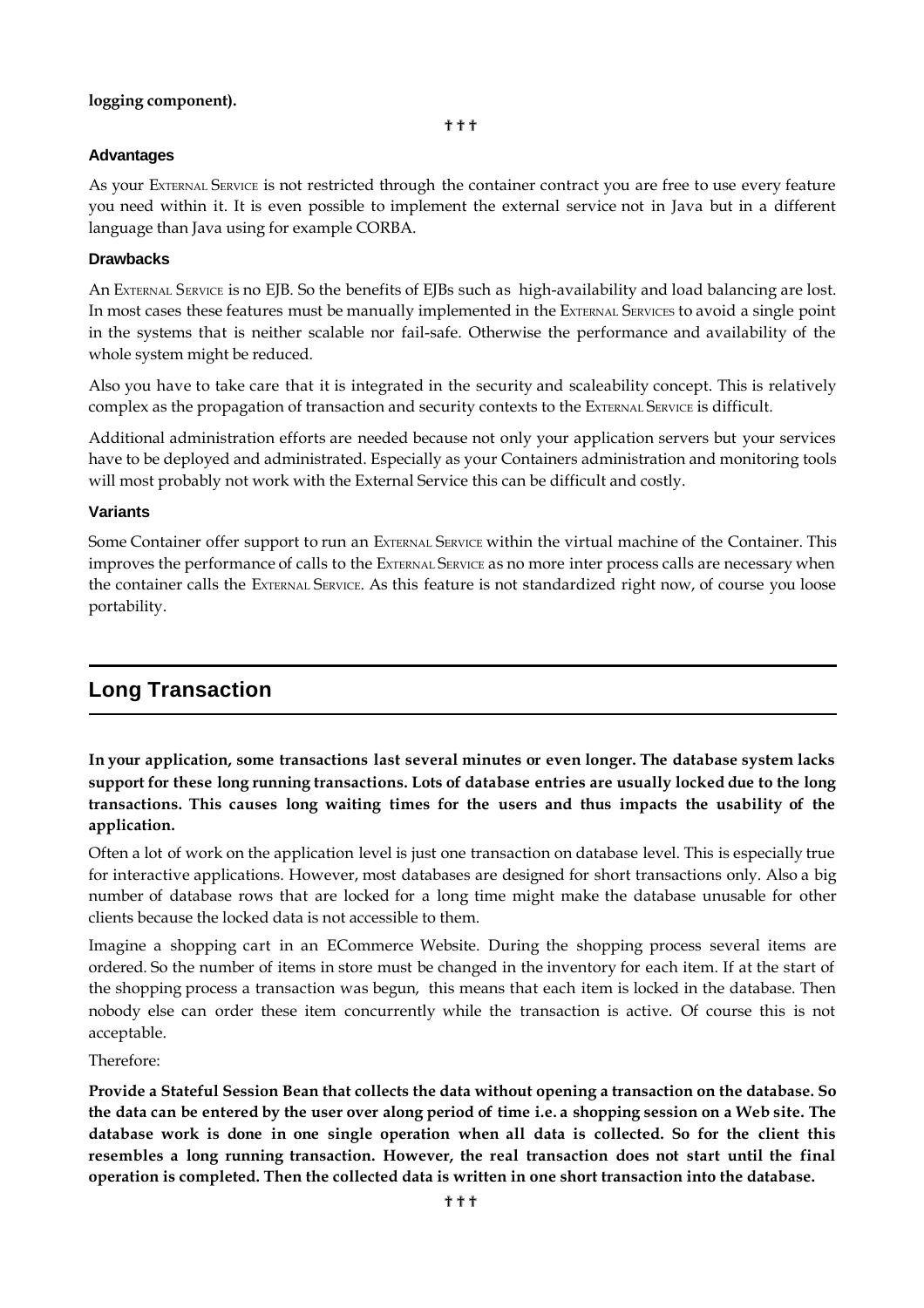**logging component).**

† † †

### Advantages

As your External Service is not restricted through the container contract you are free to use every feature you need within it. It is even possible to implement the external service not in Java but in a different language than Java using for example CORBA.

### Drawbacks

An External Service is no EJB. So the benefits of EJBs such as high-availability and load balancing are lost. In most cases these features must be manually implemented in the External Services to avoid a single point in the systems that is neither scalable nor fail-safe. Otherwise the performance and availability of the whole system might be reduced.

Also you have to take care that it is integrated in the security and scaleability concept. This is relatively complex as the propagation of transaction and security contexts to the External Service is difficult.

Additional administration efforts are needed because not only your application servers but your services have to be deployed and administrated. Especially as your Containers administration and monitoring tools will most probably not work with the External Service this can be difficult and costly.

### Variants

Some Container offer support to run an External Service within the virtual machine of the Container. This improves the performance of calls to the External Service as no more inter process calls are necessary when the container calls the External Service. As this feature is not standardized right now, of course you loose portability.

## Long Transaction

**In your application, some transactions last several minutes or even longer. The database system lacks support for these long running transactions. Lots of database entries are usually locked due to the long transactions. This causes long waiting times for the users and thus impacts the usability of the application.**

Often a lot of work on the application level is just one transaction on database level. This is especially true for interactive applications. However, most databases are designed for short transactions only. Also a big number of database rows that are locked for a long time might make the database unusable for other clients because the locked data is not accessible to them.

Imagine a shopping cart in an ECommerce Website. During the shopping process several items are ordered. So the number of items in store must be changed in the inventory for each item. If at the start of the shopping process a transaction was begun, this means that each item is locked in the database. Then nobody else can order these item concurrently while the transaction is active. Of course this is not acceptable.

Therefore:

**Provide a Stateful Session Bean that collects the data without opening a transaction on the database. So the data can be entered by the user over along period of time i.e. a shopping session on a Web site. The database work is done in one single operation when all data is collected. So for the client this resembles a long running transaction. However, the real transaction does not start until the final operation is completed. Then the collected data is written in one short transaction into the database.**

† † †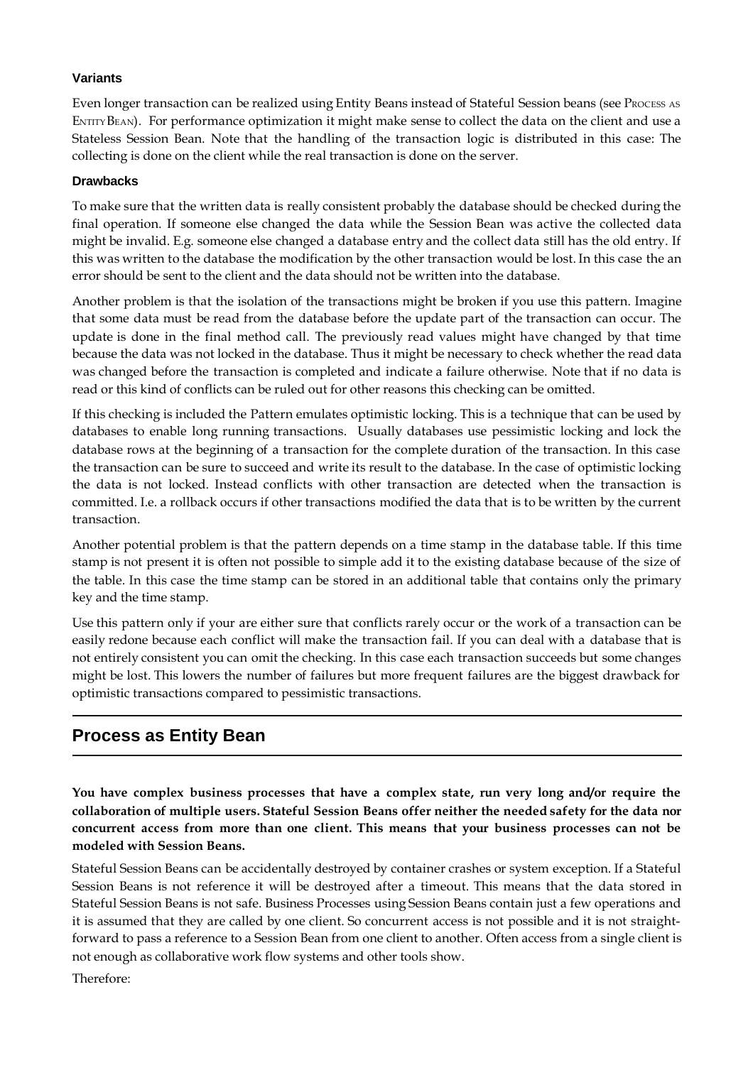### Variants

Even longer transaction can be realized using Entity Beans instead of Stateful Session beans (see PROCESS AS ENTITY BEAN). For performance optimization it might make sense to collect the data on the client and use a Stateless Session Bean. Note that the handling of the transaction logic is distributed in this case: The collecting is done on the client while the real transaction is done on the server.

### Drawbacks

To make sure that the written data is really consistent probably the database should be checked during the final operation. If someone else changed the data while the Session Bean was active the collected data might be invalid. E.g. someone else changed a database entry and the collect data still has the old entry. If this was written to the database the modification by the other transaction would be lost. In this case the an error should be sent to the client and the data should not be written into the database.

Another problem is that the isolation of the transactions might be broken if you use this pattern. Imagine that some data must be read from the database before the update part of the transaction can occur. The update is done in the final method call. The previously read values might have changed by that time because the data was not locked in the database. Thus it might be necessary to check whether the read data was changed before the transaction is completed and indicate a failure otherwise. Note that if no data is read or this kind of conflicts can be ruled out for other reasons this checking can be omitted.

If this checking is included the Pattern emulates optimistic locking. This is a technique that can be used by databases to enable long running transactions. Usually databases use pessimistic locking and lock the database rows at the beginning of a transaction for the complete duration of the transaction. In this case the transaction can be sure to succeed and write its result to the database. In the case of optimistic locking the data is not locked. Instead conflicts with other transaction are detected when the transaction is committed. I.e. a rollback occurs if other transactions modified the data that is to be written by the current transaction.

Another potential problem is that the pattern depends on a time stamp in the database table. If this time stamp is not present it is often not possible to simple add it to the existing database because of the size of the table. In this case the time stamp can be stored in an additional table that contains only the primary key and the time stamp.

Use this pattern only if your are either sure that conflicts rarely occur or the work of a transaction can be easily redone because each conflict will make the transaction fail. If you can deal with a database that is not entirely consistent you can omit the checking. In this case each transaction succeeds but some changes might be lost. This lowers the number of failures but more frequent failures are the biggest drawback for optimistic transactions compared to pessimistic transactions.

## Process as Entity Bean

**You have complex business processes that have a complex state, run very long and/or require the collaboration of multiple users. Stateful Session Beans offer neither the needed safety for the data nor concurrent access from more than one client. This means that your business processes can not be modeled with Session Beans.**

Stateful Session Beans can be accidentally destroyed by container crashes or system exception. If a Stateful Session Beans is not reference it will be destroyed after a timeout. This means that the data stored in Stateful Session Beans is not safe. Business Processes using Session Beans contain just a few operations and it is assumed that they are called by one client. So concurrent access is not possible and it is not straight-forward to pass a reference to a Session Bean from one client to another. Often access from a single client is not enough as collaborative work flow systems and other tools show.

Therefore: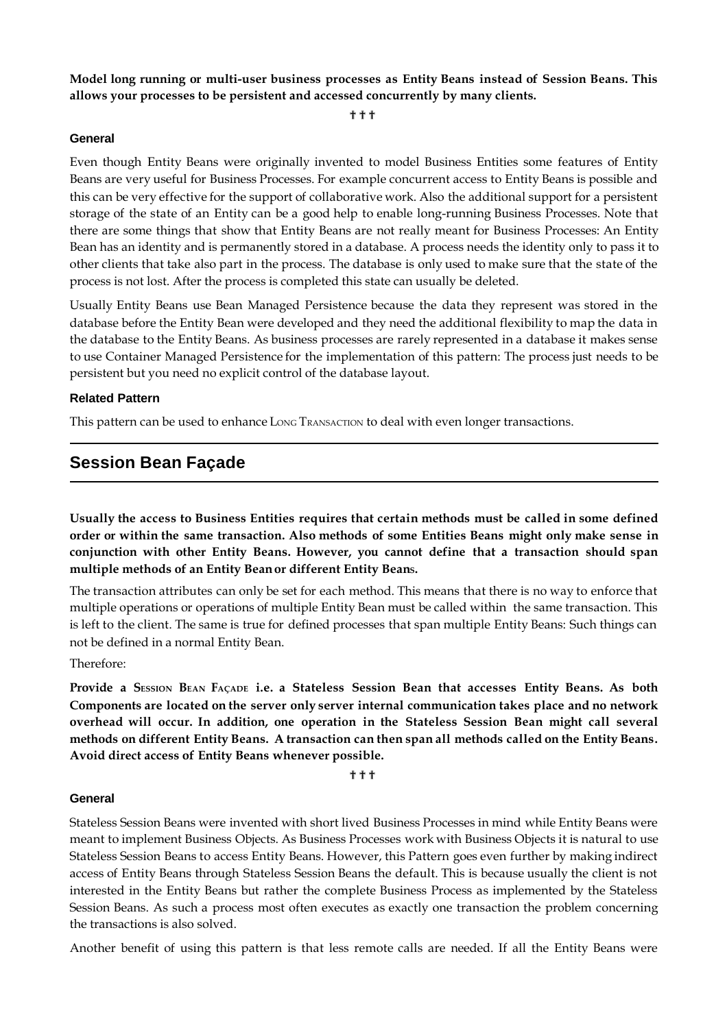**Model long running or multi-user business processes as Entity Beans instead of Session Beans. This allows your processes to be persistent and accessed concurrently by many clients.**

† † †

#### General

Even though Entity Beans were originally invented to model Business Entities some features of Entity Beans are very useful for Business Processes. For example concurrent access to Entity Beans is possible and this can be very effective for the support of collaborative work. Also the additional support for a persistent storage of the state of an Entity can be a good help to enable long-running Business Processes. Note that there are some things that show that Entity Beans are not really meant for Business Processes: An Entity Bean has an identity and is permanently stored in a database. A process needs the identity only to pass it to other clients that take also part in the process. The database is only used to make sure that the state of the process is not lost. After the process is completed this state can usually be deleted.

Usually Entity Beans use Bean Managed Persistence because the data they represent was stored in the database before the Entity Bean were developed and they need the additional flexibility to map the data in the database to the Entity Beans. As business processes are rarely represented in a database it makes sense to use Container Managed Persistence for the implementation of this pattern: The process just needs to be persistent but you need no explicit control of the database layout.

#### Related Pattern

This pattern can be used to enhance LONG TRANSACTION to deal with even longer transactions.

## Session Bean Façade

**Usually the access to Business Entities requires that certain methods must be called in some defined order or within the same transaction. Also methods of some Entities Beans might only make sense in conjunction with other Entity Beans. However, you cannot define that a transaction should span multiple methods of an Entity Bean or different Entity Beans.**

The transaction attributes can only be set for each method. This means that there is no way to enforce that multiple operations or operations of multiple Entity Bean must be called within the same transaction. This is left to the client. The same is true for defined processes that span multiple Entity Beans: Such things can not be defined in a normal Entity Bean.

Therefore:

**Provide a SESSION BEAN FAÇADE i.e. a Stateless Session Bean that accesses Entity Beans. As both Components are located on the server only server internal communication takes place and no network overhead will occur. In addition, one operation in the Stateless Session Bean might call several methods on different Entity Beans. A transaction can then span all methods called on the Entity Beans. Avoid direct access of Entity Beans whenever possible.**

† † †

#### General

Stateless Session Beans were invented with short lived Business Processes in mind while Entity Beans were meant to implement Business Objects. As Business Processes work with Business Objects it is natural to use Stateless Session Beans to access Entity Beans. However, this Pattern goes even further by making indirect access of Entity Beans through Stateless Session Beans the default. This is because usually the client is not interested in the Entity Beans but rather the complete Business Process as implemented by the Stateless Session Beans. As such a process most often executes as exactly one transaction the problem concerning the transactions is also solved.

Another benefit of using this pattern is that less remote calls are needed. If all the Entity Beans were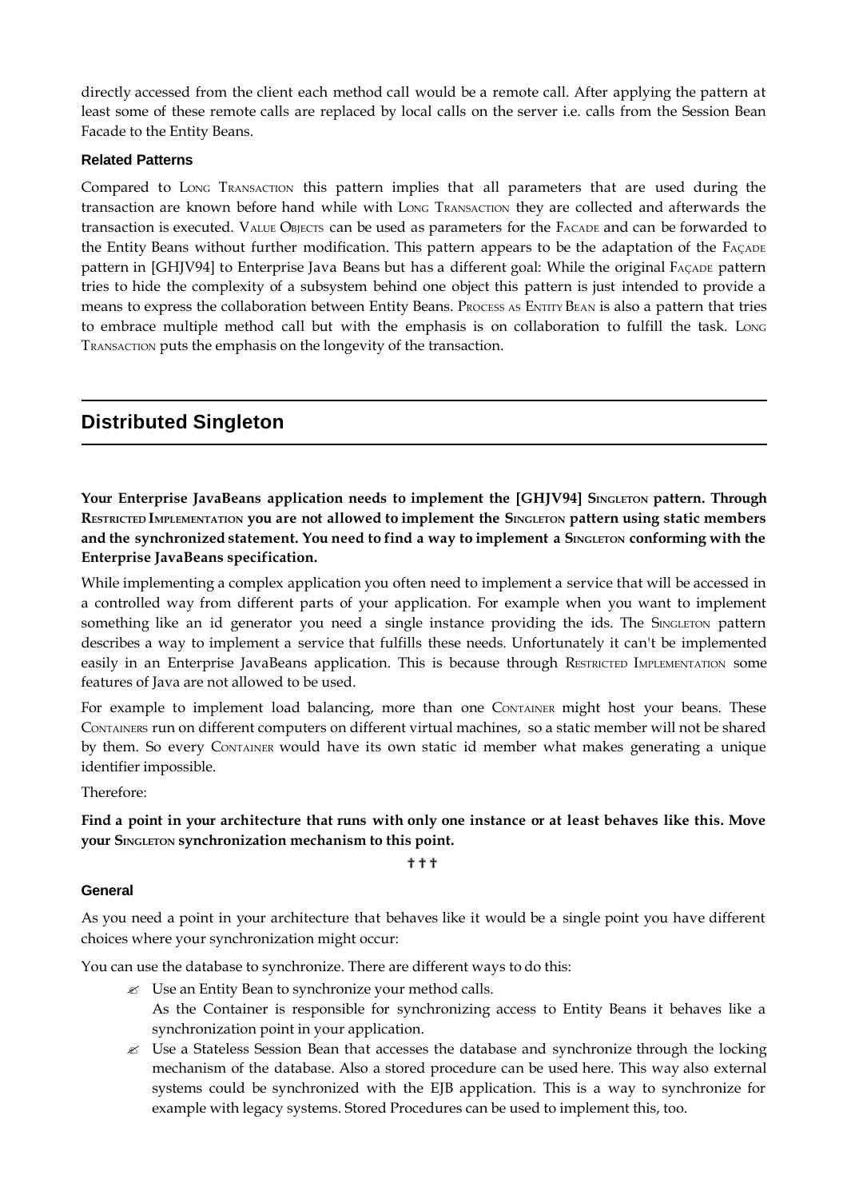directly accessed from the client each method call would be a remote call. After applying the pattern at least some of these remote calls are replaced by local calls on the server i.e. calls from the Session Bean Facade to the Entity Beans.

### Related Patterns

Compared to LONG TRANSACTION this pattern implies that all parameters that are used during the transaction are known before hand while with LONG TRANSACTION they are collected and afterwards the transaction is executed. VALUE OBJECTS can be used as parameters for the FACADE and can be forwarded to the Entity Beans without further modification. This pattern appears to be the adaptation of the FAÇADE pattern in [GHJV94] to Enterprise Java Beans but has a different goal: While the original FAÇADE pattern tries to hide the complexity of a subsystem behind one object this pattern is just intended to provide a means to express the collaboration between Entity Beans. PROCESS AS ENTITY BEAN is also a pattern that tries to embrace multiple method call but with the emphasis is on collaboration to fulfill the task. LONG TRANSACTION puts the emphasis on the longevity of the transaction.

## Distributed Singleton

**Your Enterprise JavaBeans application needs to implement the [GHJV94] SINGLETON pattern. Through RESTRICTED IMPLEMENTATION you are not allowed to implement the SINGLETON pattern using static members and the synchronized statement. You need to find a way to implement a SINGLETON conforming with the Enterprise JavaBeans specification.**

While implementing a complex application you often need to implement a service that will be accessed in a controlled way from different parts of your application. For example when you want to implement something like an id generator you need a single instance providing the ids. The SINGLETON pattern describes a way to implement a service that fulfills these needs. Unfortunately it can't be implemented easily in an Enterprise JavaBeans application. This is because through RESTRICTED IMPLEMENTATION some features of Java are not allowed to be used.

For example to implement load balancing, more than one CONTAINER might host your beans. These CONTAINERS run on different computers on different virtual machines, so a static member will not be shared by them. So every CONTAINER would have its own static id member what makes generating a unique identifier impossible.

Therefore:

**Find a point in your architecture that runs with only one instance or at least behaves like this. Move your SINGLETON synchronization mechanism to this point.**

† † †

### General

As you need a point in your architecture that behaves like it would be a single point you have different choices where your synchronization might occur:

You can use the database to synchronize. There are different ways to do this:

- Use an Entity Bean to synchronize your method calls.
  As the Container is responsible for synchronizing access to Entity Beans it behaves like a synchronization point in your application.
- Use a Stateless Session Bean that accesses the database and synchronize through the locking mechanism of the database. Also a stored procedure can be used here. This way also external systems could be synchronized with the EJB application. This is a way to synchronize for example with legacy systems. Stored Procedures can be used to implement this, too.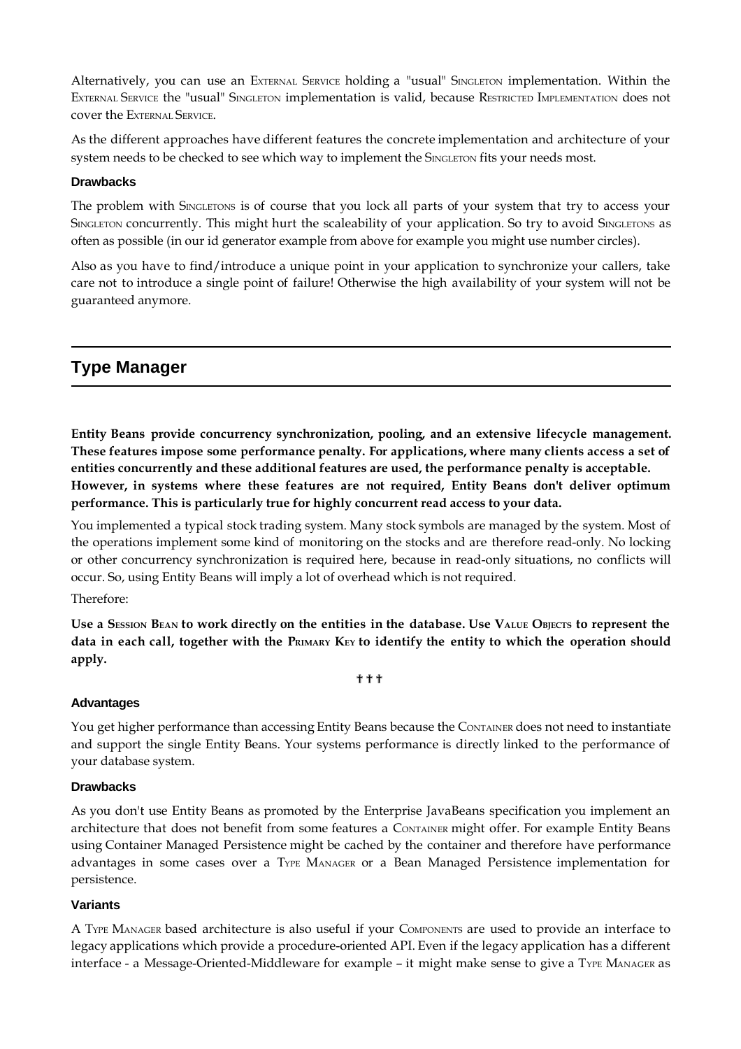Alternatively, you can use an External Service holding a "usual" Singleton implementation. Within the External Service the "usual" Singleton implementation is valid, because Restricted Implementation does not cover the External Service.

As the different approaches have different features the concrete implementation and architecture of your system needs to be checked to see which way to implement the Singleton fits your needs most.

#### Drawbacks

The problem with Singletons is of course that you lock all parts of your system that try to access your Singleton concurrently. This might hurt the scaleability of your application. So try to avoid Singletons as often as possible (in our id generator example from above for example you might use number circles).

Also as you have to find/introduce a unique point in your application to synchronize your callers, take care not to introduce a single point of failure! Otherwise the high availability of your system will not be guaranteed anymore.

## Type Manager

**Entity Beans provide concurrency synchronization, pooling, and an extensive lifecycle management. These features impose some performance penalty. For applications, where many clients access a set of entities concurrently and these additional features are used, the performance penalty is acceptable. However, in systems where these features are not required, Entity Beans don't deliver optimum performance. This is particularly true for highly concurrent read access to your data.**

You implemented a typical stock trading system. Many stock symbols are managed by the system. Most of the operations implement some kind of monitoring on the stocks and are therefore read-only. No locking or other concurrency synchronization is required here, because in read-only situations, no conflicts will occur. So, using Entity Beans will imply a lot of overhead which is not required.

Therefore:

**Use a Session Bean to work directly on the entities in the database. Use Value Objects to represent the data in each call, together with the Primary Key to identify the entity to which the operation should apply.**

† † †

#### Advantages

You get higher performance than accessing Entity Beans because the Container does not need to instantiate and support the single Entity Beans. Your systems performance is directly linked to the performance of your database system.

#### Drawbacks

As you don't use Entity Beans as promoted by the Enterprise JavaBeans specification you implement an architecture that does not benefit from some features a Container might offer. For example Entity Beans using Container Managed Persistence might be cached by the container and therefore have performance advantages in some cases over a Type Manager or a Bean Managed Persistence implementation for persistence.

#### Variants

A Type Manager based architecture is also useful if your Components are used to provide an interface to legacy applications which provide a procedure-oriented API. Even if the legacy application has a different interface - a Message-Oriented-Middleware for example – it might make sense to give a Type Manager as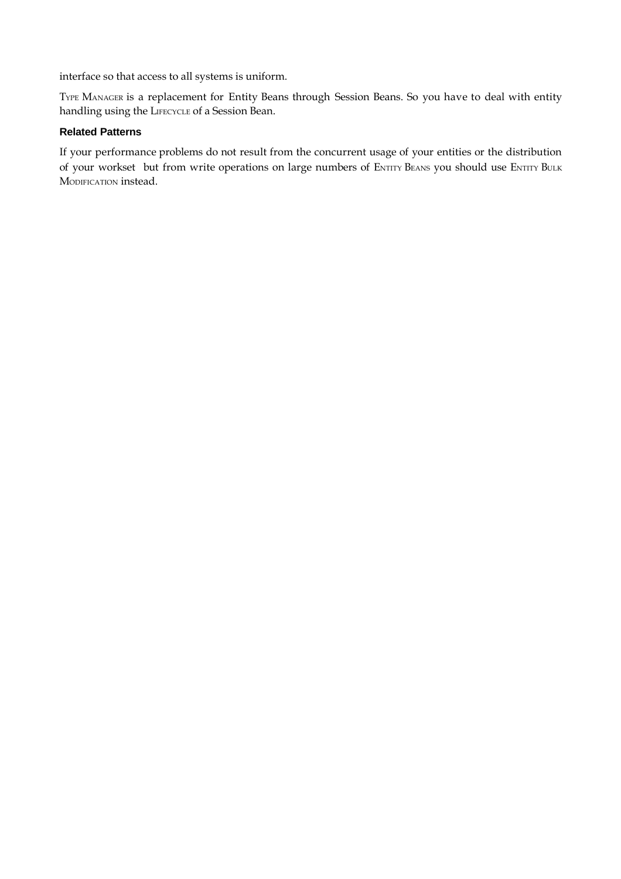interface so that access to all systems is uniform.

TYPE MANAGER is a replacement for Entity Beans through Session Beans. So you have to deal with entity handling using the LIFECYCLE of a Session Bean.

### Related Patterns

If your performance problems do not result from the concurrent usage of your entities or the distribution of your workset but from write operations on large numbers of ENTITY BEANS you should use ENTITY BULK MODIFICATION instead.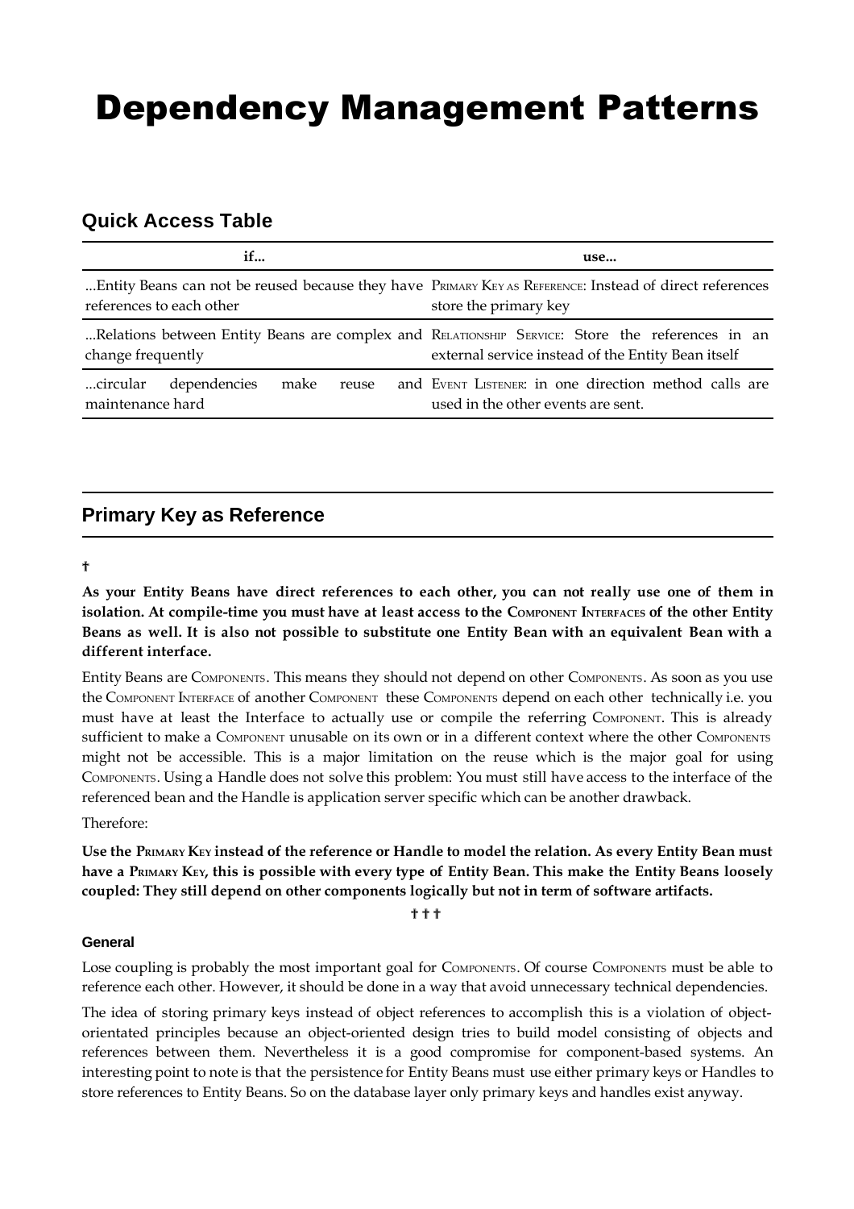# Dependency Management Patterns

## Quick Access Table

| if... | use... |
|---|---|
| ...Entity Beans can not be reused because they have references to each other | PRIMARY KEY AS REFERENCE: Instead of direct references store the primary key |
| ...Relations between Entity Beans are complex and change frequently | RELATIONSHIP SERVICE: Store the references in an external service instead of the Entity Bean itself |
| ...circular dependencies make reuse and maintenance hard | EVENT LISTENER: in one direction method calls are used in the other events are sent. |

## Primary Key as Reference

†

**As your Entity Beans have direct references to each other, you can not really use one of them in isolation. At compile-time you must have at least access to the COMPONENT INTERFACES of the other Entity Beans as well. It is also not possible to substitute one Entity Bean with an equivalent Bean with a different interface.**

Entity Beans are COMPONENTS. This means they should not depend on other COMPONENTS. As soon as you use the COMPONENT INTERFACE of another COMPONENT these COMPONENTS depend on each other technically i.e. you must have at least the Interface to actually use or compile the referring COMPONENT. This is already sufficient to make a COMPONENT unusable on its own or in a different context where the other COMPONENTS might not be accessible. This is a major limitation on the reuse which is the major goal for using COMPONENTS. Using a Handle does not solve this problem: You must still have access to the interface of the referenced bean and the Handle is application server specific which can be another drawback.

Therefore:

**Use the PRIMARY KEY instead of the reference or Handle to model the relation. As every Entity Bean must have a PRIMARY KEY, this is possible with every type of Entity Bean. This make the Entity Beans loosely coupled: They still depend on other components logically but not in term of software artifacts.**

† † †

#### General

Lose coupling is probably the most important goal for COMPONENTS. Of course COMPONENTS must be able to reference each other. However, it should be done in a way that avoid unnecessary technical dependencies.

The idea of storing primary keys instead of object references to accomplish this is a violation of object-orientated principles because an object-oriented design tries to build model consisting of objects and references between them. Nevertheless it is a good compromise for component-based systems. An interesting point to note is that the persistence for Entity Beans must use either primary keys or Handles to store references to Entity Beans. So on the database layer only primary keys and handles exist anyway.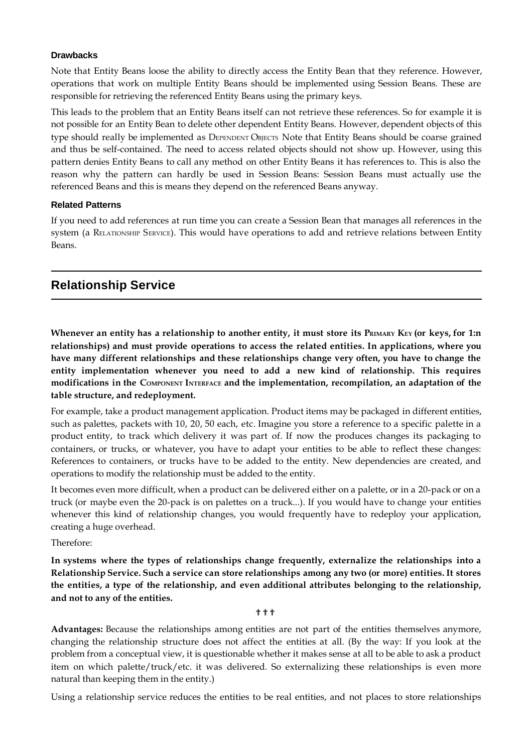### Drawbacks

Note that Entity Beans loose the ability to directly access the Entity Bean that they reference. However, operations that work on multiple Entity Beans should be implemented using Session Beans. These are responsible for retrieving the referenced Entity Beans using the primary keys.

This leads to the problem that an Entity Beans itself can not retrieve these references. So for example it is not possible for an Entity Bean to delete other dependent Entity Beans. However, dependent objects of this type should really be implemented as DEPENDENT OBJECTS Note that Entity Beans should be coarse grained and thus be self-contained. The need to access related objects should not show up. However, using this pattern denies Entity Beans to call any method on other Entity Beans it has references to. This is also the reason why the pattern can hardly be used in Session Beans: Session Beans must actually use the referenced Beans and this is means they depend on the referenced Beans anyway.

### Related Patterns

If you need to add references at run time you can create a Session Bean that manages all references in the system (a RELATIONSHIP SERVICE). This would have operations to add and retrieve relations between Entity Beans.

## Relationship Service

**Whenever an entity has a relationship to another entity, it must store its PRIMARY KEY (or keys, for 1:n relationships) and must provide operations to access the related entities. In applications, where you have many different relationships and these relationships change very often, you have to change the entity implementation whenever you need to add a new kind of relationship. This requires modifications in the COMPONENT INTERFACE and the implementation, recompilation, an adaptation of the table structure, and redeployment.**

For example, take a product management application. Product items may be packaged in different entities, such as palettes, packets with 10, 20, 50 each, etc. Imagine you store a reference to a specific palette in a product entity, to track which delivery it was part of. If now the produces changes its packaging to containers, or trucks, or whatever, you have to adapt your entities to be able to reflect these changes: References to containers, or trucks have to be added to the entity. New dependencies are created, and operations to modify the relationship must be added to the entity.

It becomes even more difficult, when a product can be delivered either on a palette, or in a 20-pack or on a truck (or maybe even the 20-pack is on palettes on a truck...). If you would have to change your entities whenever this kind of relationship changes, you would frequently have to redeploy your application, creating a huge overhead.

Therefore:

**In systems where the types of relationships change frequently, externalize the relationships into a Relationship Service. Such a service can store relationships among any two (or more) entities. It stores the entities, a type of the relationship, and even additional attributes belonging to the relationship, and not to any of the entities.**

† † †

**Advantages:** Because the relationships among entities are not part of the entities themselves anymore, changing the relationship structure does not affect the entities at all. (By the way: If you look at the problem from a conceptual view, it is questionable whether it makes sense at all to be able to ask a product item on which palette/truck/etc. it was delivered. So externalizing these relationships is even more natural than keeping them in the entity.)

Using a relationship service reduces the entities to be real entities, and not places to store relationships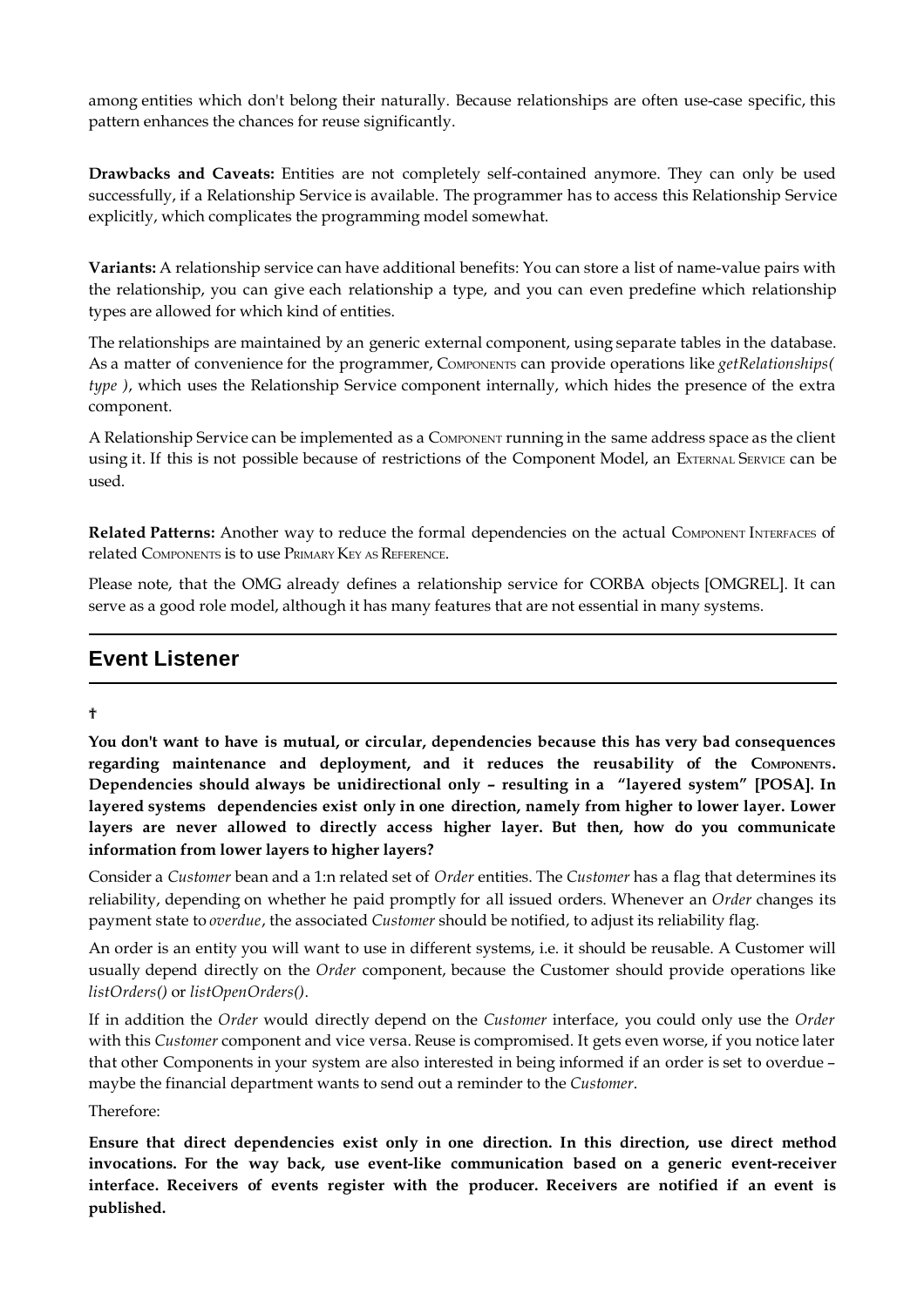among entities which don't belong their naturally. Because relationships are often use-case specific, this pattern enhances the chances for reuse significantly.

**Drawbacks and Caveats:** Entities are not completely self-contained anymore. They can only be used successfully, if a Relationship Service is available. The programmer has to access this Relationship Service explicitly, which complicates the programming model somewhat.

**Variants:** A relationship service can have additional benefits: You can store a list of name-value pairs with the relationship, you can give each relationship a type, and you can even predefine which relationship types are allowed for which kind of entities.

The relationships are maintained by an generic external component, using separate tables in the database. As a matter of convenience for the programmer, COMPONENTS can provide operations like *getRelationships( type )*, which uses the Relationship Service component internally, which hides the presence of the extra component.

A Relationship Service can be implemented as a COMPONENT running in the same address space as the client using it. If this is not possible because of restrictions of the Component Model, an EXTERNAL SERVICE can be used.

**Related Patterns:** Another way to reduce the formal dependencies on the actual COMPONENT INTERFACES of related COMPONENTS is to use PRIMARY KEY AS REFERENCE.

Please note, that the OMG already defines a relationship service for CORBA objects [OMGREL]. It can serve as a good role model, although it has many features that are not essential in many systems.

## Event Listener

†

**You don't want to have is mutual, or circular, dependencies because this has very bad consequences regarding maintenance and deployment, and it reduces the reusability of the COMPONENTS. Dependencies should always be unidirectional only – resulting in a "layered system" [POSA]. In layered systems dependencies exist only in one direction, namely from higher to lower layer. Lower layers are never allowed to directly access higher layer. But then, how do you communicate information from lower layers to higher layers?**

Consider a *Customer* bean and a 1:n related set of *Order* entities. The *Customer* has a flag that determines its reliability, depending on whether he paid promptly for all issued orders. Whenever an *Order* changes its payment state to *overdue*, the associated *Customer* should be notified, to adjust its reliability flag.

An order is an entity you will want to use in different systems, i.e. it should be reusable. A Customer will usually depend directly on the *Order* component, because the Customer should provide operations like *listOrders()* or *listOpenOrders()*.

If in addition the *Order* would directly depend on the *Customer* interface, you could only use the *Order* with this *Customer* component and vice versa. Reuse is compromised. It gets even worse, if you notice later that other Components in your system are also interested in being informed if an order is set to overdue – maybe the financial department wants to send out a reminder to the *Customer*.

Therefore:

**Ensure that direct dependencies exist only in one direction. In this direction, use direct method invocations. For the way back, use event-like communication based on a generic event-receiver interface. Receivers of events register with the producer. Receivers are notified if an event is published.**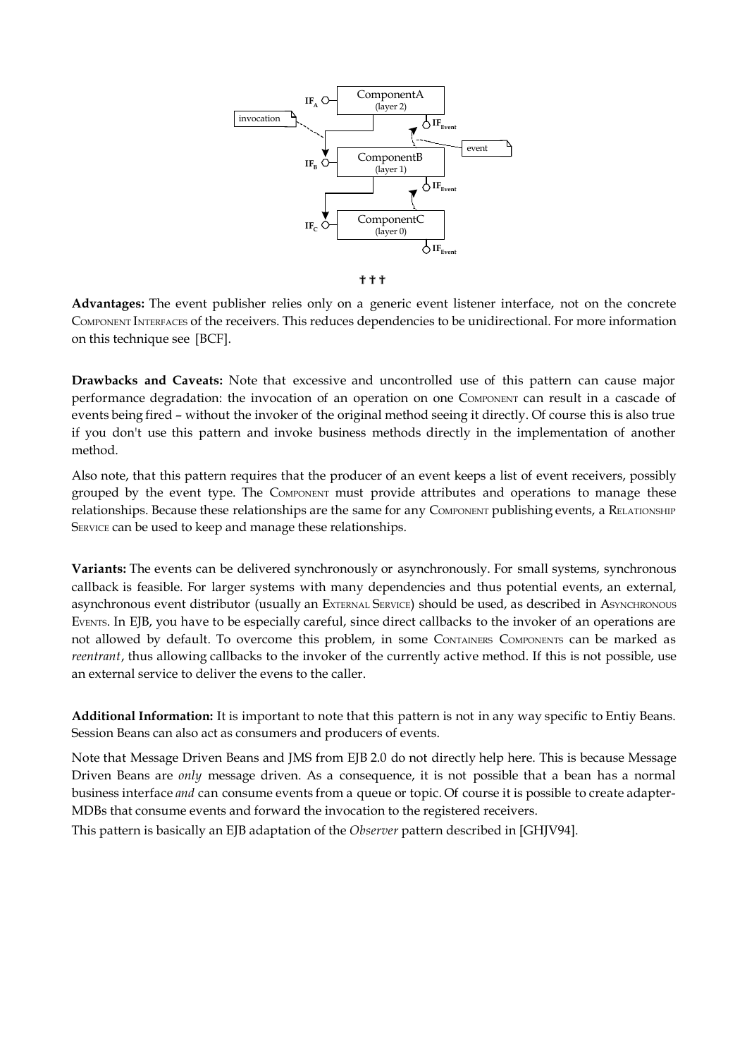IF$_A$ ComponentA (layer 2)

invocation

IF$_{Event}$

event

IF$_B$ ComponentB (layer 1)

IF$_{Event}$

IF$_C$ ComponentC (layer 0)

IF$_{Event}$

† † †

**Advantages:** The event publisher relies only on a generic event listener interface, not on the concrete COMPONENT INTERFACES of the receivers. This reduces dependencies to be unidirectional. For more information on this technique see [BCF].

**Drawbacks and Caveats:** Note that excessive and uncontrolled use of this pattern can cause major performance degradation: the invocation of an operation on one COMPONENT can result in a cascade of events being fired – without the invoker of the original method seeing it directly. Of course this is also true if you don't use this pattern and invoke business methods directly in the implementation of another method.

Also note, that this pattern requires that the producer of an event keeps a list of event receivers, possibly grouped by the event type. The COMPONENT must provide attributes and operations to manage these relationships. Because these relationships are the same for any COMPONENT publishing events, a RELATIONSHIP SERVICE can be used to keep and manage these relationships.

**Variants:** The events can be delivered synchronously or asynchronously. For small systems, synchronous callback is feasible. For larger systems with many dependencies and thus potential events, an external, asynchronous event distributor (usually an EXTERNAL SERVICE) should be used, as described in ASYNCHRONOUS EVENTS. In EJB, you have to be especially careful, since direct callbacks to the invoker of an operations are not allowed by default. To overcome this problem, in some CONTAINERS COMPONENTS can be marked as *reentrant*, thus allowing callbacks to the invoker of the currently active method. If this is not possible, use an external service to deliver the evens to the caller.

**Additional Information:** It is important to note that this pattern is not in any way specific to Entiy Beans. Session Beans can also act as consumers and producers of events.

Note that Message Driven Beans and JMS from EJB 2.0 do not directly help here. This is because Message Driven Beans are *only* message driven. As a consequence, it is not possible that a bean has a normal business interface *and* can consume events from a queue or topic. Of course it is possible to create adapter-MDBs that consume events and forward the invocation to the registered receivers.

This pattern is basically an EJB adaptation of the *Observer* pattern described in [GHJV94].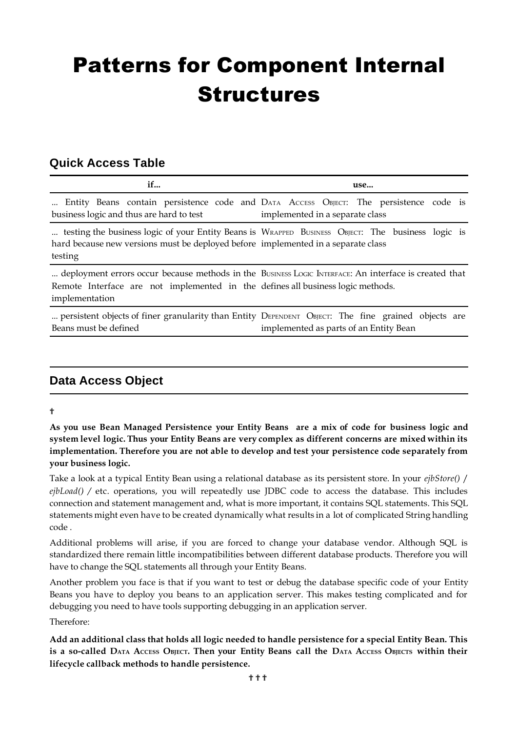# Patterns for Component Internal Structures

## Quick Access Table

| if... | use... |
|---|---|
| ... Entity Beans contain persistence code and business logic and thus are hard to test | DATA ACCESS OBJECT: The persistence code is implemented in a separate class |
| ... testing the business logic of your Entity Beans is hard because new versions must be deployed before testing | WRAPPED BUSINESS OBJECT: The business logic is implemented in a separate class |
| ... deployment errors occur because methods in the Remote Interface are not implemented in the implementation | BUSINESS LOGIC INTERFACE: An interface is created that defines all business logic methods. |
| ... persistent objects of finer granularity than Entity Beans must be defined | DEPENDENT OBJECT: The fine grained objects are implemented as parts of an Entity Bean |

## Data Access Object

†

**As you use Bean Managed Persistence your Entity Beans are a mix of code for business logic and system level logic. Thus your Entity Beans are very complex as different concerns are mixed within its implementation. Therefore you are not able to develop and test your persistence code separately from your business logic.**

Take a look at a typical Entity Bean using a relational database as its persistent store. In your *ejbStore()* / *ejbLoad()* / etc. operations, you will repeatedly use JDBC code to access the database. This includes connection and statement management and, what is more important, it contains SQL statements. This SQL statements might even have to be created dynamically what results in a lot of complicated String handling code .

Additional problems will arise, if you are forced to change your database vendor. Although SQL is standardized there remain little incompatibilities between different database products. Therefore you will have to change the SQL statements all through your Entity Beans.

Another problem you face is that if you want to test or debug the database specific code of your Entity Beans you have to deploy you beans to an application server. This makes testing complicated and for debugging you need to have tools supporting debugging in an application server.

Therefore:

**Add an additional class that holds all logic needed to handle persistence for a special Entity Bean. This is a so-called DATA ACCESS OBJECT. Then your Entity Beans call the DATA ACCESS OBJECTS within their lifecycle callback methods to handle persistence.**

† † †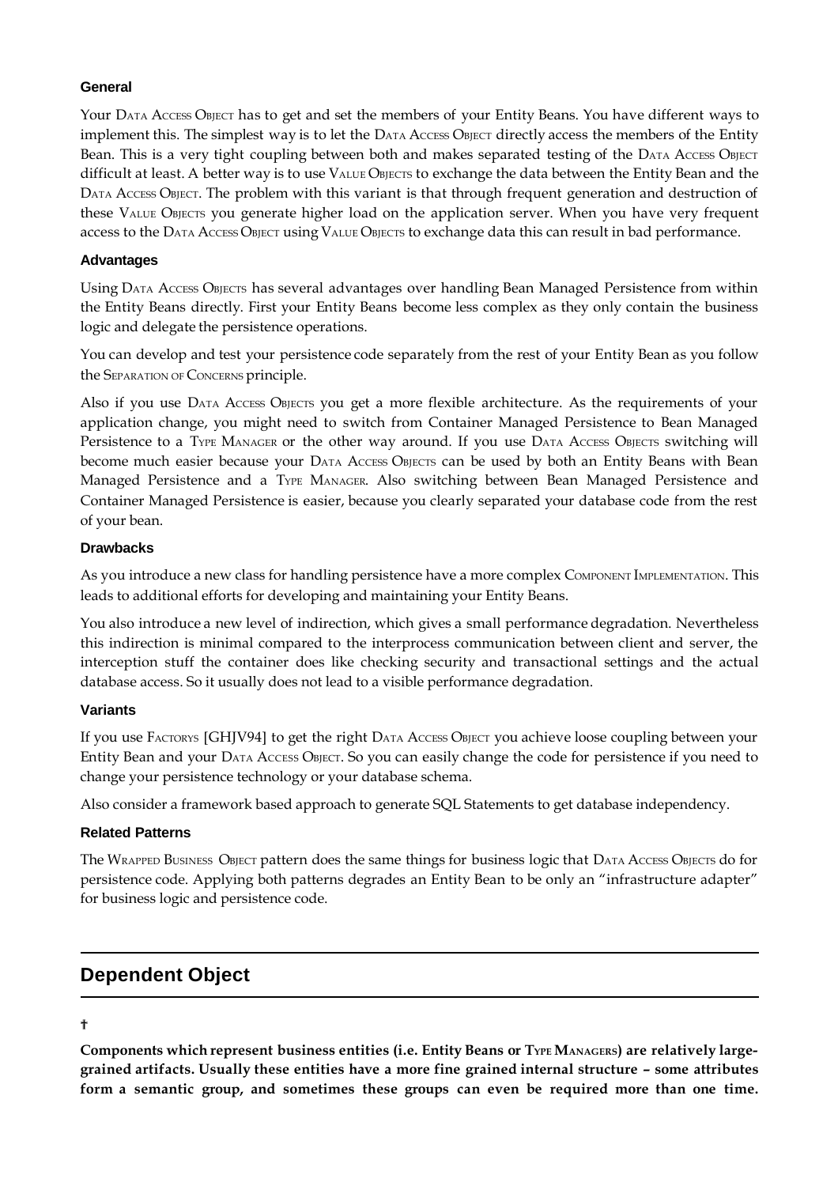### General

Your DATA ACCESS OBJECT has to get and set the members of your Entity Beans. You have different ways to implement this. The simplest way is to let the DATA ACCESS OBJECT directly access the members of the Entity Bean. This is a very tight coupling between both and makes separated testing of the DATA ACCESS OBJECT difficult at least. A better way is to use VALUE OBJECTS to exchange the data between the Entity Bean and the DATA ACCESS OBJECT. The problem with this variant is that through frequent generation and destruction of these VALUE OBJECTS you generate higher load on the application server. When you have very frequent access to the DATA ACCESS OBJECT using VALUE OBJECTS to exchange data this can result in bad performance.

### Advantages

Using DATA ACCESS OBJECTS has several advantages over handling Bean Managed Persistence from within the Entity Beans directly. First your Entity Beans become less complex as they only contain the business logic and delegate the persistence operations.

You can develop and test your persistence code separately from the rest of your Entity Bean as you follow the SEPARATION OF CONCERNS principle.

Also if you use DATA ACCESS OBJECTS you get a more flexible architecture. As the requirements of your application change, you might need to switch from Container Managed Persistence to Bean Managed Persistence to a TYPE MANAGER or the other way around. If you use DATA ACCESS OBJECTS switching will become much easier because your DATA ACCESS OBJECTS can be used by both an Entity Beans with Bean Managed Persistence and a TYPE MANAGER. Also switching between Bean Managed Persistence and Container Managed Persistence is easier, because you clearly separated your database code from the rest of your bean.

### Drawbacks

As you introduce a new class for handling persistence have a more complex COMPONENT IMPLEMENTATION. This leads to additional efforts for developing and maintaining your Entity Beans.

You also introduce a new level of indirection, which gives a small performance degradation. Nevertheless this indirection is minimal compared to the interprocess communication between client and server, the interception stuff the container does like checking security and transactional settings and the actual database access. So it usually does not lead to a visible performance degradation.

### Variants

If you use FACTORYS [GHJV94] to get the right DATA ACCESS OBJECT you achieve loose coupling between your Entity Bean and your DATA ACCESS OBJECT. So you can easily change the code for persistence if you need to change your persistence technology or your database schema.

Also consider a framework based approach to generate SQL Statements to get database independency.

### Related Patterns

The WRAPPED BUSINESS OBJECT pattern does the same things for business logic that DATA ACCESS OBJECTS do for persistence code. Applying both patterns degrades an Entity Bean to be only an "infrastructure adapter" for business logic and persistence code.

## Dependent Object

†

**Components which represent business entities (i.e. Entity Beans or TYPE MANAGERS) are relatively large-grained artifacts. Usually these entities have a more fine grained internal structure – some attributes form a semantic group, and sometimes these groups can even be required more than one time.**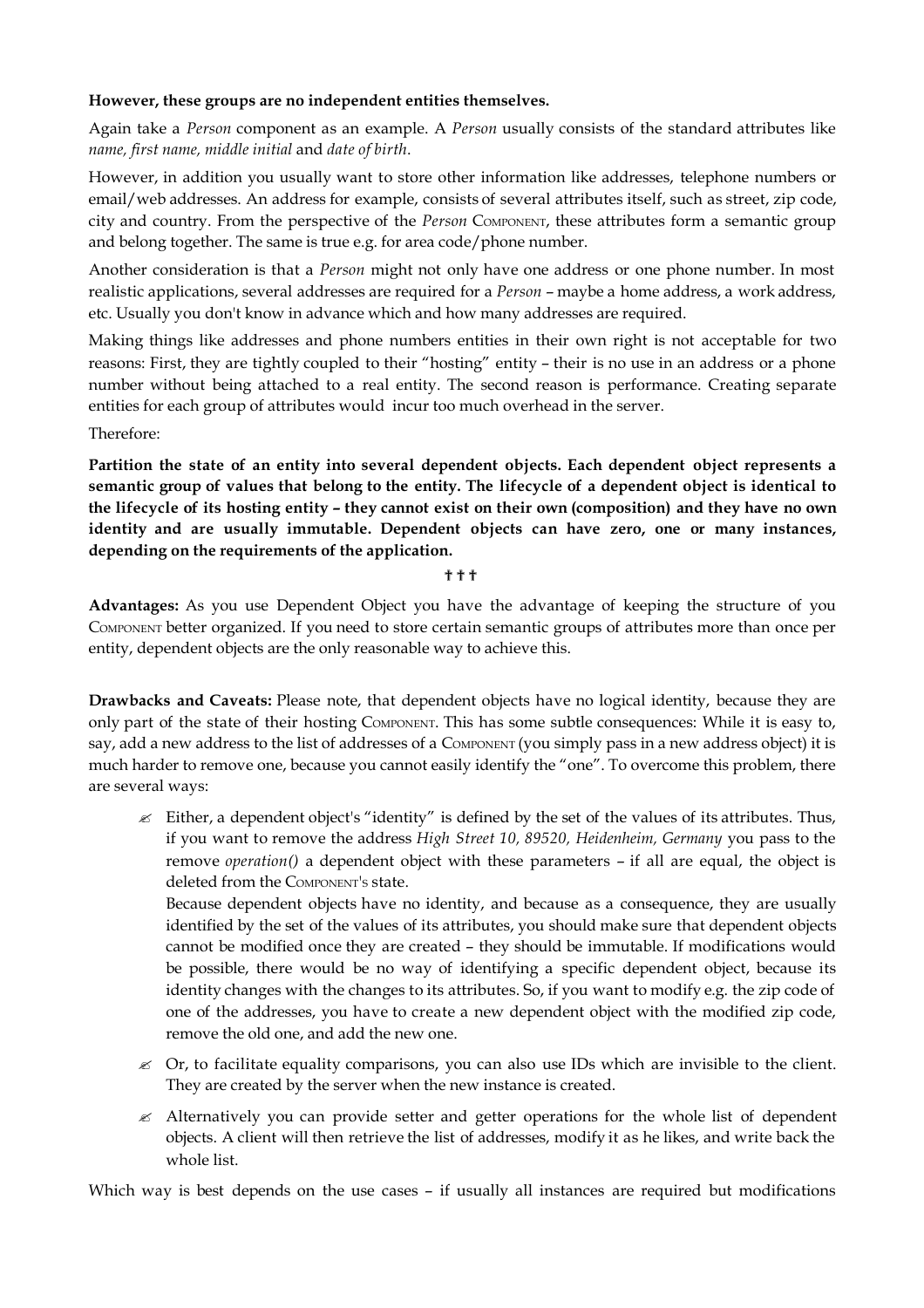**However, these groups are no independent entities themselves.**

Again take a *Person* component as an example. A *Person* usually consists of the standard attributes like *name, first name, middle initial* and *date of birth*.

However, in addition you usually want to store other information like addresses, telephone numbers or email/web addresses. An address for example, consists of several attributes itself, such as street, zip code, city and country. From the perspective of the *Person* COMPONENT, these attributes form a semantic group and belong together. The same is true e.g. for area code/phone number.

Another consideration is that a *Person* might not only have one address or one phone number. In most realistic applications, several addresses are required for a *Person* – maybe a home address, a work address, etc. Usually you don't know in advance which and how many addresses are required.

Making things like addresses and phone numbers entities in their own right is not acceptable for two reasons: First, they are tightly coupled to their "hosting" entity – their is no use in an address or a phone number without being attached to a real entity. The second reason is performance. Creating separate entities for each group of attributes would incur too much overhead in the server.

Therefore:

**Partition the state of an entity into several dependent objects. Each dependent object represents a semantic group of values that belong to the entity. The lifecycle of a dependent object is identical to the lifecycle of its hosting entity – they cannot exist on their own (composition) and they have no own identity and are usually immutable. Dependent objects can have zero, one or many instances, depending on the requirements of the application.**

† † †

**Advantages:** As you use Dependent Object you have the advantage of keeping the structure of you COMPONENT better organized. If you need to store certain semantic groups of attributes more than once per entity, dependent objects are the only reasonable way to achieve this.

**Drawbacks and Caveats:** Please note, that dependent objects have no logical identity, because they are only part of the state of their hosting COMPONENT. This has some subtle consequences: While it is easy to, say, add a new address to the list of addresses of a COMPONENT (you simply pass in a new address object) it is much harder to remove one, because you cannot easily identify the "one". To overcome this problem, there are several ways:

- Either, a dependent object's "identity" is defined by the set of the values of its attributes. Thus, if you want to remove the address *High Street 10, 89520, Heidenheim, Germany* you pass to the remove *operation()* a dependent object with these parameters – if all are equal, the object is deleted from the COMPONENT'S state.
  Because dependent objects have no identity, and because as a consequence, they are usually identified by the set of the values of its attributes, you should make sure that dependent objects cannot be modified once they are created – they should be immutable. If modifications would be possible, there would be no way of identifying a specific dependent object, because its identity changes with the changes to its attributes. So, if you want to modify e.g. the zip code of one of the addresses, you have to create a new dependent object with the modified zip code, remove the old one, and add the new one.
- Or, to facilitate equality comparisons, you can also use IDs which are invisible to the client. They are created by the server when the new instance is created.
- Alternatively you can provide setter and getter operations for the whole list of dependent objects. A client will then retrieve the list of addresses, modify it as he likes, and write back the whole list.

Which way is best depends on the use cases – if usually all instances are required but modifications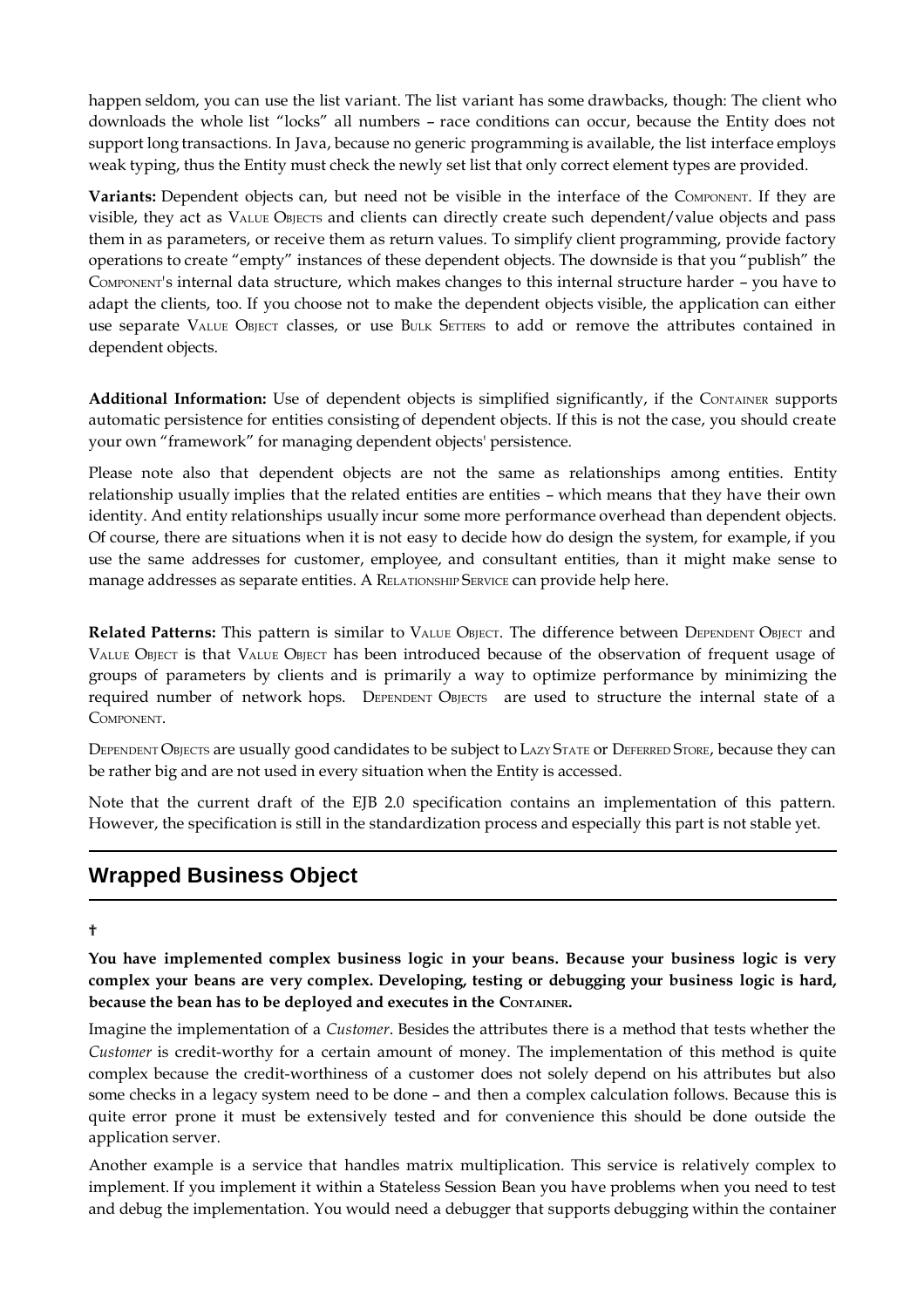happen seldom, you can use the list variant. The list variant has some drawbacks, though: The client who downloads the whole list "locks" all numbers – race conditions can occur, because the Entity does not support long transactions. In Java, because no generic programming is available, the list interface employs weak typing, thus the Entity must check the newly set list that only correct element types are provided.

**Variants:** Dependent objects can, but need not be visible in the interface of the COMPONENT. If they are visible, they act as VALUE OBJECTS and clients can directly create such dependent/value objects and pass them in as parameters, or receive them as return values. To simplify client programming, provide factory operations to create "empty" instances of these dependent objects. The downside is that you "publish" the COMPONENT's internal data structure, which makes changes to this internal structure harder – you have to adapt the clients, too. If you choose not to make the dependent objects visible, the application can either use separate VALUE OBJECT classes, or use BULK SETTERS to add or remove the attributes contained in dependent objects.

**Additional Information:** Use of dependent objects is simplified significantly, if the CONTAINER supports automatic persistence for entities consisting of dependent objects. If this is not the case, you should create your own "framework" for managing dependent objects' persistence.

Please note also that dependent objects are not the same as relationships among entities. Entity relationship usually implies that the related entities are entities – which means that they have their own identity. And entity relationships usually incur some more performance overhead than dependent objects. Of course, there are situations when it is not easy to decide how do design the system, for example, if you use the same addresses for customer, employee, and consultant entities, than it might make sense to manage addresses as separate entities. A RELATIONSHIP SERVICE can provide help here.

**Related Patterns:** This pattern is similar to VALUE OBJECT. The difference between DEPENDENT OBJECT and VALUE OBJECT is that VALUE OBJECT has been introduced because of the observation of frequent usage of groups of parameters by clients and is primarily a way to optimize performance by minimizing the required number of network hops. DEPENDENT OBJECTS are used to structure the internal state of a COMPONENT.

DEPENDENT OBJECTS are usually good candidates to be subject to LAZY STATE or DEFERRED STORE, because they can be rather big and are not used in every situation when the Entity is accessed.

Note that the current draft of the EJB 2.0 specification contains an implementation of this pattern. However, the specification is still in the standardization process and especially this part is not stable yet.

## Wrapped Business Object

†

**You have implemented complex business logic in your beans. Because your business logic is very complex your beans are very complex. Developing, testing or debugging your business logic is hard, because the bean has to be deployed and executes in the CONTAINER.**

Imagine the implementation of a *Customer*. Besides the attributes there is a method that tests whether the *Customer* is credit-worthy for a certain amount of money. The implementation of this method is quite complex because the credit-worthiness of a customer does not solely depend on his attributes but also some checks in a legacy system need to be done – and then a complex calculation follows. Because this is quite error prone it must be extensively tested and for convenience this should be done outside the application server.

Another example is a service that handles matrix multiplication. This service is relatively complex to implement. If you implement it within a Stateless Session Bean you have problems when you need to test and debug the implementation. You would need a debugger that supports debugging within the container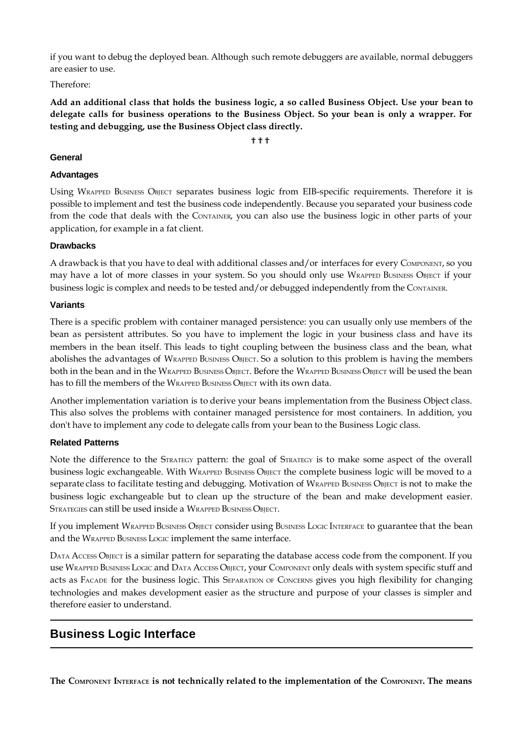if you want to debug the deployed bean. Although such remote debuggers are available, normal debuggers are easier to use.

Therefore:

**Add an additional class that holds the business logic, a so called Business Object. Use your bean to delegate calls for business operations to the Business Object. So your bean is only a wrapper. For testing and debugging, use the Business Object class directly.**

† † †

### General

### Advantages

Using Wrapped Business Object separates business logic from EIB-specific requirements. Therefore it is possible to implement and test the business code independently. Because you separated your business code from the code that deals with the Container, you can also use the business logic in other parts of your application, for example in a fat client.

### Drawbacks

A drawback is that you have to deal with additional classes and/or interfaces for every Component, so you may have a lot of more classes in your system. So you should only use Wrapped Business Object if your business logic is complex and needs to be tested and/or debugged independently from the Container.

### Variants

There is a specific problem with container managed persistence: you can usually only use members of the bean as persistent attributes. So you have to implement the logic in your business class and have its members in the bean itself. This leads to tight coupling between the business class and the bean, what abolishes the advantages of Wrapped Business Object. So a solution to this problem is having the members both in the bean and in the Wrapped Business Object. Before the Wrapped Business Object will be used the bean has to fill the members of the Wrapped Business Object with its own data.

Another implementation variation is to derive your beans implementation from the Business Object class. This also solves the problems with container managed persistence for most containers. In addition, you don't have to implement any code to delegate calls from your bean to the Business Logic class.

### Related Patterns

Note the difference to the Strategy pattern: the goal of Strategy is to make some aspect of the overall business logic exchangeable. With Wrapped Business Object the complete business logic will be moved to a separate class to facilitate testing and debugging. Motivation of Wrapped Business Object is not to make the business logic exchangeable but to clean up the structure of the bean and make development easier. Strategies can still be used inside a Wrapped Business Object.

If you implement Wrapped Business Object consider using Business Logic Interface to guarantee that the bean and the Wrapped Business Logic implement the same interface.

Data Access Object is a similar pattern for separating the database access code from the component. If you use Wrapped Business Logic and Data Access Object, your Component only deals with system specific stuff and acts as Facade for the business logic. This Separation of Concerns gives you high flexibility for changing technologies and makes development easier as the structure and purpose of your classes is simpler and therefore easier to understand.

## Business Logic Interface

**The Component Interface is not technically related to the implementation of the Component. The means**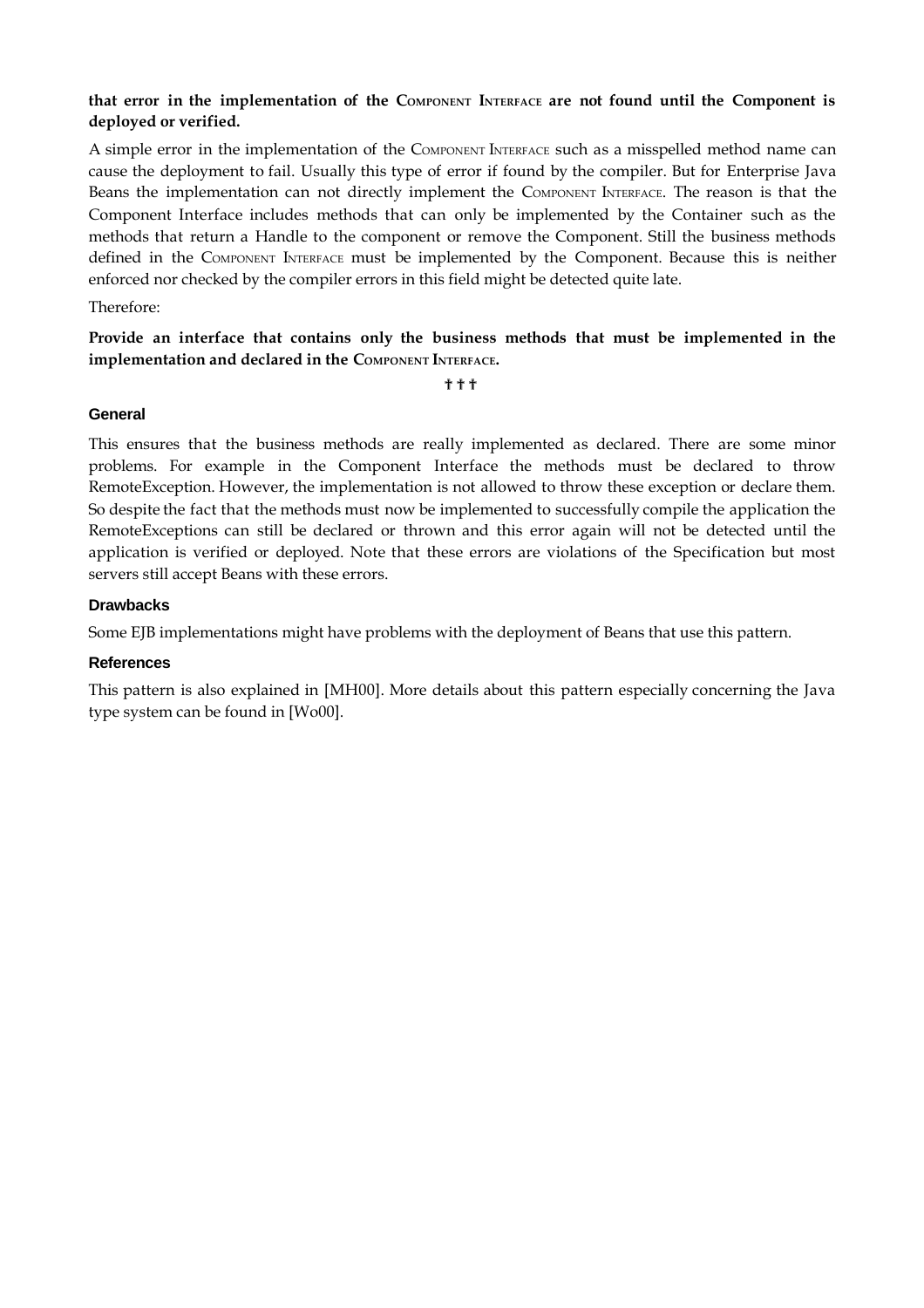**that error in the implementation of the COMPONENT INTERFACE are not found until the Component is deployed or verified.**

A simple error in the implementation of the COMPONENT INTERFACE such as a misspelled method name can cause the deployment to fail. Usually this type of error if found by the compiler. But for Enterprise Java Beans the implementation can not directly implement the COMPONENT INTERFACE. The reason is that the Component Interface includes methods that can only be implemented by the Container such as the methods that return a Handle to the component or remove the Component. Still the business methods defined in the COMPONENT INTERFACE must be implemented by the Component. Because this is neither enforced nor checked by the compiler errors in this field might be detected quite late.

Therefore:

**Provide an interface that contains only the business methods that must be implemented in the implementation and declared in the COMPONENT INTERFACE.**

† † †

### General

This ensures that the business methods are really implemented as declared. There are some minor problems. For example in the Component Interface the methods must be declared to throw RemoteException. However, the implementation is not allowed to throw these exception or declare them. So despite the fact that the methods must now be implemented to successfully compile the application the RemoteExceptions can still be declared or thrown and this error again will not be detected until the application is verified or deployed. Note that these errors are violations of the Specification but most servers still accept Beans with these errors.

### Drawbacks

Some EJB implementations might have problems with the deployment of Beans that use this pattern.

### References

This pattern is also explained in [MH00]. More details about this pattern especially concerning the Java type system can be found in [Wo00].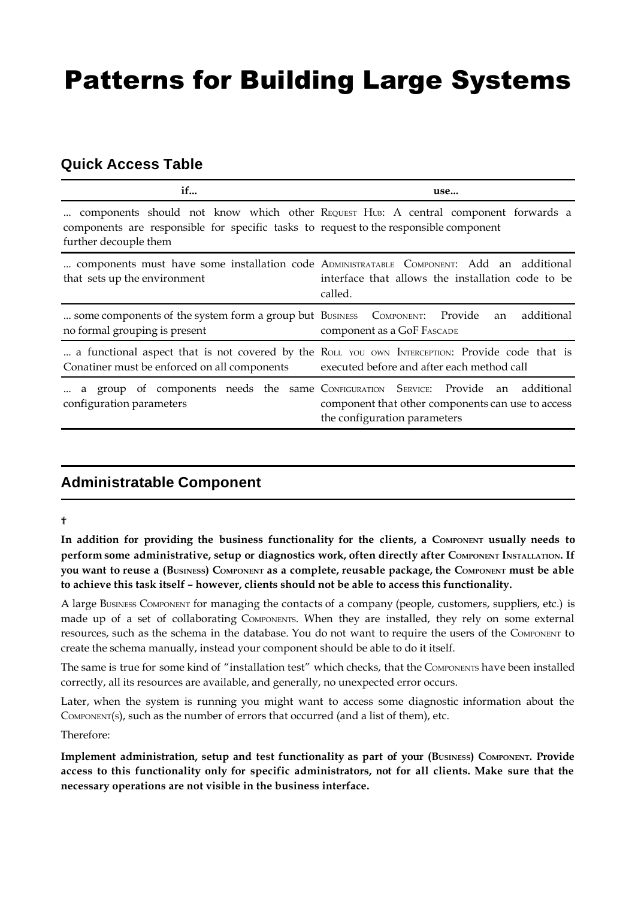# Patterns for Building Large Systems

## Quick Access Table

| if... | use... |
|---|---|
| ... components should not know which other components are responsible for specific tasks to further decouple them | REQUEST HUB: A central component forwards a request to the responsible component |
| ... components must have some installation code that sets up the environment | ADMINISTRATABLE COMPONENT: Add an additional interface that allows the installation code to be called. |
| ... some components of the system form a group but no formal grouping is present | BUSINESS COMPONENT: Provide an additional component as a GoF FASCADE |
| ... a functional aspect that is not covered by the Conatiner must be enforced on all components | ROLL YOU OWN INTERCEPTION: Provide code that is executed before and after each method call |
| ... a group of components needs the same configuration parameters | CONFIGURATION SERVICE: Provide an additional component that other components can use to access the configuration parameters |

## Administratable Component

†

**In addition for providing the business functionality for the clients, a COMPONENT usually needs to perform some administrative, setup or diagnostics work, often directly after COMPONENT INSTALLATION. If you want to reuse a (BUSINESS) COMPONENT as a complete, reusable package, the COMPONENT must be able to achieve this task itself – however, clients should not be able to access this functionality.**

A large BUSINESS COMPONENT for managing the contacts of a company (people, customers, suppliers, etc.) is made up of a set of collaborating COMPONENTS. When they are installed, they rely on some external resources, such as the schema in the database. You do not want to require the users of the COMPONENT to create the schema manually, instead your component should be able to do it itself.

The same is true for some kind of "installation test" which checks, that the COMPONENTS have been installed correctly, all its resources are available, and generally, no unexpected error occurs.

Later, when the system is running you might want to access some diagnostic information about the COMPONENT(S), such as the number of errors that occurred (and a list of them), etc.

Therefore:

**Implement administration, setup and test functionality as part of your (BUSINESS) COMPONENT. Provide access to this functionality only for specific administrators, not for all clients. Make sure that the necessary operations are not visible in the business interface.**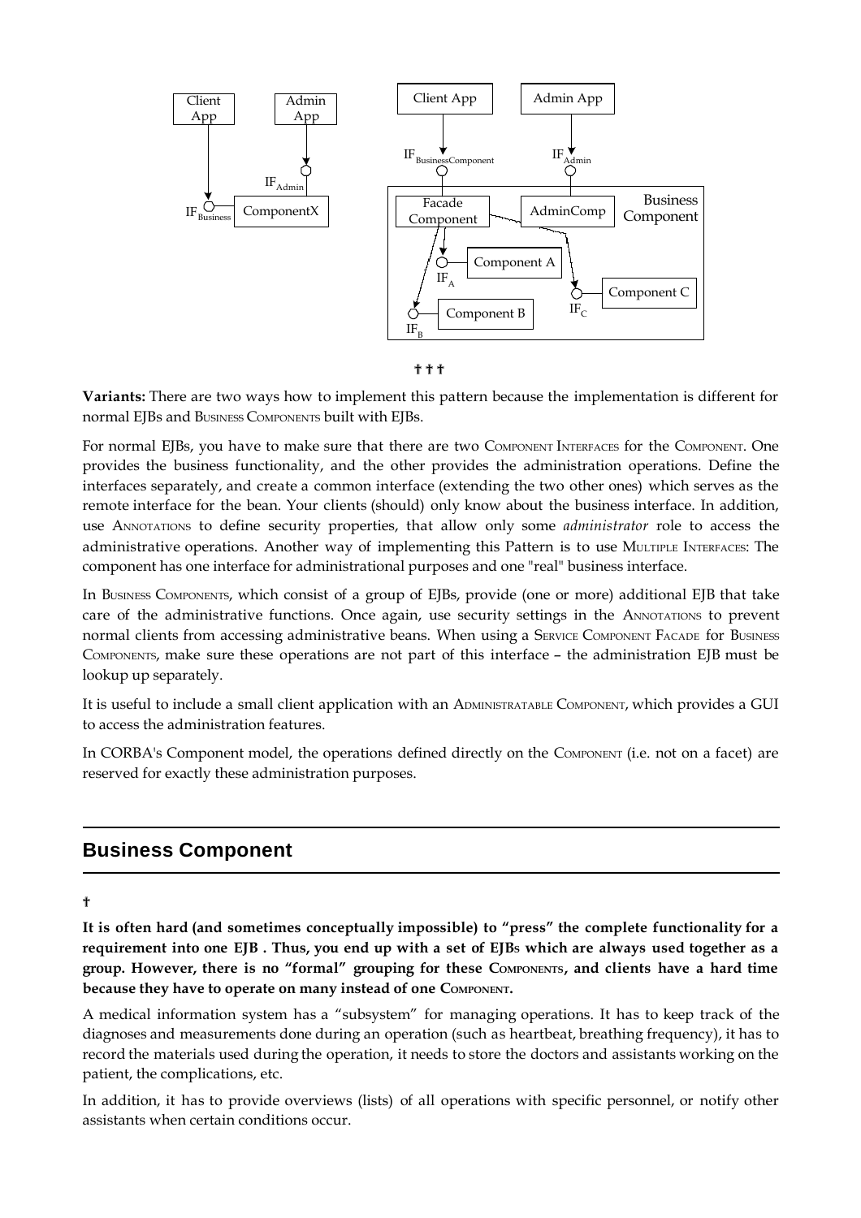❖ ❖ ❖

**Variants:** There are two ways how to implement this pattern because the implementation is different for normal EJBs and BUSINESS COMPONENTS built with EJBs.

For normal EJBs, you have to make sure that there are two COMPONENT INTERFACES for the COMPONENT. One provides the business functionality, and the other provides the administration operations. Define the interfaces separately, and create a common interface (extending the two other ones) which serves as the remote interface for the bean. Your clients (should) only know about the business interface. In addition, use ANNOTATIONS to define security properties, that allow only some *administrator* role to access the administrative operations. Another way of implementing this Pattern is to use MULTIPLE INTERFACES: The component has one interface for administrational purposes and one "real" business interface.

In BUSINESS COMPONENTS, which consist of a group of EJBs, provide (one or more) additional EJB that take care of the administrative functions. Once again, use security settings in the ANNOTATIONS to prevent normal clients from accessing administrative beans. When using a SERVICE COMPONENT FACADE for BUSINESS COMPONENTS, make sure these operations are not part of this interface – the administration EJB must be lookup up separately.

It is useful to include a small client application with an ADMINISTRATABLE COMPONENT, which provides a GUI to access the administration features.

In CORBA's Component model, the operations defined directly on the COMPONENT (i.e. not on a facet) are reserved for exactly these administration purposes.

## Business Component

❖

**It is often hard (and sometimes conceptually impossible) to "press" the complete functionality for a requirement into one EJB . Thus, you end up with a set of EJBs which are always used together as a group. However, there is no "formal" grouping for these COMPONENTS, and clients have a hard time because they have to operate on many instead of one COMPONENT.**

A medical information system has a "subsystem" for managing operations. It has to keep track of the diagnoses and measurements done during an operation (such as heartbeat, breathing frequency), it has to record the materials used during the operation, it needs to store the doctors and assistants working on the patient, the complications, etc.

In addition, it has to provide overviews (lists) of all operations with specific personnel, or notify other assistants when certain conditions occur.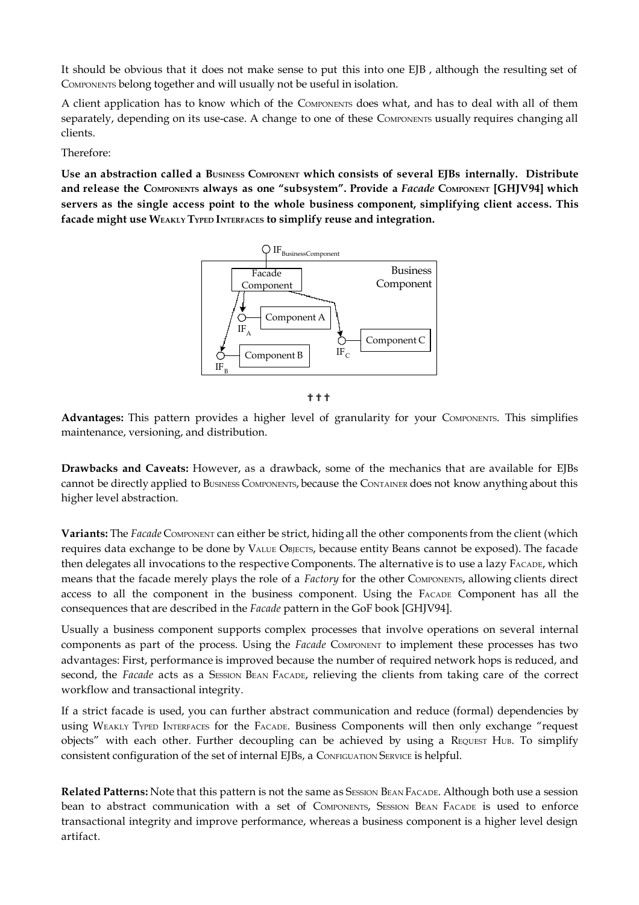It should be obvious that it does not make sense to put this into one EJB , although the resulting set of COMPONENTS belong together and will usually not be useful in isolation.

A client application has to know which of the COMPONENTS does what, and has to deal with all of them separately, depending on its use-case. A change to one of these COMPONENTS usually requires changing all clients.

Therefore:

**Use an abstraction called a BUSINESS COMPONENT which consists of several EJBs internally. Distribute and release the COMPONENTS always as one "subsystem". Provide a *Facade* COMPONENT [GHJV94] which servers as the single access point to the whole business component, simplifying client access. This facade might use WEAKLY TYPED INTERFACES to simplify reuse and integration.**

✝✝✝

**Advantages:** This pattern provides a higher level of granularity for your COMPONENTS. This simplifies maintenance, versioning, and distribution.

**Drawbacks and Caveats:** However, as a drawback, some of the mechanics that are available for EJBs cannot be directly applied to BUSINESS COMPONENTS, because the CONTAINER does not know anything about this higher level abstraction.

**Variants:** The *Facade* COMPONENT can either be strict, hiding all the other components from the client (which requires data exchange to be done by VALUE OBJECTS, because entity Beans cannot be exposed). The facade then delegates all invocations to the respective Components. The alternative is to use a lazy FACADE, which means that the facade merely plays the role of a *Factory* for the other COMPONENTS, allowing clients direct access to all the component in the business component. Using the FACADE Component has all the consequences that are described in the *Facade* pattern in the GoF book [GHJV94].

Usually a business component supports complex processes that involve operations on several internal components as part of the process. Using the *Facade* COMPONENT to implement these processes has two advantages: First, performance is improved because the number of required network hops is reduced, and second, the *Facade* acts as a SESSION BEAN FACADE, relieving the clients from taking care of the correct workflow and transactional integrity.

If a strict facade is used, you can further abstract communication and reduce (formal) dependencies by using WEAKLY TYPED INTERFACES for the FACADE. Business Components will then only exchange "request objects" with each other. Further decoupling can be achieved by using a REQUEST HUB. To simplify consistent configuration of the set of internal EJBs, a CONFIGUATION SERVICE is helpful.

**Related Patterns:** Note that this pattern is not the same as SESSION BEAN FACADE. Although both use a session bean to abstract communication with a set of COMPONENTS, SESSION BEAN FACADE is used to enforce transactional integrity and improve performance, whereas a business component is a higher level design artifact.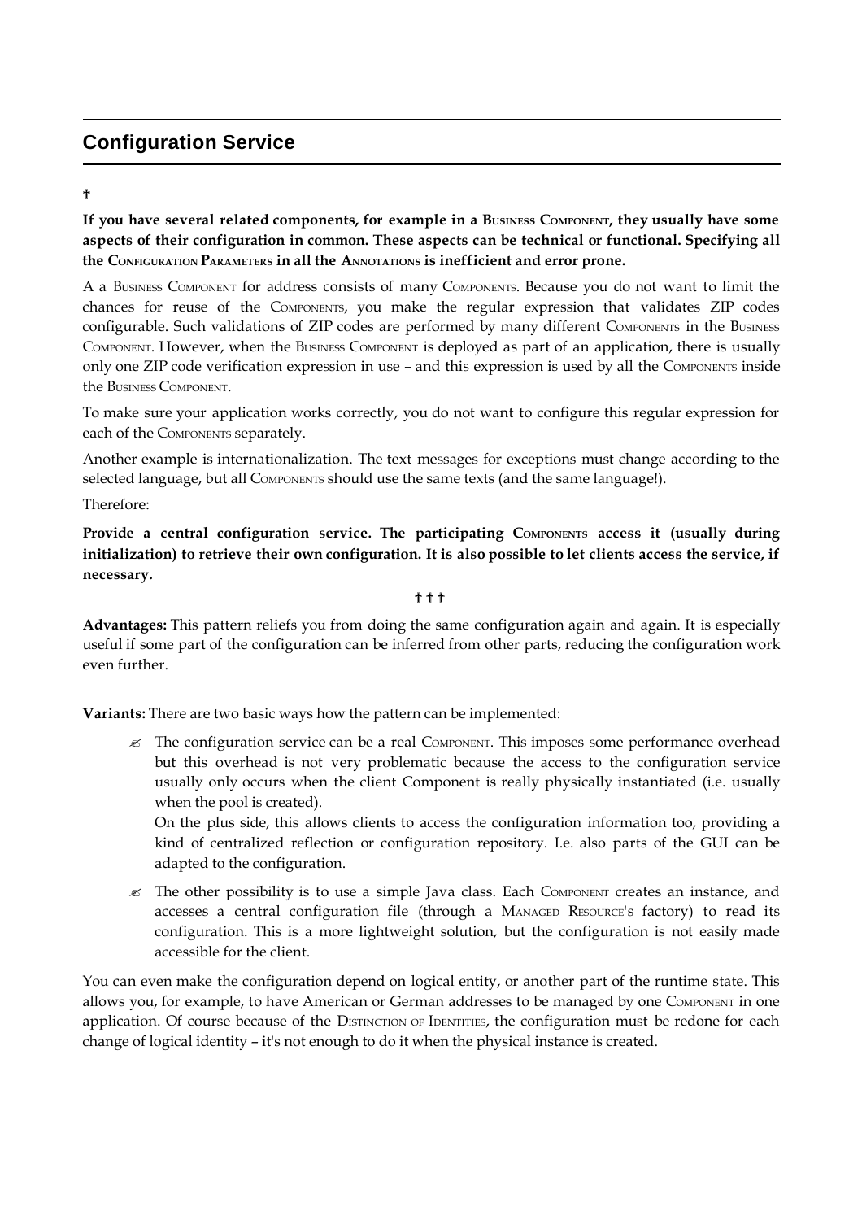## Configuration Service

✝

**If you have several related components, for example in a BUSINESS COMPONENT, they usually have some aspects of their configuration in common. These aspects can be technical or functional. Specifying all the CONFIGURATION PARAMETERS in all the ANNOTATIONS is inefficient and error prone.**

A a BUSINESS COMPONENT for address consists of many COMPONENTS. Because you do not want to limit the chances for reuse of the COMPONENTS, you make the regular expression that validates ZIP codes configurable. Such validations of ZIP codes are performed by many different COMPONENTS in the BUSINESS COMPONENT. However, when the BUSINESS COMPONENT is deployed as part of an application, there is usually only one ZIP code verification expression in use – and this expression is used by all the COMPONENTS inside the BUSINESS COMPONENT.

To make sure your application works correctly, you do not want to configure this regular expression for each of the COMPONENTS separately.

Another example is internationalization. The text messages for exceptions must change according to the selected language, but all COMPONENTS should use the same texts (and the same language!).

Therefore:

**Provide a central configuration service. The participating COMPONENTS access it (usually during initialization) to retrieve their own configuration. It is also possible to let clients access the service, if necessary.**

✝✝✝

**Advantages:** This pattern reliefs you from doing the same configuration again and again. It is especially useful if some part of the configuration can be inferred from other parts, reducing the configuration work even further.

**Variants:** There are two basic ways how the pattern can be implemented:

- The configuration service can be a real COMPONENT. This imposes some performance overhead but this overhead is not very problematic because the access to the configuration service usually only occurs when the client Component is really physically instantiated (i.e. usually when the pool is created).
  On the plus side, this allows clients to access the configuration information too, providing a kind of centralized reflection or configuration repository. I.e. also parts of the GUI can be adapted to the configuration.
- The other possibility is to use a simple Java class. Each COMPONENT creates an instance, and accesses a central configuration file (through a MANAGED RESOURCE's factory) to read its configuration. This is a more lightweight solution, but the configuration is not easily made accessible for the client.

You can even make the configuration depend on logical entity, or another part of the runtime state. This allows you, for example, to have American or German addresses to be managed by one COMPONENT in one application. Of course because of the DISTINCTION OF IDENTITIES, the configuration must be redone for each change of logical identity – it's not enough to do it when the physical instance is created.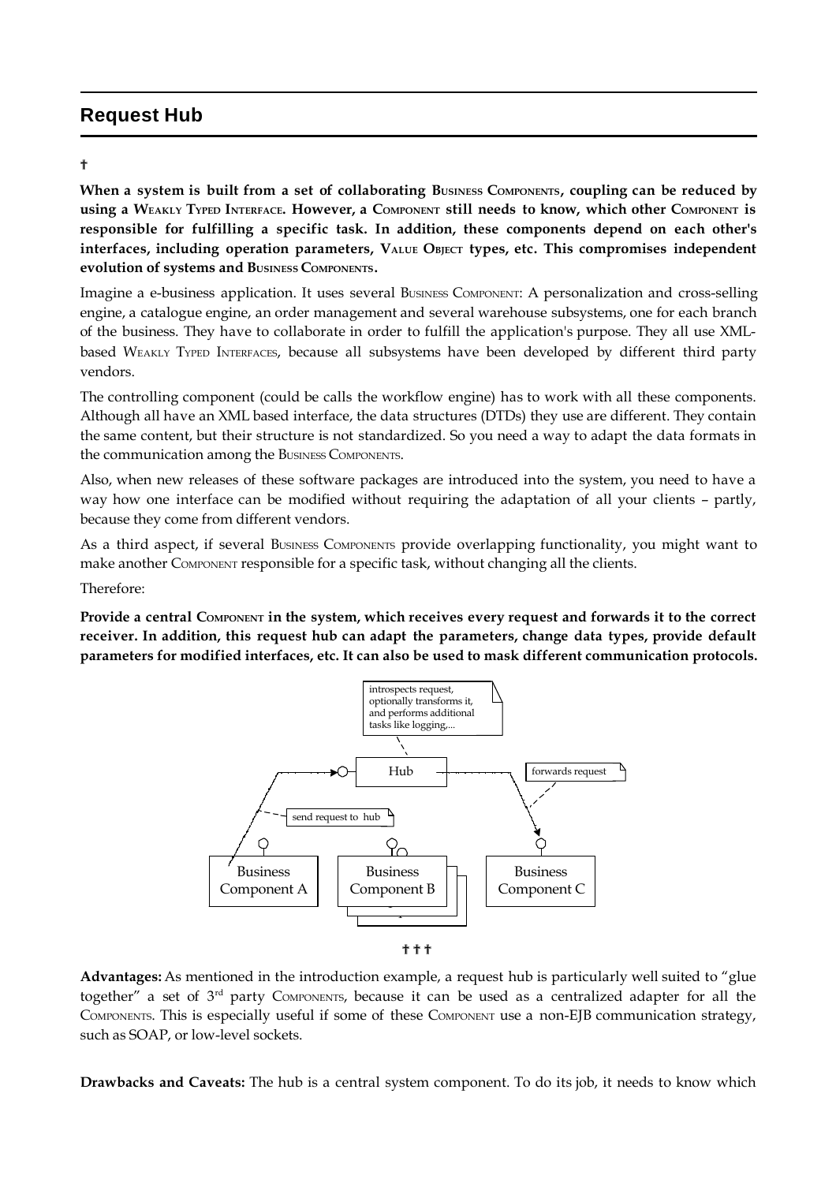## Request Hub

†

**When a system is built from a set of collaborating BUSINESS COMPONENTS, coupling can be reduced by using a WEAKLY TYPED INTERFACE. However, a COMPONENT still needs to know, which other COMPONENT is responsible for fulfilling a specific task. In addition, these components depend on each other's interfaces, including operation parameters, VALUE OBJECT types, etc. This compromises independent evolution of systems and BUSINESS COMPONENTS.**

Imagine a e-business application. It uses several BUSINESS COMPONENT: A personalization and cross-selling engine, a catalogue engine, an order management and several warehouse subsystems, one for each branch of the business. They have to collaborate in order to fulfill the application's purpose. They all use XML-based WEAKLY TYPED INTERFACES, because all subsystems have been developed by different third party vendors.

The controlling component (could be calls the workflow engine) has to work with all these components. Although all have an XML based interface, the data structures (DTDs) they use are different. They contain the same content, but their structure is not standardized. So you need a way to adapt the data formats in the communication among the BUSINESS COMPONENTS.

Also, when new releases of these software packages are introduced into the system, you need to have a way how one interface can be modified without requiring the adaptation of all your clients – partly, because they come from different vendors.

As a third aspect, if several BUSINESS COMPONENTS provide overlapping functionality, you might want to make another COMPONENT responsible for a specific task, without changing all the clients.

Therefore:

**Provide a central COMPONENT in the system, which receives every request and forwards it to the correct receiver. In addition, this request hub can adapt the parameters, change data types, provide default parameters for modified interfaces, etc. It can also be used to mask different communication protocols.**

†††

**Advantages:** As mentioned in the introduction example, a request hub is particularly well suited to "glue together" a set of 3rd party COMPONENTS, because it can be used as a centralized adapter for all the COMPONENTS. This is especially useful if some of these COMPONENT use a non-EJB communication strategy, such as SOAP, or low-level sockets.

**Drawbacks and Caveats:** The hub is a central system component. To do its job, it needs to know which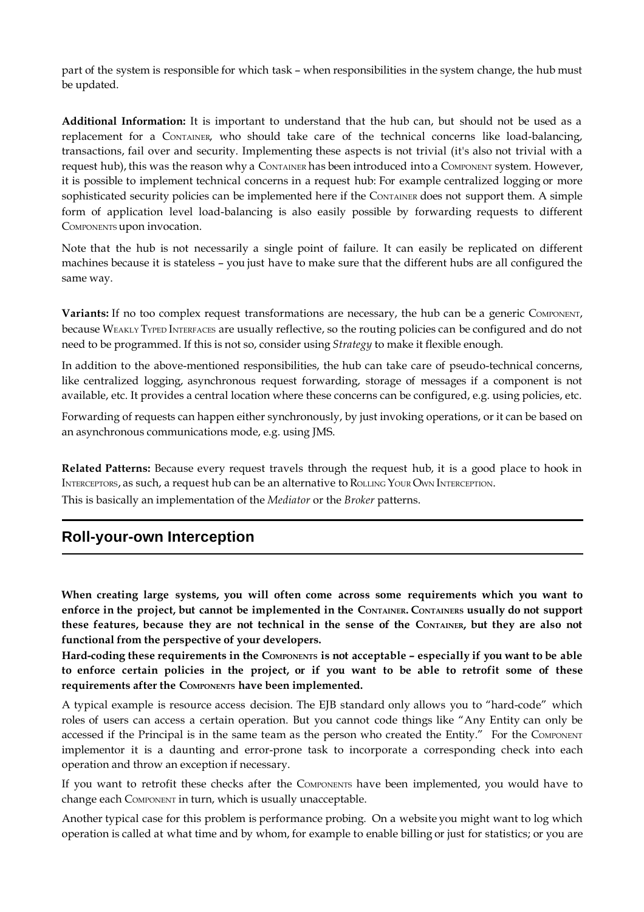part of the system is responsible for which task – when responsibilities in the system change, the hub must be updated.

**Additional Information:** It is important to understand that the hub can, but should not be used as a replacement for a CONTAINER, who should take care of the technical concerns like load-balancing, transactions, fail over and security. Implementing these aspects is not trivial (it's also not trivial with a request hub), this was the reason why a CONTAINER has been introduced into a COMPONENT system. However, it is possible to implement technical concerns in a request hub: For example centralized logging or more sophisticated security policies can be implemented here if the CONTAINER does not support them. A simple form of application level load-balancing is also easily possible by forwarding requests to different COMPONENTS upon invocation.

Note that the hub is not necessarily a single point of failure. It can easily be replicated on different machines because it is stateless – you just have to make sure that the different hubs are all configured the same way.

**Variants:** If no too complex request transformations are necessary, the hub can be a generic COMPONENT, because WEAKLY TYPED INTERFACES are usually reflective, so the routing policies can be configured and do not need to be programmed. If this is not so, consider using *Strategy* to make it flexible enough.

In addition to the above-mentioned responsibilities, the hub can take care of pseudo-technical concerns, like centralized logging, asynchronous request forwarding, storage of messages if a component is not available, etc. It provides a central location where these concerns can be configured, e.g. using policies, etc.

Forwarding of requests can happen either synchronously, by just invoking operations, or it can be based on an asynchronous communications mode, e.g. using JMS.

**Related Patterns:** Because every request travels through the request hub, it is a good place to hook in INTERCEPTORS, as such, a request hub can be an alternative to ROLLING YOUR OWN INTERCEPTION.

This is basically an implementation of the *Mediator* or the *Broker* patterns.

## Roll-your-own Interception

**When creating large systems, you will often come across some requirements which you want to enforce in the project, but cannot be implemented in the CONTAINER. CONTAINERS usually do not support these features, because they are not technical in the sense of the CONTAINER, but they are also not functional from the perspective of your developers.**

**Hard-coding these requirements in the COMPONENTS is not acceptable – especially if you want to be able to enforce certain policies in the project, or if you want to be able to retrofit some of these requirements after the COMPONENTS have been implemented.**

A typical example is resource access decision. The EJB standard only allows you to "hard-code" which roles of users can access a certain operation. But you cannot code things like "Any Entity can only be accessed if the Principal is in the same team as the person who created the Entity." For the COMPONENT implementor it is a daunting and error-prone task to incorporate a corresponding check into each operation and throw an exception if necessary.

If you want to retrofit these checks after the COMPONENTS have been implemented, you would have to change each COMPONENT in turn, which is usually unacceptable.

Another typical case for this problem is performance probing. On a website you might want to log which operation is called at what time and by whom, for example to enable billing or just for statistics; or you are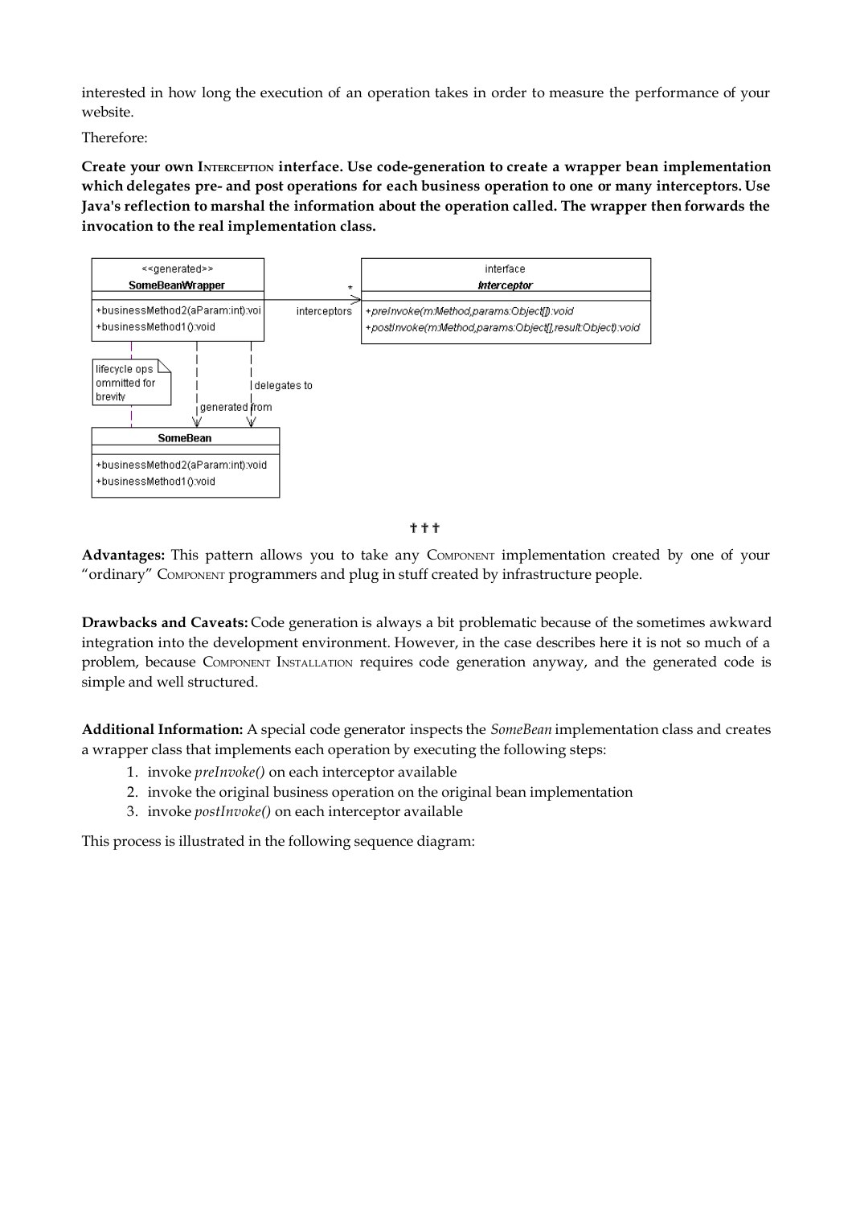interested in how long the execution of an operation takes in order to measure the performance of your website.

Therefore:

**Create your own INTERCEPTION interface. Use code-generation to create a wrapper bean implementation which delegates pre- and post operations for each business operation to one or many interceptors. Use Java's reflection to marshal the information about the operation called. The wrapper then forwards the invocation to the real implementation class.**

† † †

**Advantages:** This pattern allows you to take any COMPONENT implementation created by one of your "ordinary" COMPONENT programmers and plug in stuff created by infrastructure people.

**Drawbacks and Caveats:** Code generation is always a bit problematic because of the sometimes awkward integration into the development environment. However, in the case describes here it is not so much of a problem, because COMPONENT INSTALLATION requires code generation anyway, and the generated code is simple and well structured.

**Additional Information:** A special code generator inspects the *SomeBean* implementation class and creates a wrapper class that implements each operation by executing the following steps:

1. invoke *preInvoke()* on each interceptor available
2. invoke the original business operation on the original bean implementation
3. invoke *postInvoke()* on each interceptor available

This process is illustrated in the following sequence diagram: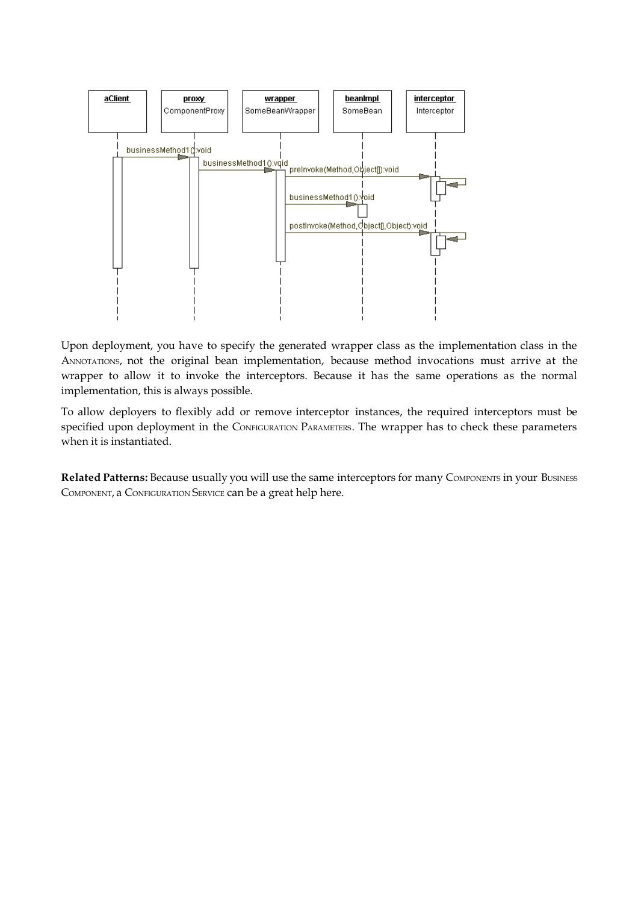Upon deployment, you have to specify the generated wrapper class as the implementation class in the ANNOTATIONS, not the original bean implementation, because method invocations must arrive at the wrapper to allow it to invoke the interceptors. Because it has the same operations as the normal implementation, this is always possible.

To allow deployers to flexibly add or remove interceptor instances, the required interceptors must be specified upon deployment in the CONFIGURATION PARAMETERS. The wrapper has to check these parameters when it is instantiated.

**Related Patterns:** Because usually you will use the same interceptors for many COMPONENTS in your BUSINESS COMPONENT, a CONFIGURATION SERVICE can be a great help here.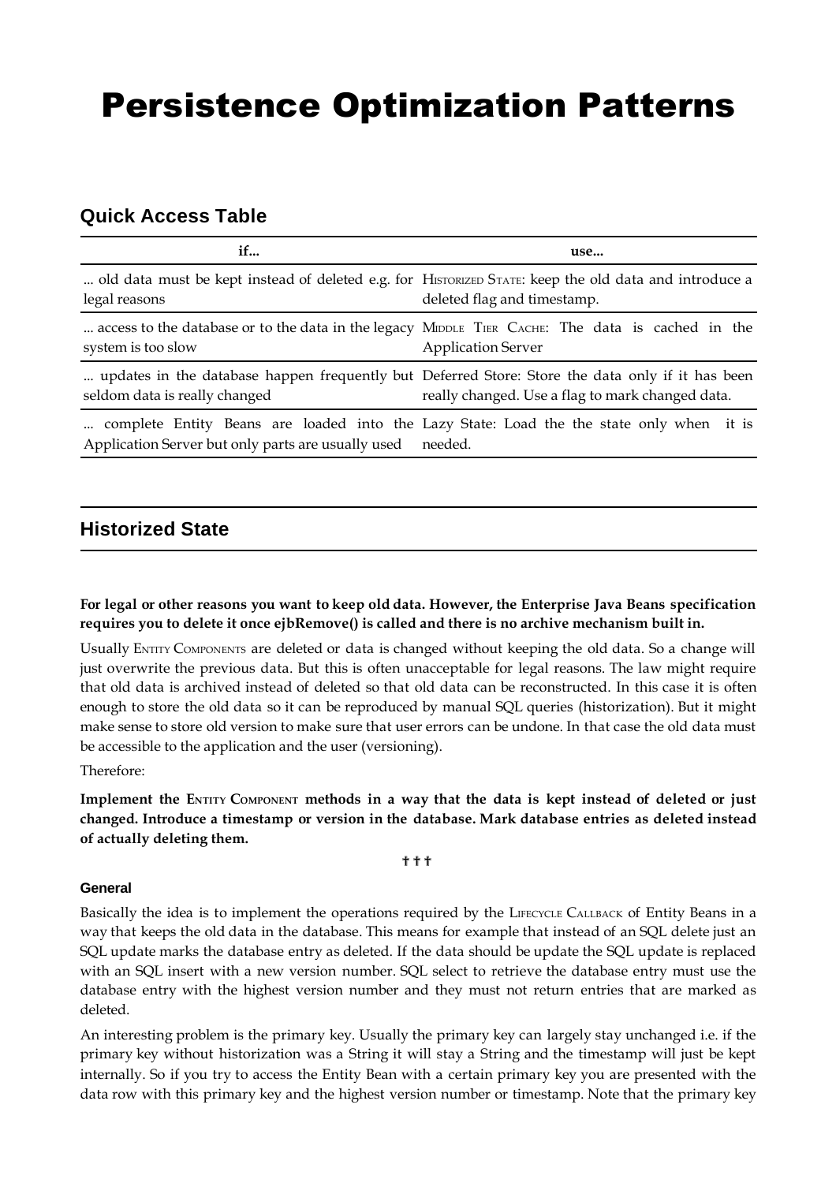# Persistence Optimization Patterns

## Quick Access Table

| if... | use... |
|---|---|
| ... old data must be kept instead of deleted e.g. for legal reasons | HISTORIZED STATE: keep the old data and introduce a deleted flag and timestamp. |
| ... access to the database or to the data in the legacy system is too slow | MIDDLE TIER CACHE: The data is cached in the Application Server |
| ... updates in the database happen frequently but seldom data is really changed | Deferred Store: Store the data only if it has been really changed. Use a flag to mark changed data. |
| ... complete Entity Beans are loaded into the Application Server but only parts are usually used | Lazy State: Load the the state only when it is needed. |

## Historized State

**For legal or other reasons you want to keep old data. However, the Enterprise Java Beans specification requires you to delete it once ejbRemove() is called and there is no archive mechanism built in.**

Usually ENTITY COMPONENTS are deleted or data is changed without keeping the old data. So a change will just overwrite the previous data. But this is often unacceptable for legal reasons. The law might require that old data is archived instead of deleted so that old data can be reconstructed. In this case it is often enough to store the old data so it can be reproduced by manual SQL queries (historization). But it might make sense to store old version to make sure that user errors can be undone. In that case the old data must be accessible to the application and the user (versioning).

Therefore:

**Implement the ENTITY COMPONENT methods in a way that the data is kept instead of deleted or just changed. Introduce a timestamp or version in the database. Mark database entries as deleted instead of actually deleting them.**

† † †

### General

Basically the idea is to implement the operations required by the LIFECYCLE CALLBACK of Entity Beans in a way that keeps the old data in the database. This means for example that instead of an SQL delete just an SQL update marks the database entry as deleted. If the data should be update the SQL update is replaced with an SQL insert with a new version number. SQL select to retrieve the database entry must use the database entry with the highest version number and they must not return entries that are marked as deleted.

An interesting problem is the primary key. Usually the primary key can largely stay unchanged i.e. if the primary key without historization was a String it will stay a String and the timestamp will just be kept internally. So if you try to access the Entity Bean with a certain primary key you are presented with the data row with this primary key and the highest version number or timestamp. Note that the primary key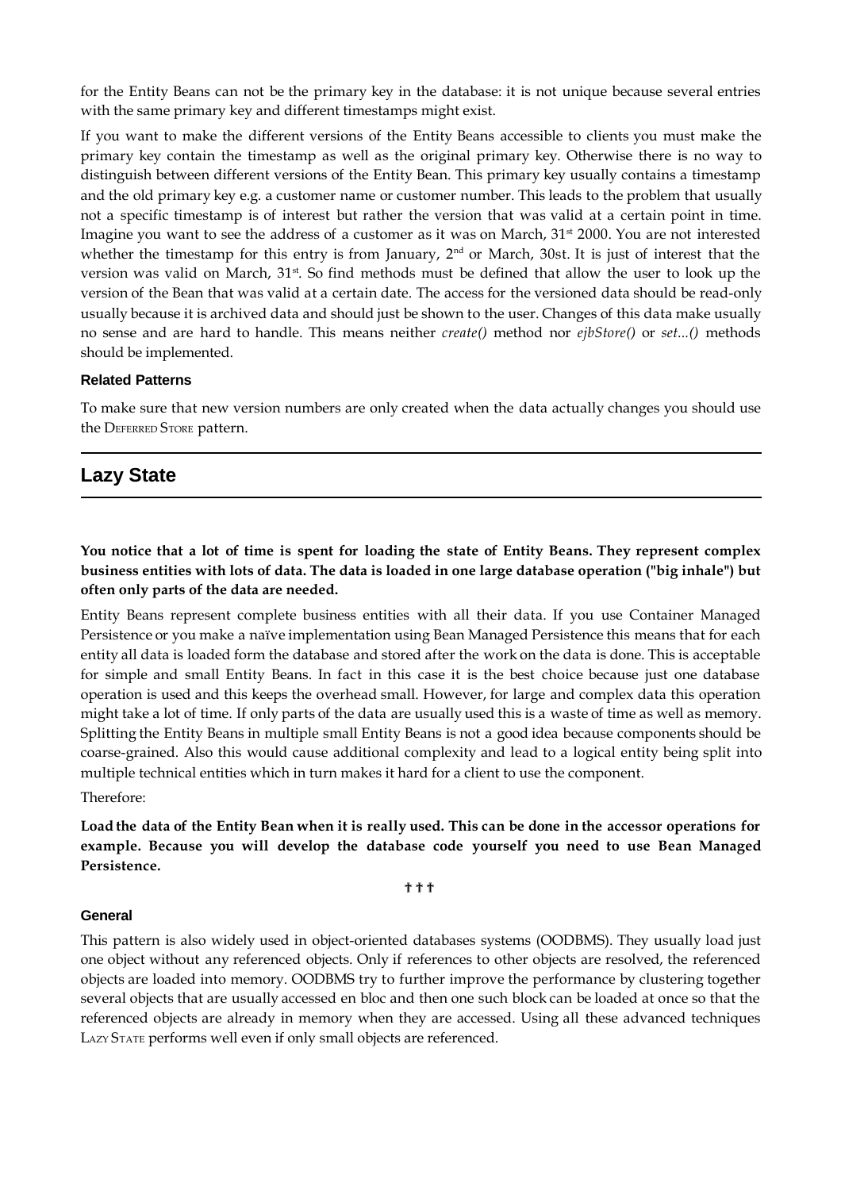for the Entity Beans can not be the primary key in the database: it is not unique because several entries with the same primary key and different timestamps might exist.

If you want to make the different versions of the Entity Beans accessible to clients you must make the primary key contain the timestamp as well as the original primary key. Otherwise there is no way to distinguish between different versions of the Entity Bean. This primary key usually contains a timestamp and the old primary key e.g. a customer name or customer number. This leads to the problem that usually not a specific timestamp is of interest but rather the version that was valid at a certain point in time. Imagine you want to see the address of a customer as it was on March, 31st 2000. You are not interested whether the timestamp for this entry is from January, 2nd or March, 30st. It is just of interest that the version was valid on March, 31st. So find methods must be defined that allow the user to look up the version of the Bean that was valid at a certain date. The access for the versioned data should be read-only usually because it is archived data and should just be shown to the user. Changes of this data make usually no sense and are hard to handle. This means neither *create()* method nor *ejbStore()* or *set...()* methods should be implemented.

#### Related Patterns

To make sure that new version numbers are only created when the data actually changes you should use the DEFERRED STORE pattern.

## Lazy State

**You notice that a lot of time is spent for loading the state of Entity Beans. They represent complex business entities with lots of data. The data is loaded in one large database operation ("big inhale") but often only parts of the data are needed.**

Entity Beans represent complete business entities with all their data. If you use Container Managed Persistence or you make a naïve implementation using Bean Managed Persistence this means that for each entity all data is loaded form the database and stored after the work on the data is done. This is acceptable for simple and small Entity Beans. In fact in this case it is the best choice because just one database operation is used and this keeps the overhead small. However, for large and complex data this operation might take a lot of time. If only parts of the data are usually used this is a waste of time as well as memory. Splitting the Entity Beans in multiple small Entity Beans is not a good idea because components should be coarse-grained. Also this would cause additional complexity and lead to a logical entity being split into multiple technical entities which in turn makes it hard for a client to use the component.

Therefore:

**Load the data of the Entity Bean when it is really used. This can be done in the accessor operations for example. Because you will develop the database code yourself you need to use Bean Managed Persistence.**

† † †

#### General

This pattern is also widely used in object-oriented databases systems (OODBMS). They usually load just one object without any referenced objects. Only if references to other objects are resolved, the referenced objects are loaded into memory. OODBMS try to further improve the performance by clustering together several objects that are usually accessed en bloc and then one such block can be loaded at once so that the referenced objects are already in memory when they are accessed. Using all these advanced techniques LAZY STATE performs well even if only small objects are referenced.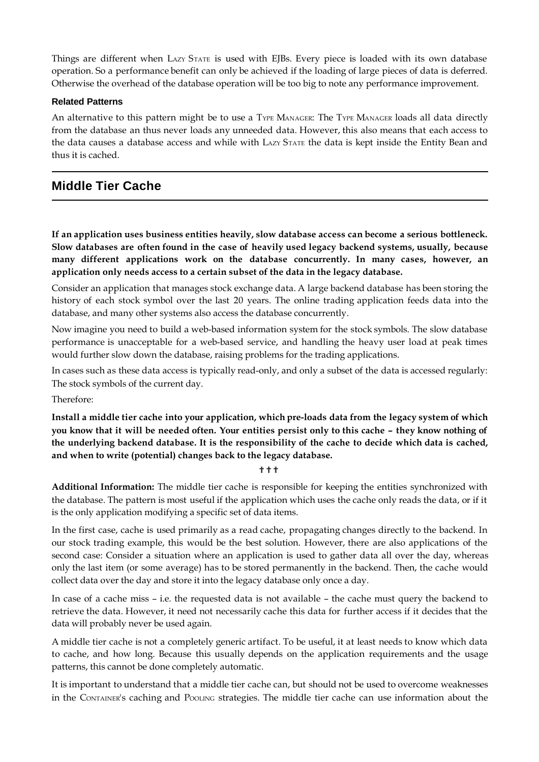Things are different when LAZY STATE is used with EJBs. Every piece is loaded with its own database operation. So a performance benefit can only be achieved if the loading of large pieces of data is deferred. Otherwise the overhead of the database operation will be too big to note any performance improvement.

#### Related Patterns

An alternative to this pattern might be to use a TYPE MANAGER: The TYPE MANAGER loads all data directly from the database an thus never loads any unneeded data. However, this also means that each access to the data causes a database access and while with LAZY STATE the data is kept inside the Entity Bean and thus it is cached.

## Middle Tier Cache

**If an application uses business entities heavily, slow database access can become a serious bottleneck. Slow databases are often found in the case of heavily used legacy backend systems, usually, because many different applications work on the database concurrently. In many cases, however, an application only needs access to a certain subset of the data in the legacy database.**

Consider an application that manages stock exchange data. A large backend database has been storing the history of each stock symbol over the last 20 years. The online trading application feeds data into the database, and many other systems also access the database concurrently.

Now imagine you need to build a web-based information system for the stock symbols. The slow database performance is unacceptable for a web-based service, and handling the heavy user load at peak times would further slow down the database, raising problems for the trading applications.

In cases such as these data access is typically read-only, and only a subset of the data is accessed regularly: The stock symbols of the current day.

Therefore:

**Install a middle tier cache into your application, which pre-loads data from the legacy system of which you know that it will be needed often. Your entities persist only to this cache – they know nothing of the underlying backend database. It is the responsibility of the cache to decide which data is cached, and when to write (potential) changes back to the legacy database.**

† † †

**Additional Information:** The middle tier cache is responsible for keeping the entities synchronized with the database. The pattern is most useful if the application which uses the cache only reads the data, or if it is the only application modifying a specific set of data items.

In the first case, cache is used primarily as a read cache, propagating changes directly to the backend. In our stock trading example, this would be the best solution. However, there are also applications of the second case: Consider a situation where an application is used to gather data all over the day, whereas only the last item (or some average) has to be stored permanently in the backend. Then, the cache would collect data over the day and store it into the legacy database only once a day.

In case of a cache miss – i.e. the requested data is not available – the cache must query the backend to retrieve the data. However, it need not necessarily cache this data for further access if it decides that the data will probably never be used again.

A middle tier cache is not a completely generic artifact. To be useful, it at least needs to know which data to cache, and how long. Because this usually depends on the application requirements and the usage patterns, this cannot be done completely automatic.

It is important to understand that a middle tier cache can, but should not be used to overcome weaknesses in the CONTAINER's caching and POOLING strategies. The middle tier cache can use information about the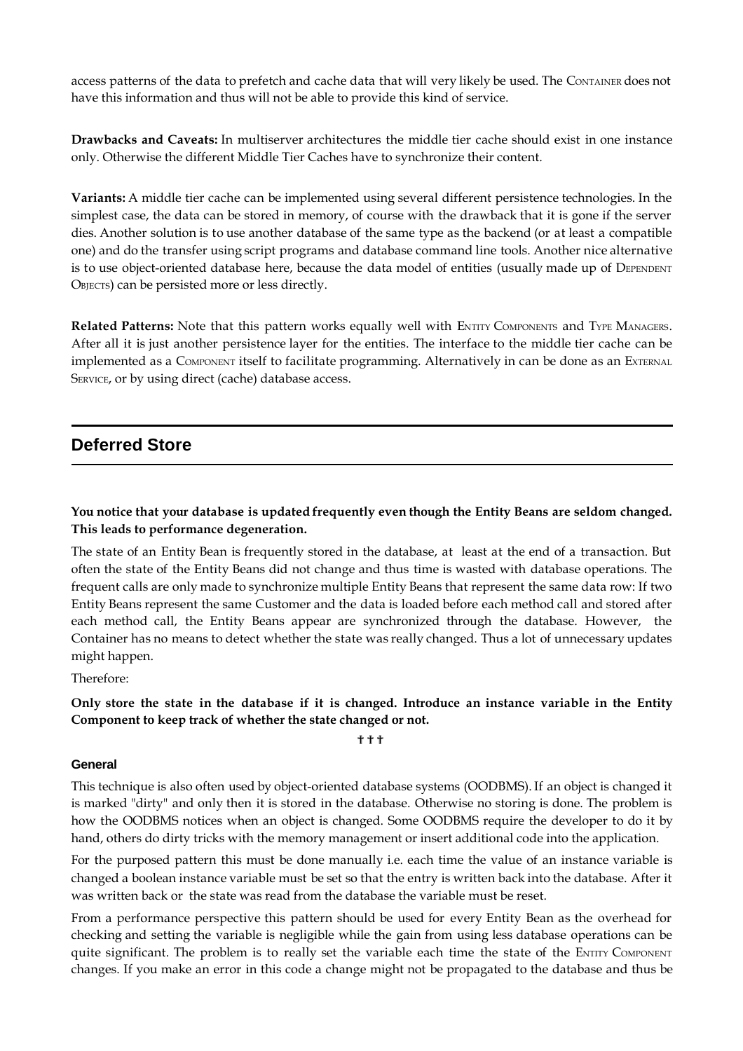access patterns of the data to prefetch and cache data that will very likely be used. The CONTAINER does not have this information and thus will not be able to provide this kind of service.

**Drawbacks and Caveats:** In multiserver architectures the middle tier cache should exist in one instance only. Otherwise the different Middle Tier Caches have to synchronize their content.

**Variants:** A middle tier cache can be implemented using several different persistence technologies. In the simplest case, the data can be stored in memory, of course with the drawback that it is gone if the server dies. Another solution is to use another database of the same type as the backend (or at least a compatible one) and do the transfer using script programs and database command line tools. Another nice alternative is to use object-oriented database here, because the data model of entities (usually made up of DEPENDENT OBJECTS) can be persisted more or less directly.

**Related Patterns:** Note that this pattern works equally well with ENTITY COMPONENTS and TYPE MANAGERS. After all it is just another persistence layer for the entities. The interface to the middle tier cache can be implemented as a COMPONENT itself to facilitate programming. Alternatively in can be done as an EXTERNAL SERVICE, or by using direct (cache) database access.

## Deferred Store

**You notice that your database is updated frequently even though the Entity Beans are seldom changed. This leads to performance degeneration.**

The state of an Entity Bean is frequently stored in the database, at least at the end of a transaction. But often the state of the Entity Beans did not change and thus time is wasted with database operations. The frequent calls are only made to synchronize multiple Entity Beans that represent the same data row: If two Entity Beans represent the same Customer and the data is loaded before each method call and stored after each method call, the Entity Beans appear are synchronized through the database. However, the Container has no means to detect whether the state was really changed. Thus a lot of unnecessary updates might happen.

Therefore:

**Only store the state in the database if it is changed. Introduce an instance variable in the Entity Component to keep track of whether the state changed or not.**

† † †

### General

This technique is also often used by object-oriented database systems (OODBMS). If an object is changed it is marked "dirty" and only then it is stored in the database. Otherwise no storing is done. The problem is how the OODBMS notices when an object is changed. Some OODBMS require the developer to do it by hand, others do dirty tricks with the memory management or insert additional code into the application.

For the purposed pattern this must be done manually i.e. each time the value of an instance variable is changed a boolean instance variable must be set so that the entry is written back into the database. After it was written back or the state was read from the database the variable must be reset.

From a performance perspective this pattern should be used for every Entity Bean as the overhead for checking and setting the variable is negligible while the gain from using less database operations can be quite significant. The problem is to really set the variable each time the state of the ENTITY COMPONENT changes. If you make an error in this code a change might not be propagated to the database and thus be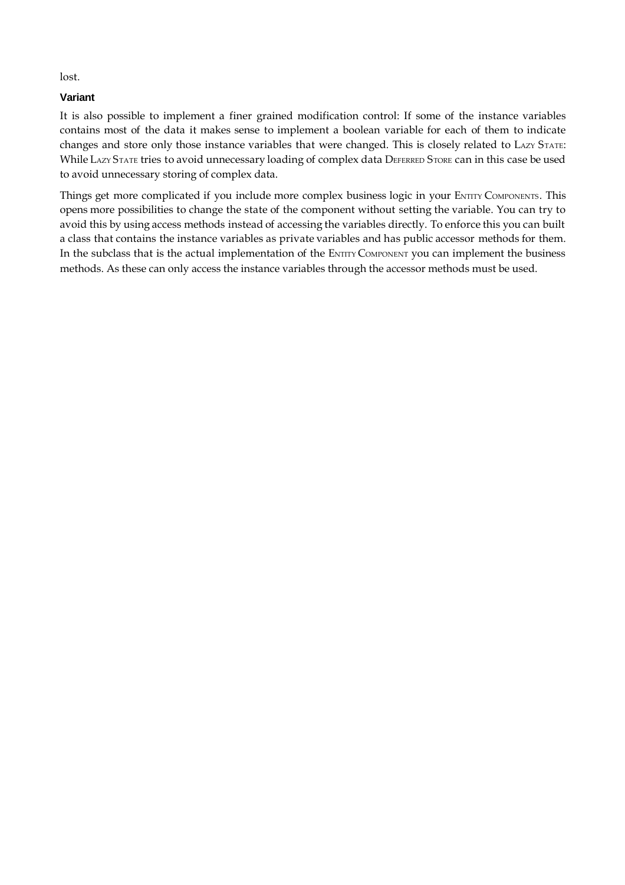lost.

### Variant

It is also possible to implement a finer grained modification control: If some of the instance variables contains most of the data it makes sense to implement a boolean variable for each of them to indicate changes and store only those instance variables that were changed. This is closely related to LAZY STATE: While LAZY STATE tries to avoid unnecessary loading of complex data DEFERRED STORE can in this case be used to avoid unnecessary storing of complex data.

Things get more complicated if you include more complex business logic in your ENTITY COMPONENTS. This opens more possibilities to change the state of the component without setting the variable. You can try to avoid this by using access methods instead of accessing the variables directly. To enforce this you can built a class that contains the instance variables as private variables and has public accessor methods for them. In the subclass that is the actual implementation of the ENTITY COMPONENT you can implement the business methods. As these can only access the instance variables through the accessor methods must be used.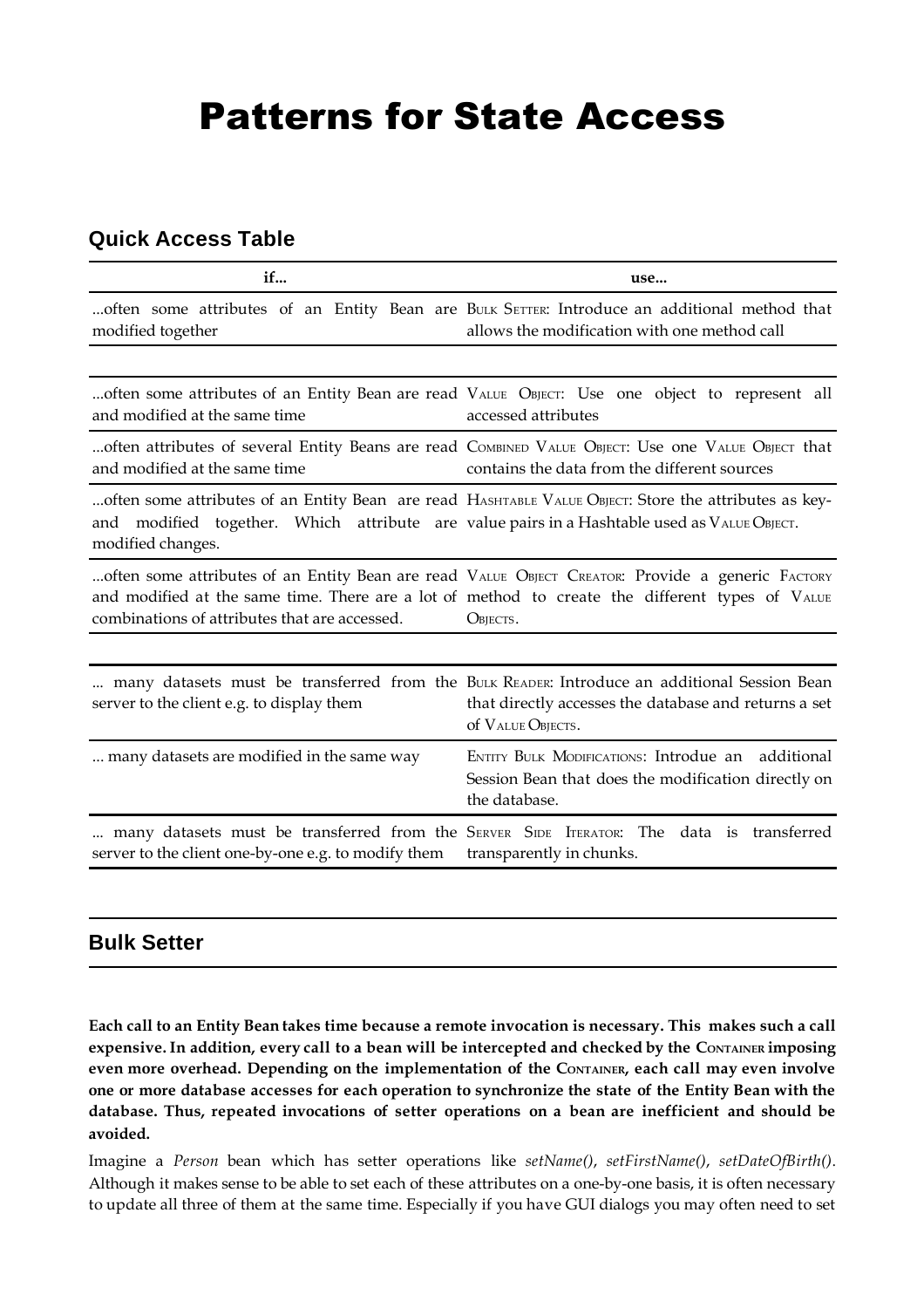# Patterns for State Access

## Quick Access Table

| if... | use... |
|---|---|
| ...often some attributes of an Entity Bean are modified together | BULK SETTER: Introduce an additional method that allows the modification with one method call |
| | |
| ...often some attributes of an Entity Bean are read and modified at the same time | VALUE OBJECT: Use one object to represent all accessed attributes |
| ...often attributes of several Entity Beans are read and modified at the same time | COMBINED VALUE OBJECT: Use one VALUE OBJECT that contains the data from the different sources |
| ...often some attributes of an Entity Bean are read and modified together. Which attribute are modified changes. | HASHTABLE VALUE OBJECT: Store the attributes as key-value pairs in a Hashtable used as VALUE OBJECT. |
| ...often some attributes of an Entity Bean are read and modified at the same time. There are a lot of combinations of attributes that are accessed. | VALUE OBJECT CREATOR: Provide a generic FACTORY method to create the different types of VALUE OBJECTS. |
| | |
| ... many datasets must be transferred from the server to the client e.g. to display them | BULK READER: Introduce an additional Session Bean that directly accesses the database and returns a set of VALUE OBJECTS. |
| ... many datasets are modified in the same way | ENTITY BULK MODIFICATIONS: Introdue an additional Session Bean that does the modification directly on the database. |
| ... many datasets must be transferred from the server to the client one-by-one e.g. to modify them | SERVER SIDE ITERATOR: The data is transferred transparently in chunks. |

## Bulk Setter

**Each call to an Entity Bean takes time because a remote invocation is necessary. This makes such a call expensive. In addition, every call to a bean will be intercepted and checked by the CONTAINER imposing even more overhead. Depending on the implementation of the CONTAINER, each call may even involve one or more database accesses for each operation to synchronize the state of the Entity Bean with the database. Thus, repeated invocations of setter operations on a bean are inefficient and should be avoided.**

Imagine a *Person* bean which has setter operations like *setName()*, *setFirstName()*, *setDateOfBirth()*. Although it makes sense to be able to set each of these attributes on a one-by-one basis, it is often necessary to update all three of them at the same time. Especially if you have GUI dialogs you may often need to set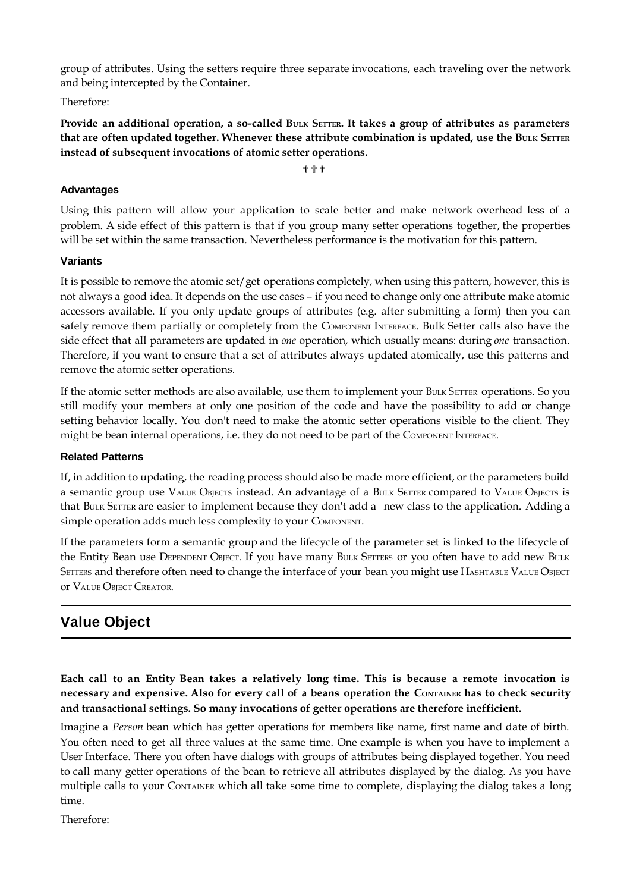group of attributes. Using the setters require three separate invocations, each traveling over the network and being intercepted by the Container.

Therefore:

**Provide an additional operation, a so-called BULK SETTER. It takes a group of attributes as parameters that are often updated together. Whenever these attribute combination is updated, use the BULK SETTER instead of subsequent invocations of atomic setter operations.**

† † †

### Advantages

Using this pattern will allow your application to scale better and make network overhead less of a problem. A side effect of this pattern is that if you group many setter operations together, the properties will be set within the same transaction. Nevertheless performance is the motivation for this pattern.

### Variants

It is possible to remove the atomic set/get operations completely, when using this pattern, however, this is not always a good idea. It depends on the use cases – if you need to change only one attribute make atomic accessors available. If you only update groups of attributes (e.g. after submitting a form) then you can safely remove them partially or completely from the COMPONENT INTERFACE. Bulk Setter calls also have the side effect that all parameters are updated in *one* operation, which usually means: during *one* transaction. Therefore, if you want to ensure that a set of attributes always updated atomically, use this patterns and remove the atomic setter operations.

If the atomic setter methods are also available, use them to implement your BULK SETTER operations. So you still modify your members at only one position of the code and have the possibility to add or change setting behavior locally. You don't need to make the atomic setter operations visible to the client. They might be bean internal operations, i.e. they do not need to be part of the COMPONENT INTERFACE.

### Related Patterns

If, in addition to updating, the reading process should also be made more efficient, or the parameters build a semantic group use VALUE OBJECTS instead. An advantage of a BULK SETTER compared to VALUE OBJECTS is that BULK SETTER are easier to implement because they don't add a new class to the application. Adding a simple operation adds much less complexity to your COMPONENT.

If the parameters form a semantic group and the lifecycle of the parameter set is linked to the lifecycle of the Entity Bean use DEPENDENT OBJECT. If you have many BULK SETTERS or you often have to add new BULK SETTERS and therefore often need to change the interface of your bean you might use HASHTABLE VALUE OBJECT or VALUE OBJECT CREATOR.

---

## Value Object

---

**Each call to an Entity Bean takes a relatively long time. This is because a remote invocation is necessary and expensive. Also for every call of a beans operation the CONTAINER has to check security and transactional settings. So many invocations of getter operations are therefore inefficient.**

Imagine a *Person* bean which has getter operations for members like name, first name and date of birth. You often need to get all three values at the same time. One example is when you have to implement a User Interface. There you often have dialogs with groups of attributes being displayed together. You need to call many getter operations of the bean to retrieve all attributes displayed by the dialog. As you have multiple calls to your CONTAINER which all take some time to complete, displaying the dialog takes a long time.

Therefore: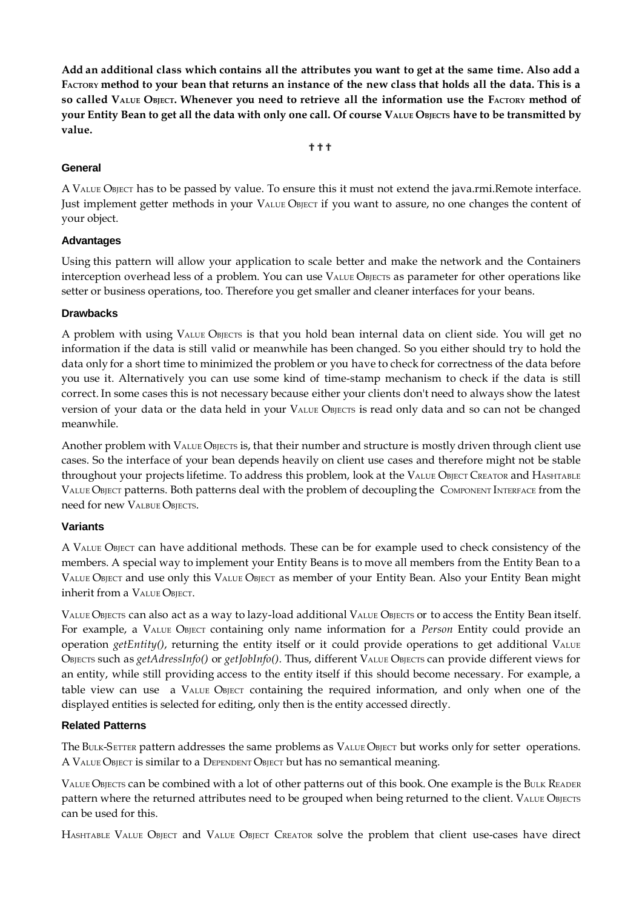**Add an additional class which contains all the attributes you want to get at the same time. Also add a FACTORY method to your bean that returns an instance of the new class that holds all the data. This is a so called VALUE OBJECT. Whenever you need to retrieve all the information use the FACTORY method of your Entity Bean to get all the data with only one call. Of course VALUE OBJECTS have to be transmitted by value.**

† † †

### General

A VALUE OBJECT has to be passed by value. To ensure this it must not extend the java.rmi.Remote interface. Just implement getter methods in your VALUE OBJECT if you want to assure, no one changes the content of your object.

### Advantages

Using this pattern will allow your application to scale better and make the network and the Containers interception overhead less of a problem. You can use VALUE OBJECTS as parameter for other operations like setter or business operations, too. Therefore you get smaller and cleaner interfaces for your beans.

### Drawbacks

A problem with using VALUE OBJECTS is that you hold bean internal data on client side. You will get no information if the data is still valid or meanwhile has been changed. So you either should try to hold the data only for a short time to minimized the problem or you have to check for correctness of the data before you use it. Alternatively you can use some kind of time-stamp mechanism to check if the data is still correct. In some cases this is not necessary because either your clients don't need to always show the latest version of your data or the data held in your VALUE OBJECTS is read only data and so can not be changed meanwhile.

Another problem with VALUE OBJECTS is, that their number and structure is mostly driven through client use cases. So the interface of your bean depends heavily on client use cases and therefore might not be stable throughout your projects lifetime. To address this problem, look at the VALUE OBJECT CREATOR and HASHTABLE VALUE OBJECT patterns. Both patterns deal with the problem of decoupling the COMPONENT INTERFACE from the need for new VALBUE OBJECTS.

### Variants

A VALUE OBJECT can have additional methods. These can be for example used to check consistency of the members. A special way to implement your Entity Beans is to move all members from the Entity Bean to a VALUE OBJECT and use only this VALUE OBJECT as member of your Entity Bean. Also your Entity Bean might inherit from a VALUE OBJECT.

VALUE OBJECTS can also act as a way to lazy-load additional VALUE OBJECTS or to access the Entity Bean itself. For example, a VALUE OBJECT containing only name information for a *Person* Entity could provide an operation *getEntity()*, returning the entity itself or it could provide operations to get additional VALUE OBJECTS such as *getAdressInfo()* or *getJobInfo()*. Thus, different VALUE OBJECTS can provide different views for an entity, while still providing access to the entity itself if this should become necessary. For example, a table view can use a VALUE OBJECT containing the required information, and only when one of the displayed entities is selected for editing, only then is the entity accessed directly.

### Related Patterns

The BULK-SETTER pattern addresses the same problems as VALUE OBJECT but works only for setter operations. A VALUE OBJECT is similar to a DEPENDENT OBJECT but has no semantical meaning.

VALUE OBJECTS can be combined with a lot of other patterns out of this book. One example is the BULK READER pattern where the returned attributes need to be grouped when being returned to the client. VALUE OBJECTS can be used for this.

HASHTABLE VALUE OBJECT and VALUE OBJECT CREATOR solve the problem that client use-cases have direct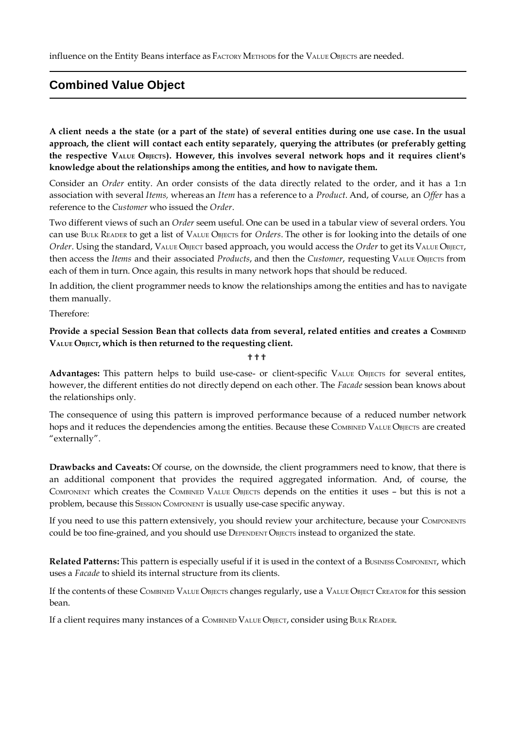influence on the Entity Beans interface as FACTORY METHODS for the VALUE OBJECTS are needed.

## Combined Value Object

**A client needs a the state (or a part of the state) of several entities during one use case. In the usual approach, the client will contact each entity separately, querying the attributes (or preferably getting the respective VALUE OBJECTS). However, this involves several network hops and it requires client's knowledge about the relationships among the entities, and how to navigate them.**

Consider an *Order* entity. An order consists of the data directly related to the order, and it has a 1:n association with several *Items,* whereas an *Item* has a reference to a *Product*. And, of course, an *Offer* has a reference to the *Customer* who issued the *Order*.

Two different views of such an *Order* seem useful. One can be used in a tabular view of several orders. You can use BULK READER to get a list of VALUE OBJECTS for *Orders*. The other is for looking into the details of one *Order*. Using the standard, VALUE OBJECT based approach, you would access the *Order* to get its VALUE OBJECT, then access the *Items* and their associated *Products*, and then the *Customer*, requesting VALUE OBJECTS from each of them in turn. Once again, this results in many network hops that should be reduced.

In addition, the client programmer needs to know the relationships among the entities and has to navigate them manually.

Therefore:

**Provide a special Session Bean that collects data from several, related entities and creates a COMBINED VALUE OBJECT, which is then returned to the requesting client.**

† † †

**Advantages:** This pattern helps to build use-case- or client-specific VALUE OBJECTS for several entites, however, the different entities do not directly depend on each other. The *Facade* session bean knows about the relationships only.

The consequence of using this pattern is improved performance because of a reduced number network hops and it reduces the dependencies among the entities. Because these COMBINED VALUE OBJECTS are created "externally".

**Drawbacks and Caveats:** Of course, on the downside, the client programmers need to know, that there is an additional component that provides the required aggregated information. And, of course, the COMPONENT which creates the COMBINED VALUE OBJECTS depends on the entities it uses – but this is not a problem, because this SESSION COMPONENT is usually use-case specific anyway.

If you need to use this pattern extensively, you should review your architecture, because your COMPONENTS could be too fine-grained, and you should use DEPENDENT OBJECTS instead to organized the state.

**Related Patterns:** This pattern is especially useful if it is used in the context of a BUSINESS COMPONENT, which uses a *Facade* to shield its internal structure from its clients.

If the contents of these COMBINED VALUE OBJECTS changes regularly, use a VALUE OBJECT CREATOR for this session bean.

If a client requires many instances of a COMBINED VALUE OBJECT, consider using BULK READER.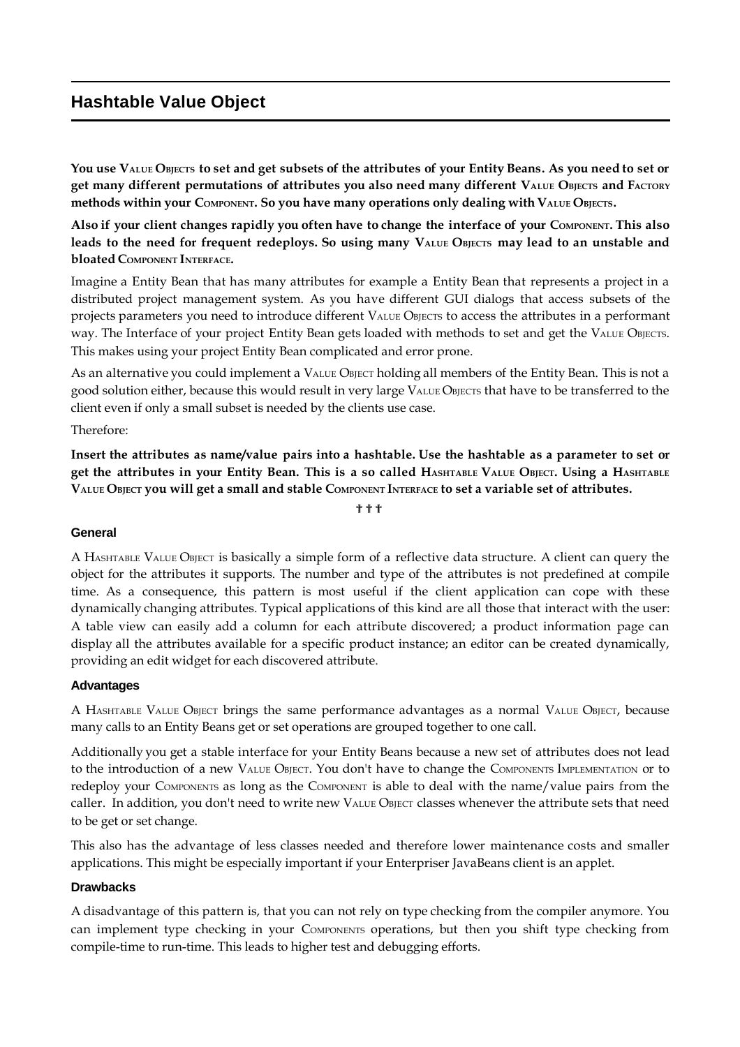## Hashtable Value Object

**You use Value Objects to set and get subsets of the attributes of your Entity Beans. As you need to set or get many different permutations of attributes you also need many different Value Objects and Factory methods within your Component. So you have many operations only dealing with Value Objects.**

**Also if your client changes rapidly you often have to change the interface of your Component. This also leads to the need for frequent redeploys. So using many Value Objects may lead to an unstable and bloated Component Interface.**

Imagine a Entity Bean that has many attributes for example a Entity Bean that represents a project in a distributed project management system. As you have different GUI dialogs that access subsets of the projects parameters you need to introduce different Value Objects to access the attributes in a performant way. The Interface of your project Entity Bean gets loaded with methods to set and get the Value Objects. This makes using your project Entity Bean complicated and error prone.

As an alternative you could implement a Value Object holding all members of the Entity Bean. This is not a good solution either, because this would result in very large Value Objects that have to be transferred to the client even if only a small subset is needed by the clients use case.

Therefore:

**Insert the attributes as name/value pairs into a hashtable. Use the hashtable as a parameter to set or get the attributes in your Entity Bean. This is a so called Hashtable Value Object. Using a Hashtable Value Object you will get a small and stable Component Interface to set a variable set of attributes.**

† † †

#### General

A Hashtable Value Object is basically a simple form of a reflective data structure. A client can query the object for the attributes it supports. The number and type of the attributes is not predefined at compile time. As a consequence, this pattern is most useful if the client application can cope with these dynamically changing attributes. Typical applications of this kind are all those that interact with the user: A table view can easily add a column for each attribute discovered; a product information page can display all the attributes available for a specific product instance; an editor can be created dynamically, providing an edit widget for each discovered attribute.

#### Advantages

A Hashtable Value Object brings the same performance advantages as a normal Value Object, because many calls to an Entity Beans get or set operations are grouped together to one call.

Additionally you get a stable interface for your Entity Beans because a new set of attributes does not lead to the introduction of a new Value Object. You don't have to change the Components Implementation or to redeploy your Components as long as the Component is able to deal with the name/value pairs from the caller. In addition, you don't need to write new Value Object classes whenever the attribute sets that need to be get or set change.

This also has the advantage of less classes needed and therefore lower maintenance costs and smaller applications. This might be especially important if your Enterpriser JavaBeans client is an applet.

#### Drawbacks

A disadvantage of this pattern is, that you can not rely on type checking from the compiler anymore. You can implement type checking in your Components operations, but then you shift type checking from compile-time to run-time. This leads to higher test and debugging efforts.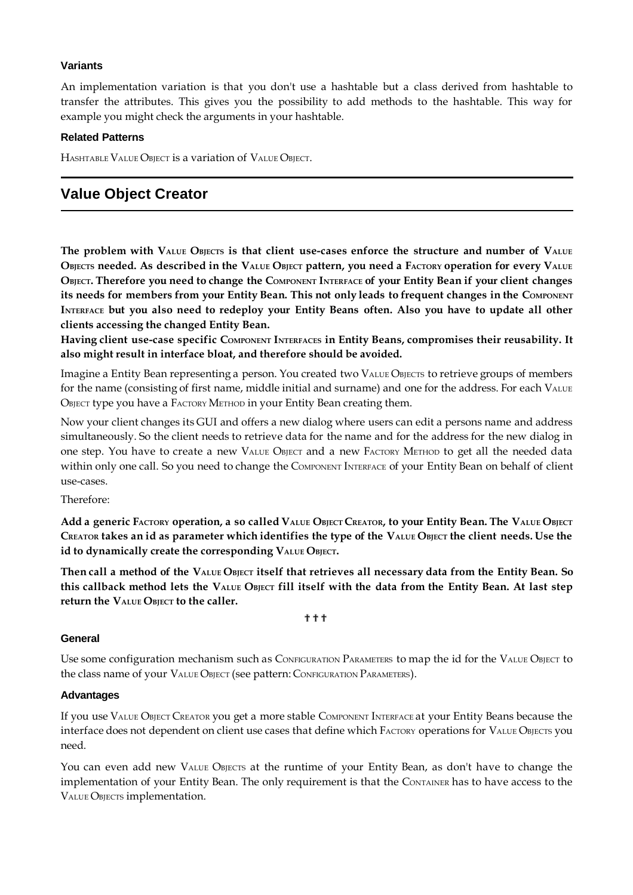### Variants

An implementation variation is that you don't use a hashtable but a class derived from hashtable to transfer the attributes. This gives you the possibility to add methods to the hashtable. This way for example you might check the arguments in your hashtable.

### Related Patterns

HASHTABLE VALUE OBJECT is a variation of VALUE OBJECT.

---

## Value Object Creator

---

**The problem with VALUE OBJECTS is that client use-cases enforce the structure and number of VALUE OBJECTS needed. As described in the VALUE OBJECT pattern, you need a FACTORY operation for every VALUE OBJECT. Therefore you need to change the COMPONENT INTERFACE of your Entity Bean if your client changes its needs for members from your Entity Bean. This not only leads to frequent changes in the COMPONENT INTERFACE but you also need to redeploy your Entity Beans often. Also you have to update all other clients accessing the changed Entity Bean.**

**Having client use-case specific COMPONENT INTERFACES in Entity Beans, compromises their reusability. It also might result in interface bloat, and therefore should be avoided.**

Imagine a Entity Bean representing a person. You created two VALUE OBJECTS to retrieve groups of members for the name (consisting of first name, middle initial and surname) and one for the address. For each VALUE OBJECT type you have a FACTORY METHOD in your Entity Bean creating them.

Now your client changes its GUI and offers a new dialog where users can edit a persons name and address simultaneously. So the client needs to retrieve data for the name and for the address for the new dialog in one step. You have to create a new VALUE OBJECT and a new FACTORY METHOD to get all the needed data within only one call. So you need to change the COMPONENT INTERFACE of your Entity Bean on behalf of client use-cases.

Therefore:

**Add a generic FACTORY operation, a so called VALUE OBJECT CREATOR, to your Entity Bean. The VALUE OBJECT CREATOR takes an id as parameter which identifies the type of the VALUE OBJECT the client needs. Use the id to dynamically create the corresponding VALUE OBJECT.**

**Then call a method of the VALUE OBJECT itself that retrieves all necessary data from the Entity Bean. So this callback method lets the VALUE OBJECT fill itself with the data from the Entity Bean. At last step return the VALUE OBJECT to the caller.**

† † †

### General

Use some configuration mechanism such as CONFIGURATION PARAMETERS to map the id for the VALUE OBJECT to the class name of your VALUE OBJECT (see pattern: CONFIGURATION PARAMETERS).

### Advantages

If you use VALUE OBJECT CREATOR you get a more stable COMPONENT INTERFACE at your Entity Beans because the interface does not dependent on client use cases that define which FACTORY operations for VALUE OBJECTS you need.

You can even add new VALUE OBJECTS at the runtime of your Entity Bean, as don't have to change the implementation of your Entity Bean. The only requirement is that the CONTAINER has to have access to the VALUE OBJECTS implementation.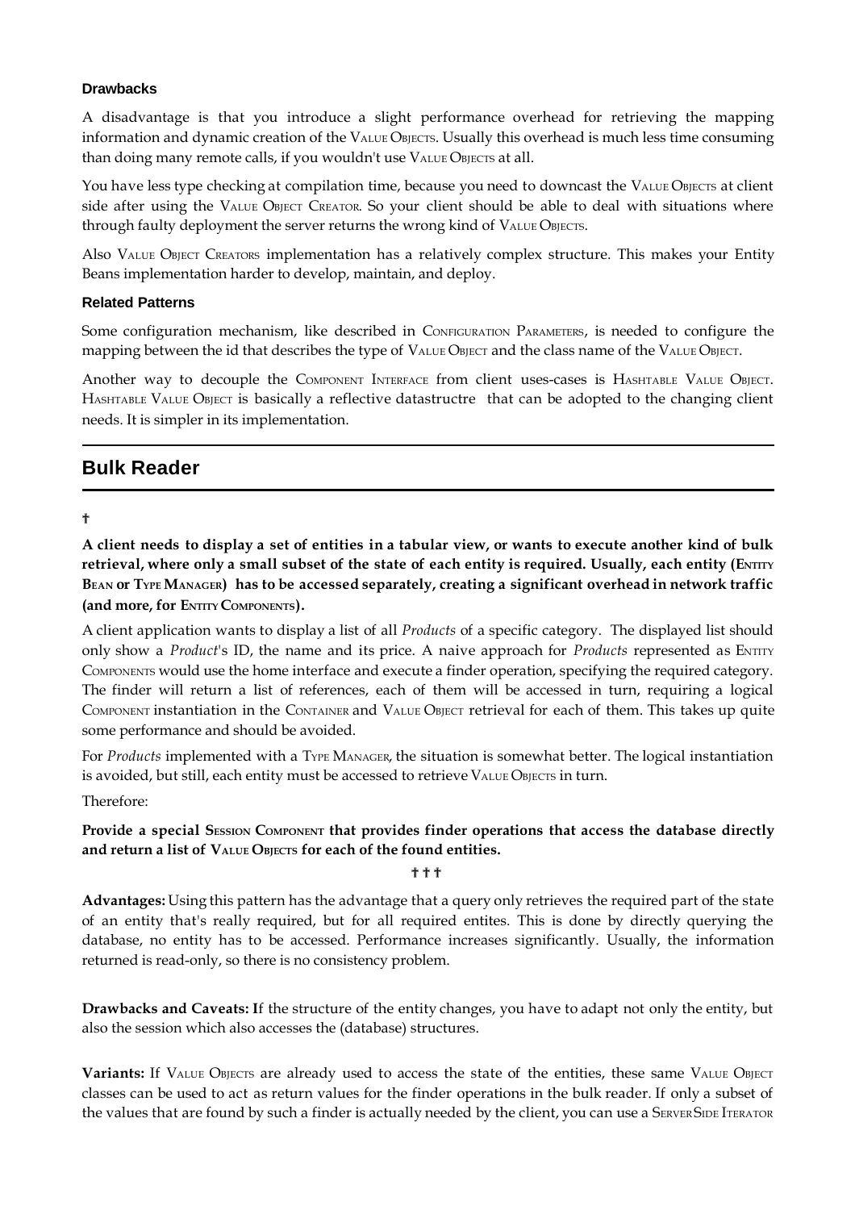### Drawbacks

A disadvantage is that you introduce a slight performance overhead for retrieving the mapping information and dynamic creation of the VALUE OBJECTS. Usually this overhead is much less time consuming than doing many remote calls, if you wouldn't use VALUE OBJECTS at all.

You have less type checking at compilation time, because you need to downcast the VALUE OBJECTS at client side after using the VALUE OBJECT CREATOR. So your client should be able to deal with situations where through faulty deployment the server returns the wrong kind of VALUE OBJECTS.

Also VALUE OBJECT CREATORS implementation has a relatively complex structure. This makes your Entity Beans implementation harder to develop, maintain, and deploy.

### Related Patterns

Some configuration mechanism, like described in CONFIGURATION PARAMETERS, is needed to configure the mapping between the id that describes the type of VALUE OBJECT and the class name of the VALUE OBJECT.

Another way to decouple the COMPONENT INTERFACE from client uses-cases is HASHTABLE VALUE OBJECT. HASHTABLE VALUE OBJECT is basically a reflective datastructre that can be adopted to the changing client needs. It is simpler in its implementation.

## Bulk Reader

†

**A client needs to display a set of entities in a tabular view, or wants to execute another kind of bulk retrieval, where only a small subset of the state of each entity is required. Usually, each entity (ENTITY BEAN or TYPE MANAGER) has to be accessed separately, creating a significant overhead in network traffic (and more, for ENTITY COMPONENTS).**

A client application wants to display a list of all *Products* of a specific category. The displayed list should only show a *Product*'s ID, the name and its price. A naive approach for *Products* represented as ENTITY COMPONENTS would use the home interface and execute a finder operation, specifying the required category. The finder will return a list of references, each of them will be accessed in turn, requiring a logical COMPONENT instantiation in the CONTAINER and VALUE OBJECT retrieval for each of them. This takes up quite some performance and should be avoided.

For *Products* implemented with a TYPE MANAGER, the situation is somewhat better. The logical instantiation is avoided, but still, each entity must be accessed to retrieve VALUE OBJECTS in turn.

Therefore:

**Provide a special SESSION COMPONENT that provides finder operations that access the database directly and return a list of VALUE OBJECTS for each of the found entities.**

† † †

**Advantages:** Using this pattern has the advantage that a query only retrieves the required part of the state of an entity that's really required, but for all required entites. This is done by directly querying the database, no entity has to be accessed. Performance increases significantly. Usually, the information returned is read-only, so there is no consistency problem.

**Drawbacks and Caveats: I**f the structure of the entity changes, you have to adapt not only the entity, but also the session which also accesses the (database) structures.

**Variants:** If VALUE OBJECTS are already used to access the state of the entities, these same VALUE OBJECT classes can be used to act as return values for the finder operations in the bulk reader. If only a subset of the values that are found by such a finder is actually needed by the client, you can use a SERVERSIDE ITERATOR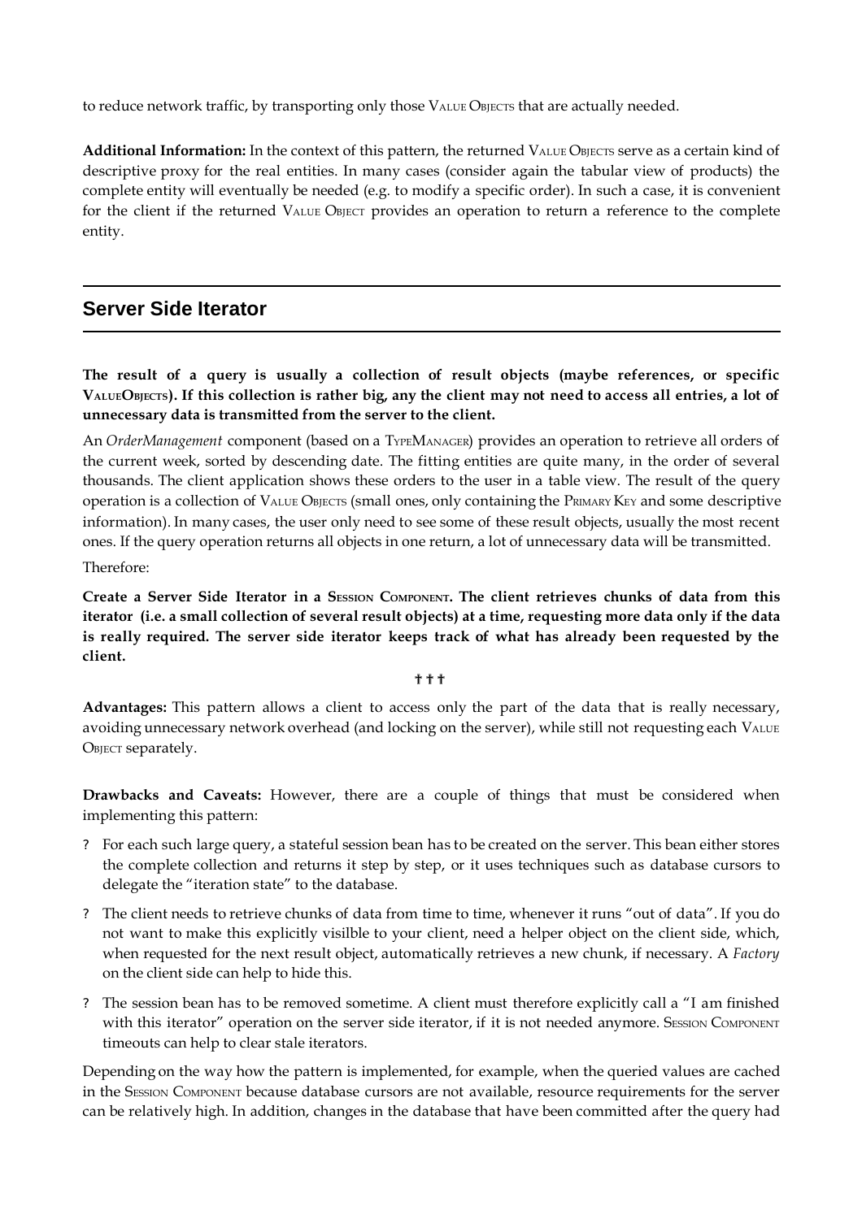to reduce network traffic, by transporting only those VALUE OBJECTS that are actually needed.

**Additional Information:** In the context of this pattern, the returned VALUE OBJECTS serve as a certain kind of descriptive proxy for the real entities. In many cases (consider again the tabular view of products) the complete entity will eventually be needed (e.g. to modify a specific order). In such a case, it is convenient for the client if the returned VALUE OBJECT provides an operation to return a reference to the complete entity.

## Server Side Iterator

**The result of a query is usually a collection of result objects (maybe references, or specific VALUEOBJECTS). If this collection is rather big, any the client may not need to access all entries, a lot of unnecessary data is transmitted from the server to the client.**

An *OrderManagement* component (based on a TYPEMANAGER) provides an operation to retrieve all orders of the current week, sorted by descending date. The fitting entities are quite many, in the order of several thousands. The client application shows these orders to the user in a table view. The result of the query operation is a collection of VALUE OBJECTS (small ones, only containing the PRIMARY KEY and some descriptive information). In many cases, the user only need to see some of these result objects, usually the most recent ones. If the query operation returns all objects in one return, a lot of unnecessary data will be transmitted.

Therefore:

**Create a Server Side Iterator in a SESSION COMPONENT. The client retrieves chunks of data from this iterator (i.e. a small collection of several result objects) at a time, requesting more data only if the data is really required. The server side iterator keeps track of what has already been requested by the client.**

† † †

**Advantages:** This pattern allows a client to access only the part of the data that is really necessary, avoiding unnecessary network overhead (and locking on the server), while still not requesting each VALUE OBJECT separately.

**Drawbacks and Caveats:** However, there are a couple of things that must be considered when implementing this pattern:

- For each such large query, a stateful session bean has to be created on the server. This bean either stores the complete collection and returns it step by step, or it uses techniques such as database cursors to delegate the "iteration state" to the database.
- The client needs to retrieve chunks of data from time to time, whenever it runs "out of data". If you do not want to make this explicitly visilble to your client, need a helper object on the client side, which, when requested for the next result object, automatically retrieves a new chunk, if necessary. A *Factory* on the client side can help to hide this.
- The session bean has to be removed sometime. A client must therefore explicitly call a "I am finished with this iterator" operation on the server side iterator, if it is not needed anymore. SESSION COMPONENT timeouts can help to clear stale iterators.

Depending on the way how the pattern is implemented, for example, when the queried values are cached in the SESSION COMPONENT because database cursors are not available, resource requirements for the server can be relatively high. In addition, changes in the database that have been committed after the query had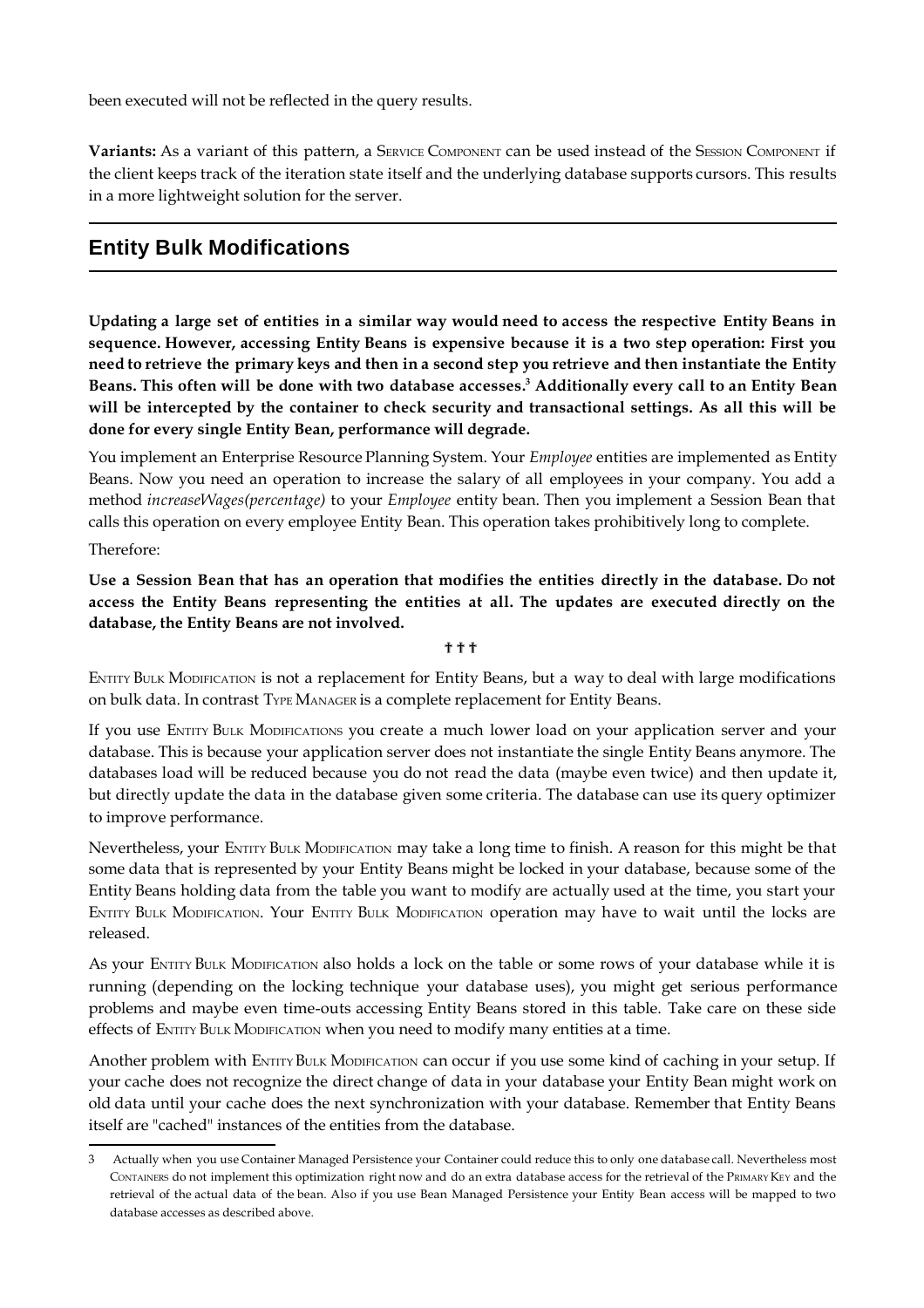been executed will not be reflected in the query results.

**Variants:** As a variant of this pattern, a Service Component can be used instead of the Session Component if the client keeps track of the iteration state itself and the underlying database supports cursors. This results in a more lightweight solution for the server.

## Entity Bulk Modifications

**Updating a large set of entities in a similar way would need to access the respective Entity Beans in sequence. However, accessing Entity Beans is expensive because it is a two step operation: First you need to retrieve the primary keys and then in a second step you retrieve and then instantiate the Entity Beans. This often will be done with two database accesses.[3] Additionally every call to an Entity Bean will be intercepted by the container to check security and transactional settings. As all this will be done for every single Entity Bean, performance will degrade.**

You implement an Enterprise Resource Planning System. Your *Employee* entities are implemented as Entity Beans. Now you need an operation to increase the salary of all employees in your company. You add a method *increaseWages(percentage)* to your *Employee* entity bean. Then you implement a Session Bean that calls this operation on every employee Entity Bean. This operation takes prohibitively long to complete.

Therefore:

**Use a Session Bean that has an operation that modifies the entities directly in the database. Do not access the Entity Beans representing the entities at all. The updates are executed directly on the database, the Entity Beans are not involved.**

† † †

Entity Bulk Modification is not a replacement for Entity Beans, but a way to deal with large modifications on bulk data. In contrast Type Manager is a complete replacement for Entity Beans.

If you use Entity Bulk Modifications you create a much lower load on your application server and your database. This is because your application server does not instantiate the single Entity Beans anymore. The databases load will be reduced because you do not read the data (maybe even twice) and then update it, but directly update the data in the database given some criteria. The database can use its query optimizer to improve performance.

Nevertheless, your Entity Bulk Modification may take a long time to finish. A reason for this might be that some data that is represented by your Entity Beans might be locked in your database, because some of the Entity Beans holding data from the table you want to modify are actually used at the time, you start your Entity Bulk Modification. Your Entity Bulk Modification operation may have to wait until the locks are released.

As your Entity Bulk Modification also holds a lock on the table or some rows of your database while it is running (depending on the locking technique your database uses), you might get serious performance problems and maybe even time-outs accessing Entity Beans stored in this table. Take care on these side effects of Entity Bulk Modification when you need to modify many entities at a time.

Another problem with Entity Bulk Modification can occur if you use some kind of caching in your setup. If your cache does not recognize the direct change of data in your database your Entity Bean might work on old data until your cache does the next synchronization with your database. Remember that Entity Beans itself are "cached" instances of the entities from the database.

---

3 Actually when you use Container Managed Persistence your Container could reduce this to only one database call. Nevertheless most Containers do not implement this optimization right now and do an extra database access for the retrieval of the Primary Key and the retrieval of the actual data of the bean. Also if you use Bean Managed Persistence your Entity Bean access will be mapped to two database accesses as described above.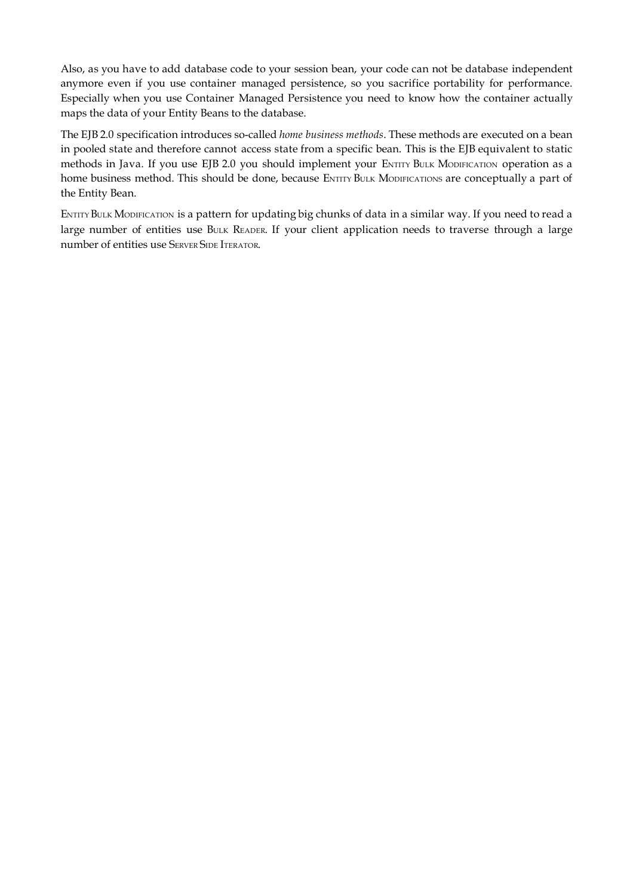Also, as you have to add database code to your session bean, your code can not be database independent anymore even if you use container managed persistence, so you sacrifice portability for performance. Especially when you use Container Managed Persistence you need to know how the container actually maps the data of your Entity Beans to the database.

The EJB 2.0 specification introduces so-called *home business methods*. These methods are executed on a bean in pooled state and therefore cannot access state from a specific bean. This is the EJB equivalent to static methods in Java. If you use EJB 2.0 you should implement your ENTITY BULK MODIFICATION operation as a home business method. This should be done, because ENTITY BULK MODIFICATIONS are conceptually a part of the Entity Bean.

ENTITY BULK MODIFICATION is a pattern for updating big chunks of data in a similar way. If you need to read a large number of entities use BULK READER. If your client application needs to traverse through a large number of entities use SERVER SIDE ITERATOR.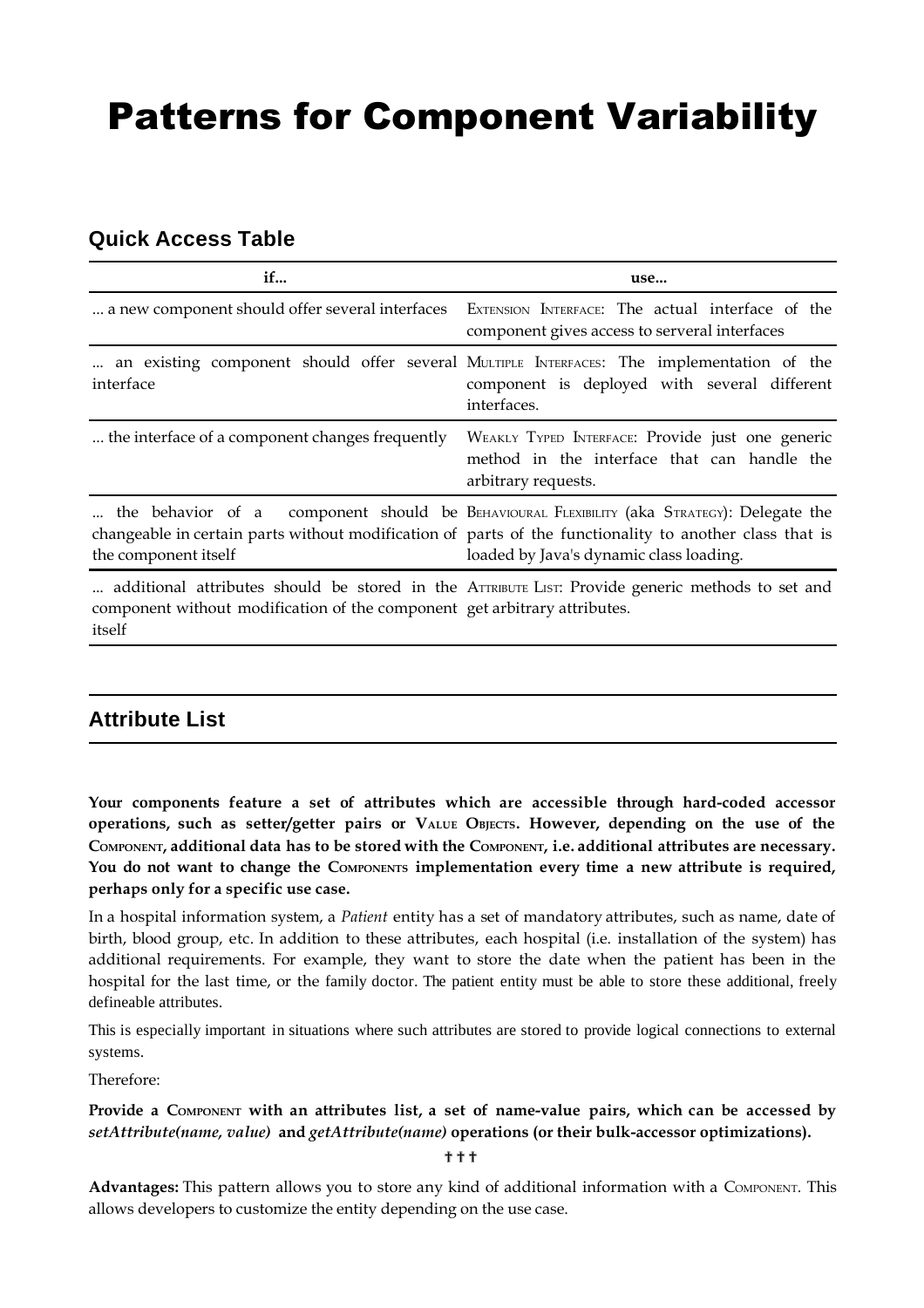# Patterns for Component Variability

## Quick Access Table

| if... | use... |
|---|---|
| ... a new component should offer several interfaces | EXTENSION INTERFACE: The actual interface of the component gives access to serveral interfaces |
| ... an existing component should offer several interface | MULTIPLE INTERFACES: The implementation of the component is deployed with several different interfaces. |
| ... the interface of a component changes frequently | WEAKLY TYPED INTERFACE: Provide just one generic method in the interface that can handle the arbitrary requests. |
| ... the behavior of a component should be changeable in certain parts without modification of the component itself | BEHAVIOURAL FLEXIBILITY (aka STRATEGY): Delegate the parts of the functionality to another class that is loaded by Java's dynamic class loading. |
| ... additional attributes should be stored in the component without modification of the component itself | ATTRIBUTE LIST: Provide generic methods to set and get arbitrary attributes. |

## Attribute List

**Your components feature a set of attributes which are accessible through hard-coded accessor operations, such as setter/getter pairs or VALUE OBJECTS. However, depending on the use of the COMPONENT, additional data has to be stored with the COMPONENT, i.e. additional attributes are necessary. You do not want to change the COMPONENTS implementation every time a new attribute is required, perhaps only for a specific use case.**

In a hospital information system, a *Patient* entity has a set of mandatory attributes, such as name, date of birth, blood group, etc. In addition to these attributes, each hospital (i.e. installation of the system) has additional requirements. For example, they want to store the date when the patient has been in the hospital for the last time, or the family doctor. The patient entity must be able to store these additional, freely defineable attributes.

This is especially important in situations where such attributes are stored to provide logical connections to external systems.

Therefore:

**Provide a COMPONENT with an attributes list, a set of name-value pairs, which can be accessed by *setAttribute(name, value)* and *getAttribute(name)* operations (or their bulk-accessor optimizations).**

† † †

**Advantages:** This pattern allows you to store any kind of additional information with a COMPONENT. This allows developers to customize the entity depending on the use case.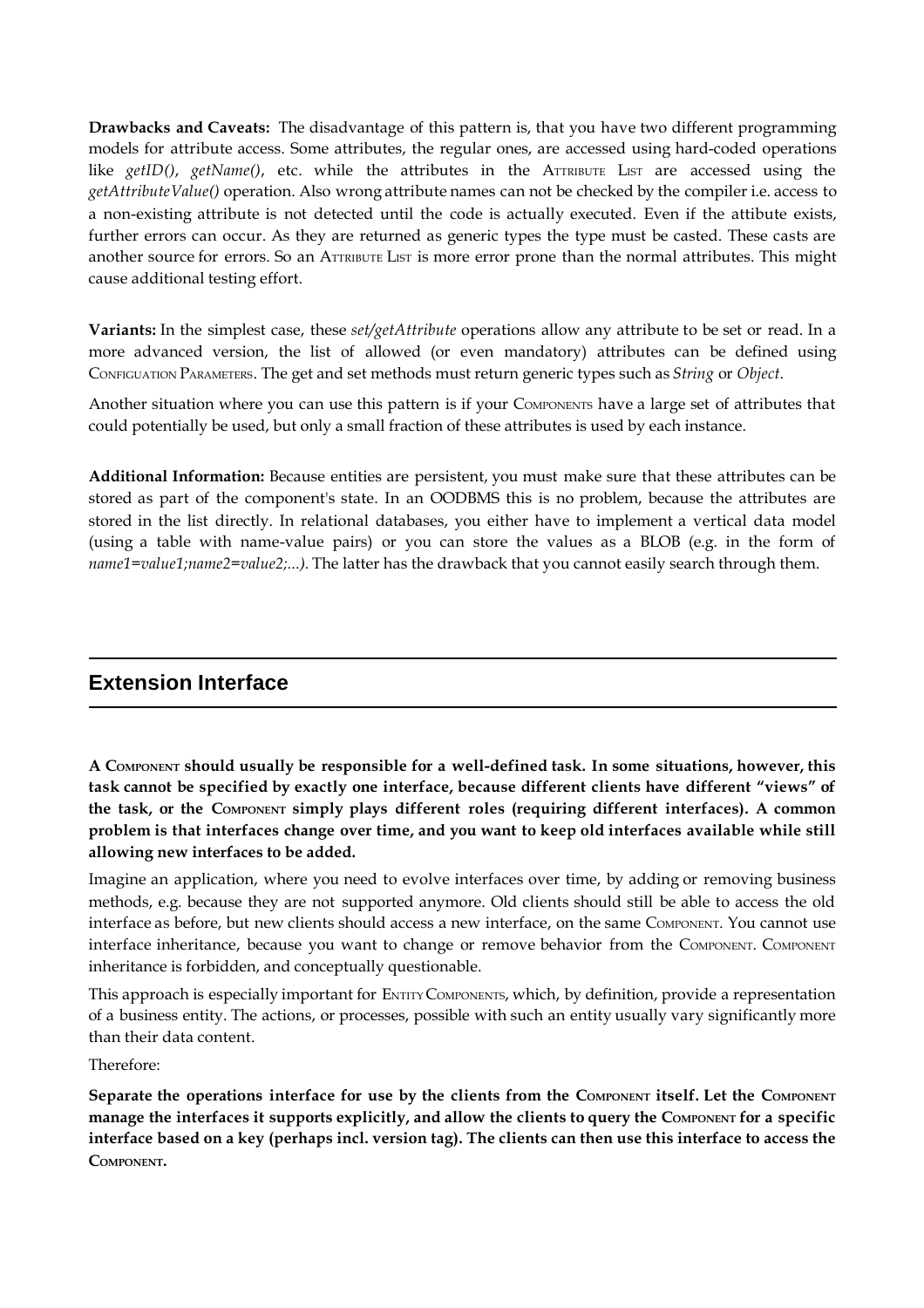**Drawbacks and Caveats:** The disadvantage of this pattern is, that you have two different programming models for attribute access. Some attributes, the regular ones, are accessed using hard-coded operations like *getID()*, *getName()*, etc. while the attributes in the ATTRIBUTE LIST are accessed using the *getAttributeValue()* operation. Also wrong attribute names can not be checked by the compiler i.e. access to a non-existing attribute is not detected until the code is actually executed. Even if the attibute exists, further errors can occur. As they are returned as generic types the type must be casted. These casts are another source for errors. So an ATTRIBUTE LIST is more error prone than the normal attributes. This might cause additional testing effort.

**Variants:** In the simplest case, these *set/getAttribute* operations allow any attribute to be set or read. In a more advanced version, the list of allowed (or even mandatory) attributes can be defined using CONFIGUATION PARAMETERS. The get and set methods must return generic types such as *String* or *Object*.

Another situation where you can use this pattern is if your COMPONENTS have a large set of attributes that could potentially be used, but only a small fraction of these attributes is used by each instance.

**Additional Information:** Because entities are persistent, you must make sure that these attributes can be stored as part of the component's state. In an OODBMS this is no problem, because the attributes are stored in the list directly. In relational databases, you either have to implement a vertical data model (using a table with name-value pairs) or you can store the values as a BLOB (e.g. in the form of *name1=value1;name2=value2;...)*. The latter has the drawback that you cannot easily search through them.

## Extension Interface

**A COMPONENT should usually be responsible for a well-defined task. In some situations, however, this task cannot be specified by exactly one interface, because different clients have different "views" of the task, or the COMPONENT simply plays different roles (requiring different interfaces). A common problem is that interfaces change over time, and you want to keep old interfaces available while still allowing new interfaces to be added.**

Imagine an application, where you need to evolve interfaces over time, by adding or removing business methods, e.g. because they are not supported anymore. Old clients should still be able to access the old interface as before, but new clients should access a new interface, on the same COMPONENT. You cannot use interface inheritance, because you want to change or remove behavior from the COMPONENT. COMPONENT inheritance is forbidden, and conceptually questionable.

This approach is especially important for ENTITY COMPONENTS, which, by definition, provide a representation of a business entity. The actions, or processes, possible with such an entity usually vary significantly more than their data content.

Therefore:

**Separate the operations interface for use by the clients from the COMPONENT itself. Let the COMPONENT manage the interfaces it supports explicitly, and allow the clients to query the COMPONENT for a specific interface based on a key (perhaps incl. version tag). The clients can then use this interface to access the COMPONENT.**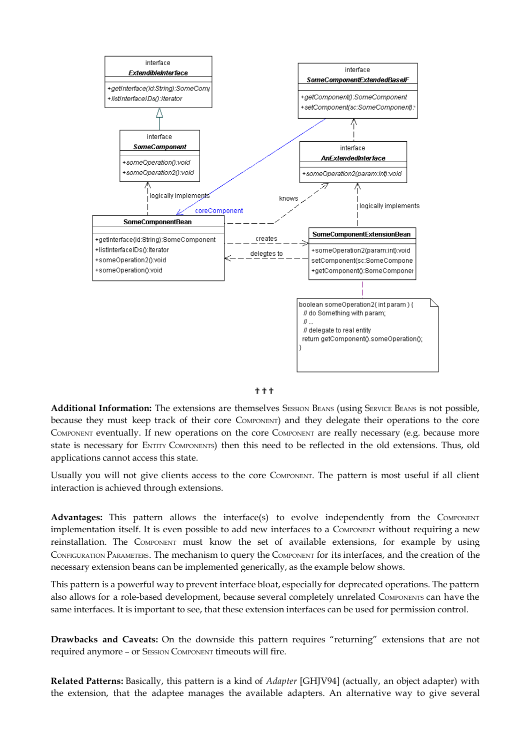interface
*ExtendibleInterface*

+getInterface(id:String):SomeComp
+listInterfaceIDs():Iterator

interface
*SomeComponent*

+someOperation():void
+someOperation2():void

interface
*SomeComponentExtendedBaseIF*

+getComponent():SomeComponent
+setComponent(sc:SomeComponent):

interface
*AnExtendedInterface*

+someOperation2(param:int):void

logically implements

coreComponent

knows

logically implements

**SomeComponentBean**

+getInterface(id:String):SomeComponent
+listInterfaceIDs():Iterator
+someOperation2():void
+someOperation():void

creates

delegtes to

**SomeComponentExtensionBean**

+someOperation2(param:int):void
setComponent(sc:SomeCompone
+getComponent():SomeComponer

```
boolean someOperation2( int param ) {
  // do Something with param;
  // ...
  // delegate to real entity
  return getComponent().someOperation();
}
```

† † †

**Additional Information:** The extensions are themselves Session Beans (using Service Beans is not possible, because they must keep track of their core Component) and they delegate their operations to the core Component eventually. If new operations on the core Component are really necessary (e.g. because more state is necessary for Entity Components) then this need to be reflected in the old extensions. Thus, old applications cannot access this state.

Usually you will not give clients access to the core Component. The pattern is most useful if all client interaction is achieved through extensions.

**Advantages:** This pattern allows the interface(s) to evolve independently from the Component implementation itself. It is even possible to add new interfaces to a Component without requiring a new reinstallation. The Component must know the set of available extensions, for example by using Configuration Parameters. The mechanism to query the Component for its interfaces, and the creation of the necessary extension beans can be implemented generically, as the example below shows.

This pattern is a powerful way to prevent interface bloat, especially for deprecated operations. The pattern also allows for a role-based development, because several completely unrelated Components can have the same interfaces. It is important to see, that these extension interfaces can be used for permission control.

**Drawbacks and Caveats:** On the downside this pattern requires "returning" extensions that are not required anymore – or Session Component timeouts will fire.

**Related Patterns:** Basically, this pattern is a kind of *Adapter* [GHJV94] (actually, an object adapter) with the extension, that the adaptee manages the available adapters. An alternative way to give several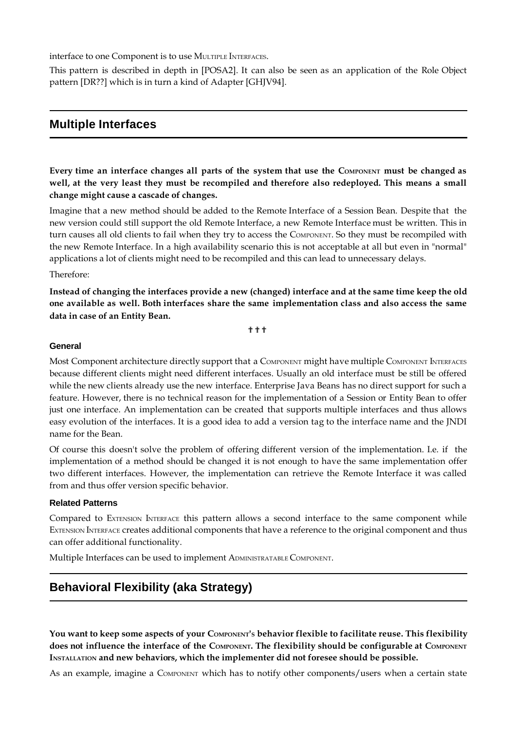interface to one Component is to use MULTIPLE INTERFACES.

This pattern is described in depth in [POSA2]. It can also be seen as an application of the Role Object pattern [DR??] which is in turn a kind of Adapter [GHJV94].

## Multiple Interfaces

**Every time an interface changes all parts of the system that use the COMPONENT must be changed as well, at the very least they must be recompiled and therefore also redeployed. This means a small change might cause a cascade of changes.**

Imagine that a new method should be added to the Remote Interface of a Session Bean. Despite that the new version could still support the old Remote Interface, a new Remote Interface must be written. This in turn causes all old clients to fail when they try to access the COMPONENT. So they must be recompiled with the new Remote Interface. In a high availability scenario this is not acceptable at all but even in "normal" applications a lot of clients might need to be recompiled and this can lead to unnecessary delays.

Therefore:

**Instead of changing the interfaces provide a new (changed) interface and at the same time keep the old one available as well. Both interfaces share the same implementation class and also access the same data in case of an Entity Bean.**

† † †

### General

Most Component architecture directly support that a COMPONENT might have multiple COMPONENT INTERFACES because different clients might need different interfaces. Usually an old interface must be still be offered while the new clients already use the new interface. Enterprise Java Beans has no direct support for such a feature. However, there is no technical reason for the implementation of a Session or Entity Bean to offer just one interface. An implementation can be created that supports multiple interfaces and thus allows easy evolution of the interfaces. It is a good idea to add a version tag to the interface name and the JNDI name for the Bean.

Of course this doesn't solve the problem of offering different version of the implementation. I.e. if the implementation of a method should be changed it is not enough to have the same implementation offer two different interfaces. However, the implementation can retrieve the Remote Interface it was called from and thus offer version specific behavior.

### Related Patterns

Compared to EXTENSION INTERFACE this pattern allows a second interface to the same component while EXTENSION INTERFACE creates additional components that have a reference to the original component and thus can offer additional functionality.

Multiple Interfaces can be used to implement ADMINISTRATABLE COMPONENT.

## Behavioral Flexibility (aka Strategy)

**You want to keep some aspects of your COMPONENT's behavior flexible to facilitate reuse. This flexibility does not influence the interface of the COMPONENT. The flexibility should be configurable at COMPONENT INSTALLATION and new behaviors, which the implementer did not foresee should be possible.**

As an example, imagine a COMPONENT which has to notify other components/users when a certain state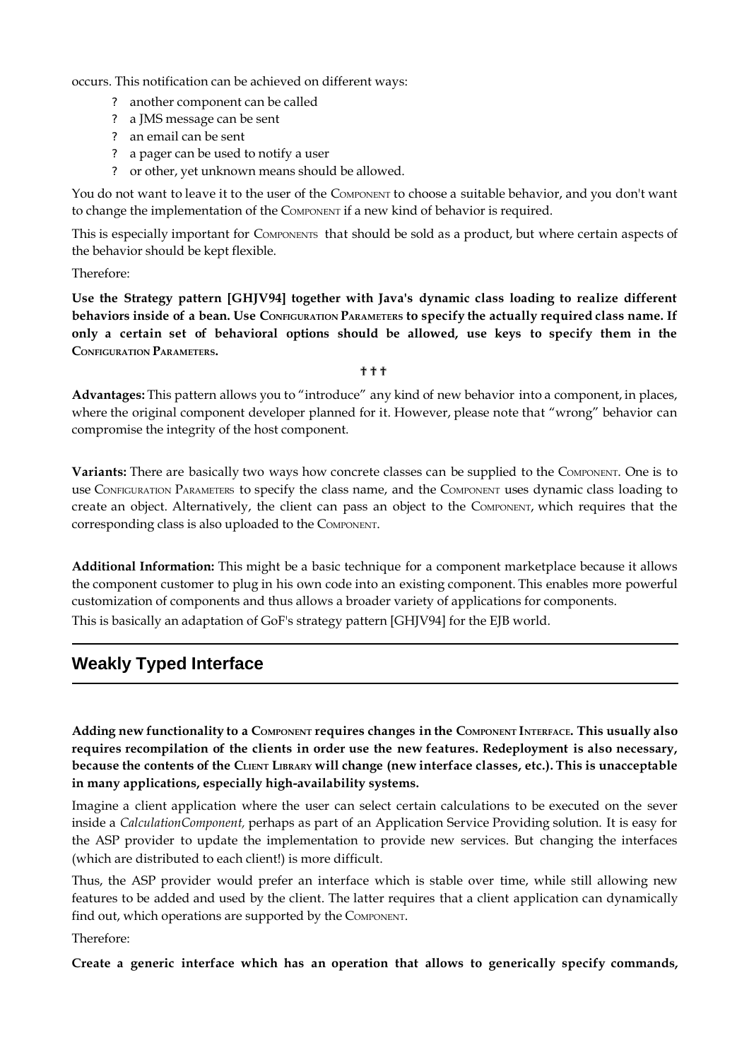occurs. This notification can be achieved on different ways:

- another component can be called
- a JMS message can be sent
- an email can be sent
- a pager can be used to notify a user
- or other, yet unknown means should be allowed.

You do not want to leave it to the user of the COMPONENT to choose a suitable behavior, and you don't want to change the implementation of the COMPONENT if a new kind of behavior is required.

This is especially important for COMPONENTS that should be sold as a product, but where certain aspects of the behavior should be kept flexible.

Therefore:

**Use the Strategy pattern [GHJV94] together with Java's dynamic class loading to realize different behaviors inside of a bean. Use CONFIGURATION PARAMETERS to specify the actually required class name. If only a certain set of behavioral options should be allowed, use keys to specify them in the CONFIGURATION PARAMETERS.**

††† 

**Advantages:** This pattern allows you to "introduce" any kind of new behavior into a component, in places, where the original component developer planned for it. However, please note that "wrong" behavior can compromise the integrity of the host component.

**Variants:** There are basically two ways how concrete classes can be supplied to the COMPONENT. One is to use CONFIGURATION PARAMETERS to specify the class name, and the COMPONENT uses dynamic class loading to create an object. Alternatively, the client can pass an object to the COMPONENT, which requires that the corresponding class is also uploaded to the COMPONENT.

**Additional Information:** This might be a basic technique for a component marketplace because it allows the component customer to plug in his own code into an existing component. This enables more powerful customization of components and thus allows a broader variety of applications for components.

This is basically an adaptation of GoF's strategy pattern [GHJV94] for the EJB world.

## Weakly Typed Interface

**Adding new functionality to a COMPONENT requires changes in the COMPONENT INTERFACE. This usually also requires recompilation of the clients in order use the new features. Redeployment is also necessary, because the contents of the CLIENT LIBRARY will change (new interface classes, etc.). This is unacceptable in many applications, especially high-availability systems.**

Imagine a client application where the user can select certain calculations to be executed on the sever inside a *CalculationComponent,* perhaps as part of an Application Service Providing solution. It is easy for the ASP provider to update the implementation to provide new services. But changing the interfaces (which are distributed to each client!) is more difficult.

Thus, the ASP provider would prefer an interface which is stable over time, while still allowing new features to be added and used by the client. The latter requires that a client application can dynamically find out, which operations are supported by the COMPONENT.

Therefore:

**Create a generic interface which has an operation that allows to generically specify commands,**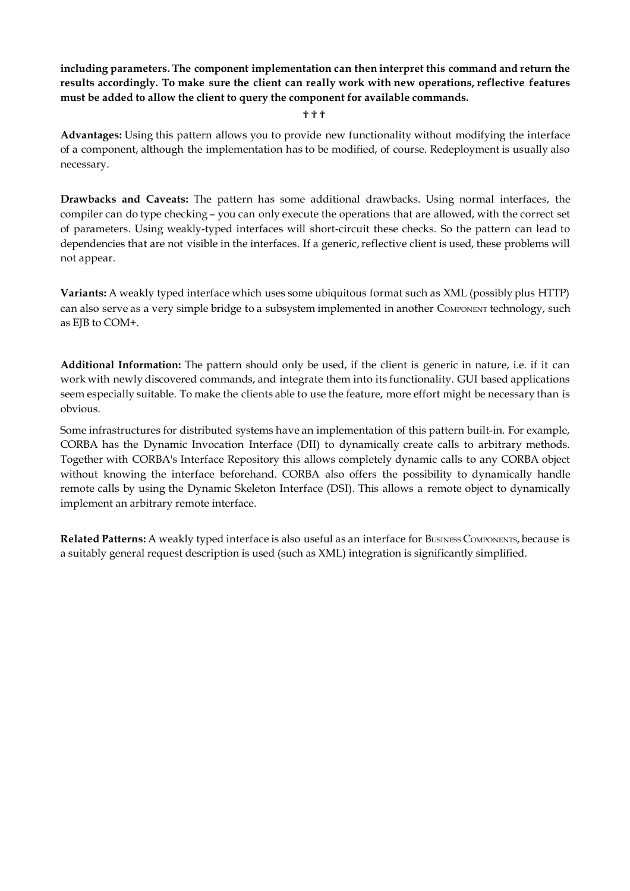**including parameters. The component implementation can then interpret this command and return the results accordingly. To make sure the client can really work with new operations, reflective features must be added to allow the client to query the component for available commands.**

† † †

**Advantages:** Using this pattern allows you to provide new functionality without modifying the interface of a component, although the implementation has to be modified, of course. Redeployment is usually also necessary.

**Drawbacks and Caveats:** The pattern has some additional drawbacks. Using normal interfaces, the compiler can do type checking – you can only execute the operations that are allowed, with the correct set of parameters. Using weakly-typed interfaces will short-circuit these checks. So the pattern can lead to dependencies that are not visible in the interfaces. If a generic, reflective client is used, these problems will not appear.

**Variants:** A weakly typed interface which uses some ubiquitous format such as XML (possibly plus HTTP) can also serve as a very simple bridge to a subsystem implemented in another COMPONENT technology, such as EJB to COM+.

**Additional Information:** The pattern should only be used, if the client is generic in nature, i.e. if it can work with newly discovered commands, and integrate them into its functionality. GUI based applications seem especially suitable. To make the clients able to use the feature, more effort might be necessary than is obvious.

Some infrastructures for distributed systems have an implementation of this pattern built-in. For example, CORBA has the Dynamic Invocation Interface (DII) to dynamically create calls to arbitrary methods. Together with CORBA's Interface Repository this allows completely dynamic calls to any CORBA object without knowing the interface beforehand. CORBA also offers the possibility to dynamically handle remote calls by using the Dynamic Skeleton Interface (DSI). This allows a remote object to dynamically implement an arbitrary remote interface.

**Related Patterns:** A weakly typed interface is also useful as an interface for BUSINESS COMPONENTS, because is a suitably general request description is used (such as XML) integration is significantly simplified.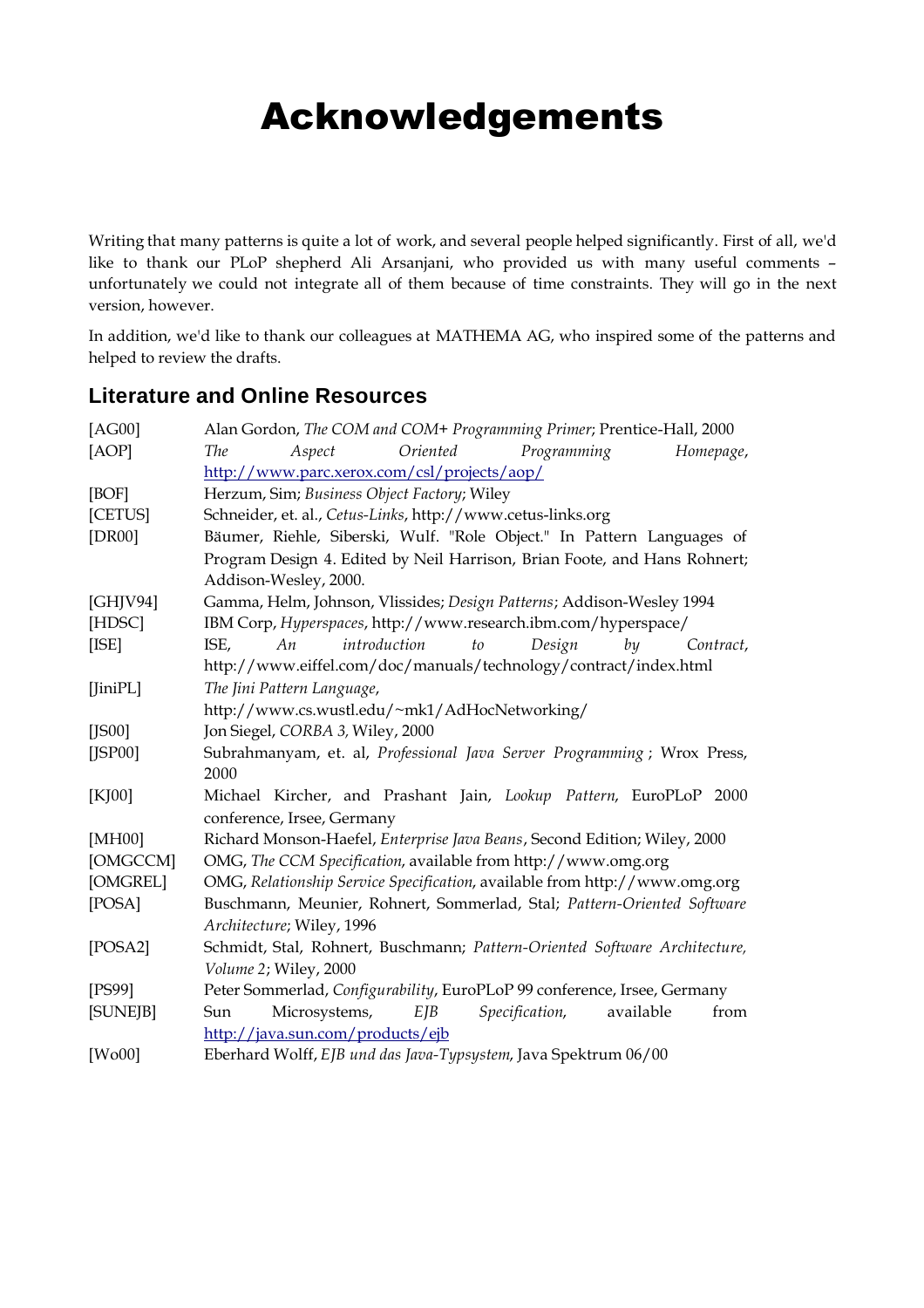# Acknowledgements

Writing that many patterns is quite a lot of work, and several people helped significantly. First of all, we'd like to thank our PLoP shepherd Ali Arsanjani, who provided us with many useful comments – unfortunately we could not integrate all of them because of time constraints. They will go in the next version, however.

In addition, we'd like to thank our colleagues at MATHEMA AG, who inspired some of the patterns and helped to review the drafts.

## Literature and Online Resources

| | |
|---|---|
| [AG00] | Alan Gordon, *The COM and COM+ Programming Primer*; Prentice-Hall, 2000 |
| [AOP] | *The Aspect Oriented Programming Homepage*, http://www.parc.xerox.com/csl/projects/aop/ |
| [BOF] | Herzum, Sim; *Business Object Factory*; Wiley |
| [CETUS] | Schneider, et. al., *Cetus-Links*, http://www.cetus-links.org |
| [DR00] | Bäumer, Riehle, Siberski, Wulf. "Role Object." In Pattern Languages of Program Design 4. Edited by Neil Harrison, Brian Foote, and Hans Rohnert; Addison-Wesley, 2000. |
| [GHJV94] | Gamma, Helm, Johnson, Vlissides; *Design Patterns*; Addison-Wesley 1994 |
| [HDSC] | IBM Corp, *Hyperspaces*, http://www.research.ibm.com/hyperspace/ |
| [ISE] | ISE, *An introduction to Design by Contract*, http://www.eiffel.com/doc/manuals/technology/contract/index.html |
| [JiniPL] | *The Jini Pattern Language*, http://www.cs.wustl.edu/~mk1/AdHocNetworking/ |
| [JS00] | Jon Siegel, *CORBA 3,* Wiley, 2000 |
| [JSP00] | Subrahmanyam, et. al, *Professional Java Server Programming* ; Wrox Press, 2000 |
| [KJ00] | Michael Kircher, and Prashant Jain, *Lookup Pattern*, EuroPLoP 2000 conference, Irsee, Germany |
| [MH00] | Richard Monson-Haefel, *Enterprise Java Beans*, Second Edition; Wiley, 2000 |
| [OMGCCM] | OMG, *The CCM Specification*, available from http://www.omg.org |
| [OMGREL] | OMG, *Relationship Service Specification*, available from http://www.omg.org |
| [POSA] | Buschmann, Meunier, Rohnert, Sommerlad, Stal; *Pattern-Oriented Software Architecture*; Wiley, 1996 |
| [POSA2] | Schmidt, Stal, Rohnert, Buschmann; *Pattern-Oriented Software Architecture, Volume 2*; Wiley, 2000 |
| [PS99] | Peter Sommerlad, *Configurability*, EuroPLoP 99 conference, Irsee, Germany |
| [SUNEJB] | Sun Microsystems, *EJB Specification*, available from http://java.sun.com/products/ejb |
| [Wo00] | Eberhard Wolff, *EJB und das Java-Typsystem*, Java Spektrum 06/00 |